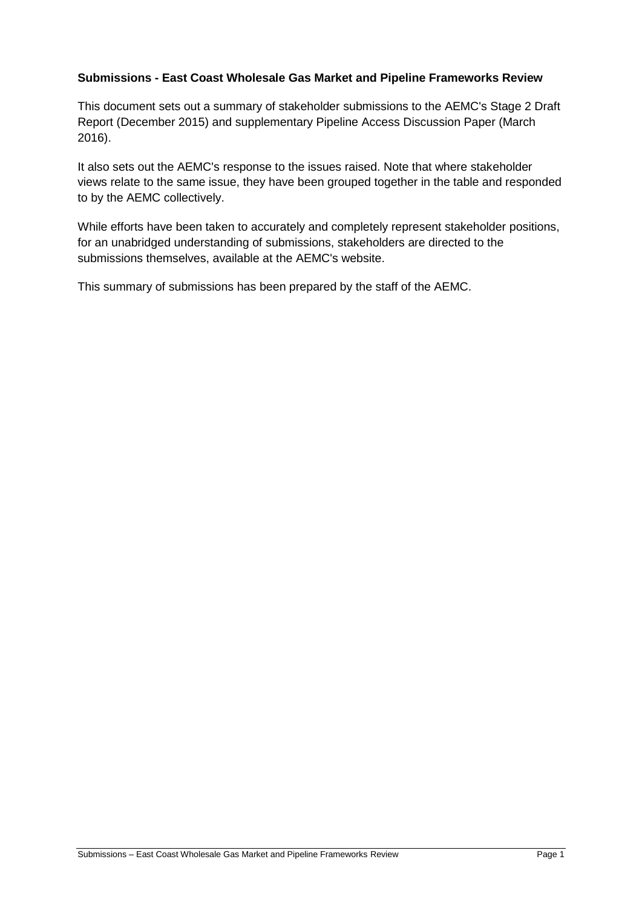**Submissions - East Coast Wholesale Gas Market and Pipeline Frameworks Review**

This document sets out a summary of stakeholder submissions to the AEMC's Stage 2 Draft Report (December 2015) and supplementary Pipeline Access Discussion Paper (March 2016).

It also sets out the AEMC's response to the issues raised. Note that where stakeholder views relate to the same issue, they have been grouped together in the table and responded to by the AEMC collectively.

While efforts have been taken to accurately and completely represent stakeholder positions, for an unabridged understanding of submissions, stakeholders are directed to the submissions themselves, available at the AEMC's website.

This summary of submissions has been prepared by the staff of the AEMC.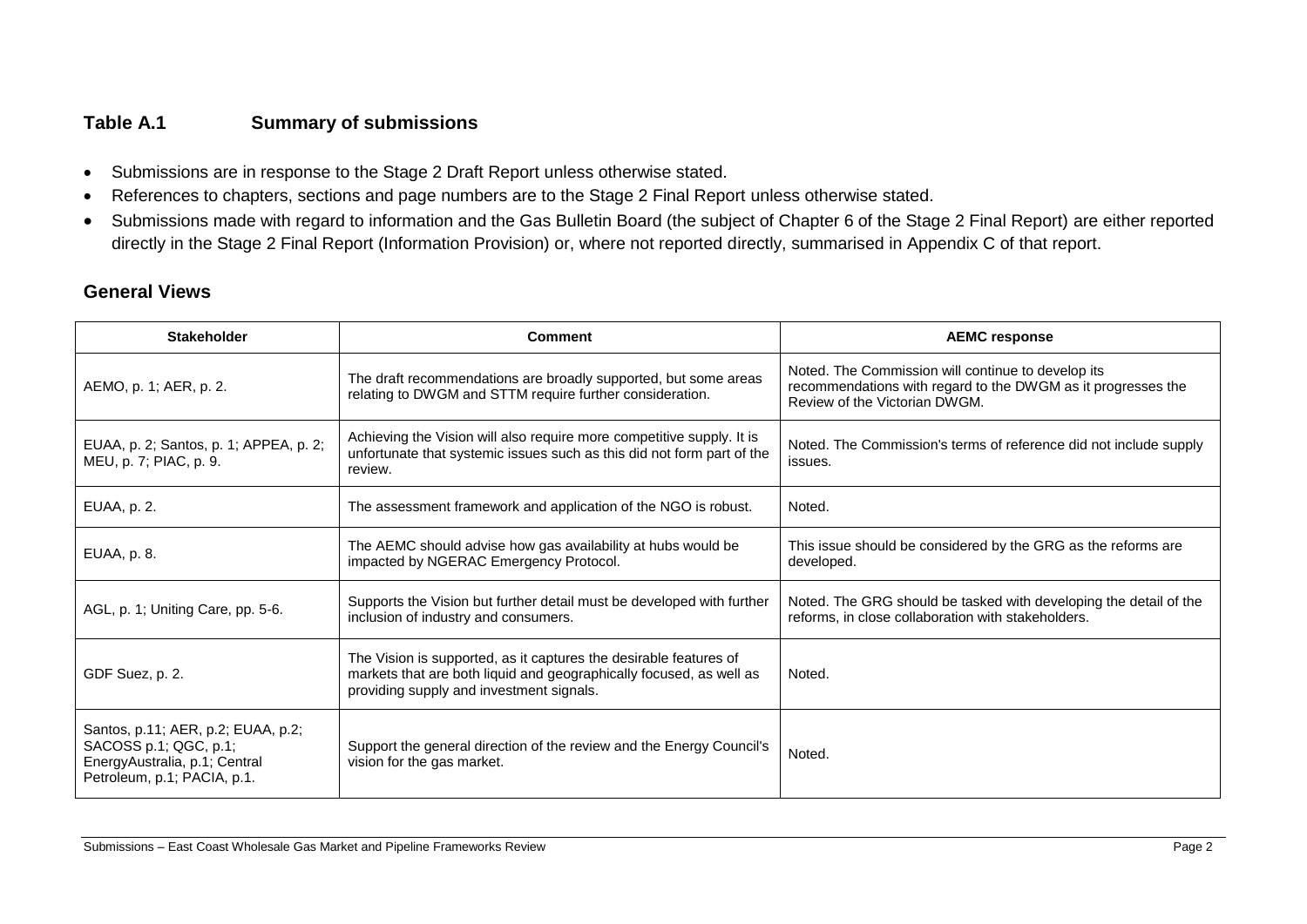## Table A.1 Summary of submissions

- Submissions are in response to the Stage 2 Draft Report unless otherwise stated.
- References to chapters, sections and page numbers are to the Stage 2 Final Report unless otherwise stated.
- Submissions made with regard to information and the Gas Bulletin Board (the subject of Chapter 6 of the Stage 2 Final Report) are either reported directly in the Stage 2 Final Report (Information Provision) or, where not reported directly, summarised in Appendix C of that report.

### General Views

| Stakeholder | Comment | AEMC response |
|---|---|---|
| AEMO, p. 1; AER, p. 2. | The draft recommendations are broadly supported, but some areas relating to DWGM and STTM require further consideration. | Noted. The Commission will continue to develop its recommendations with regard to the DWGM as it progresses the Review of the Victorian DWGM. |
| EUAA, p. 2; Santos, p. 1; APPEA, p. 2; MEU, p. 7; PIAC, p. 9. | Achieving the Vision will also require more competitive supply. It is unfortunate that systemic issues such as this did not form part of the review. | Noted. The Commission's terms of reference did not include supply issues. |
| EUAA, p. 2. | The assessment framework and application of the NGO is robust. | Noted. |
| EUAA, p. 8. | The AEMC should advise how gas availability at hubs would be impacted by NGERAC Emergency Protocol. | This issue should be considered by the GRG as the reforms are developed. |
| AGL, p. 1; Uniting Care, pp. 5-6. | Supports the Vision but further detail must be developed with further inclusion of industry and consumers. | Noted. The GRG should be tasked with developing the detail of the reforms, in close collaboration with stakeholders. |
| GDF Suez, p. 2. | The Vision is supported, as it captures the desirable features of markets that are both liquid and geographically focused, as well as providing supply and investment signals. | Noted. |
| Santos, p.11; AER, p.2; EUAA, p.2; SACOSS p.1; QGC, p.1; EnergyAustralia, p.1; Central Petroleum, p.1; PACIA, p.1. | Support the general direction of the review and the Energy Council's vision for the gas market. | Noted. |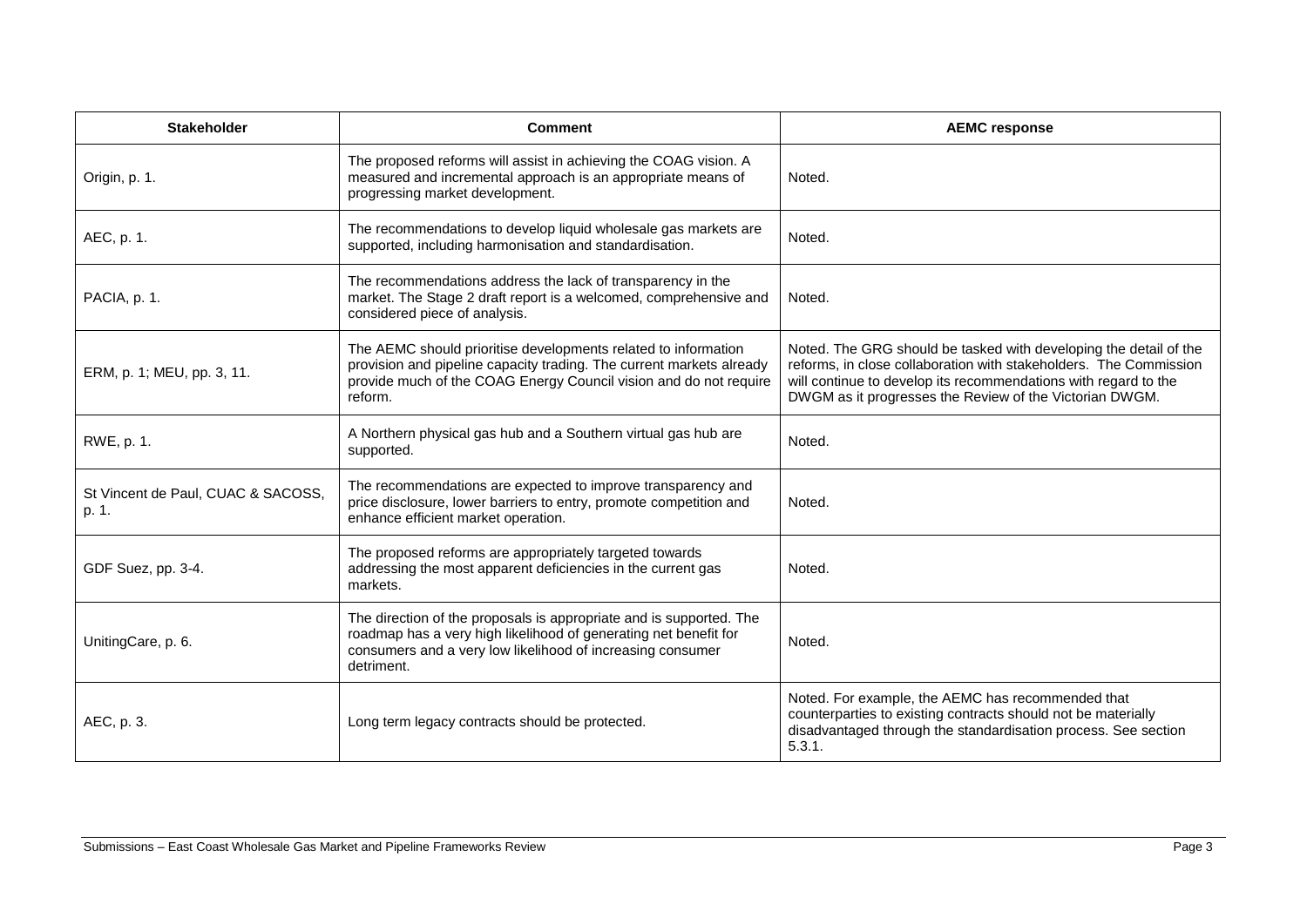| Stakeholder | Comment | AEMC response |
|---|---|---|
| Origin, p. 1. | The proposed reforms will assist in achieving the COAG vision. A measured and incremental approach is an appropriate means of progressing market development. | Noted. |
| AEC, p. 1. | The recommendations to develop liquid wholesale gas markets are supported, including harmonisation and standardisation. | Noted. |
| PACIA, p. 1. | The recommendations address the lack of transparency in the market. The Stage 2 draft report is a welcomed, comprehensive and considered piece of analysis. | Noted. |
| ERM, p. 1; MEU, pp. 3, 11. | The AEMC should prioritise developments related to information provision and pipeline capacity trading. The current markets already provide much of the COAG Energy Council vision and do not require reform. | Noted. The GRG should be tasked with developing the detail of the reforms, in close collaboration with stakeholders. The Commission will continue to develop its recommendations with regard to the DWGM as it progresses the Review of the Victorian DWGM. |
| RWE, p. 1. | A Northern physical gas hub and a Southern virtual gas hub are supported. | Noted. |
| St Vincent de Paul, CUAC & SACOSS, p. 1. | The recommendations are expected to improve transparency and price disclosure, lower barriers to entry, promote competition and enhance efficient market operation. | Noted. |
| GDF Suez, pp. 3-4. | The proposed reforms are appropriately targeted towards addressing the most apparent deficiencies in the current gas markets. | Noted. |
| UnitingCare, p. 6. | The direction of the proposals is appropriate and is supported. The roadmap has a very high likelihood of generating net benefit for consumers and a very low likelihood of increasing consumer detriment. | Noted. |
| AEC, p. 3. | Long term legacy contracts should be protected. | Noted. For example, the AEMC has recommended that counterparties to existing contracts should not be materially disadvantaged through the standardisation process. See section 5.3.1. |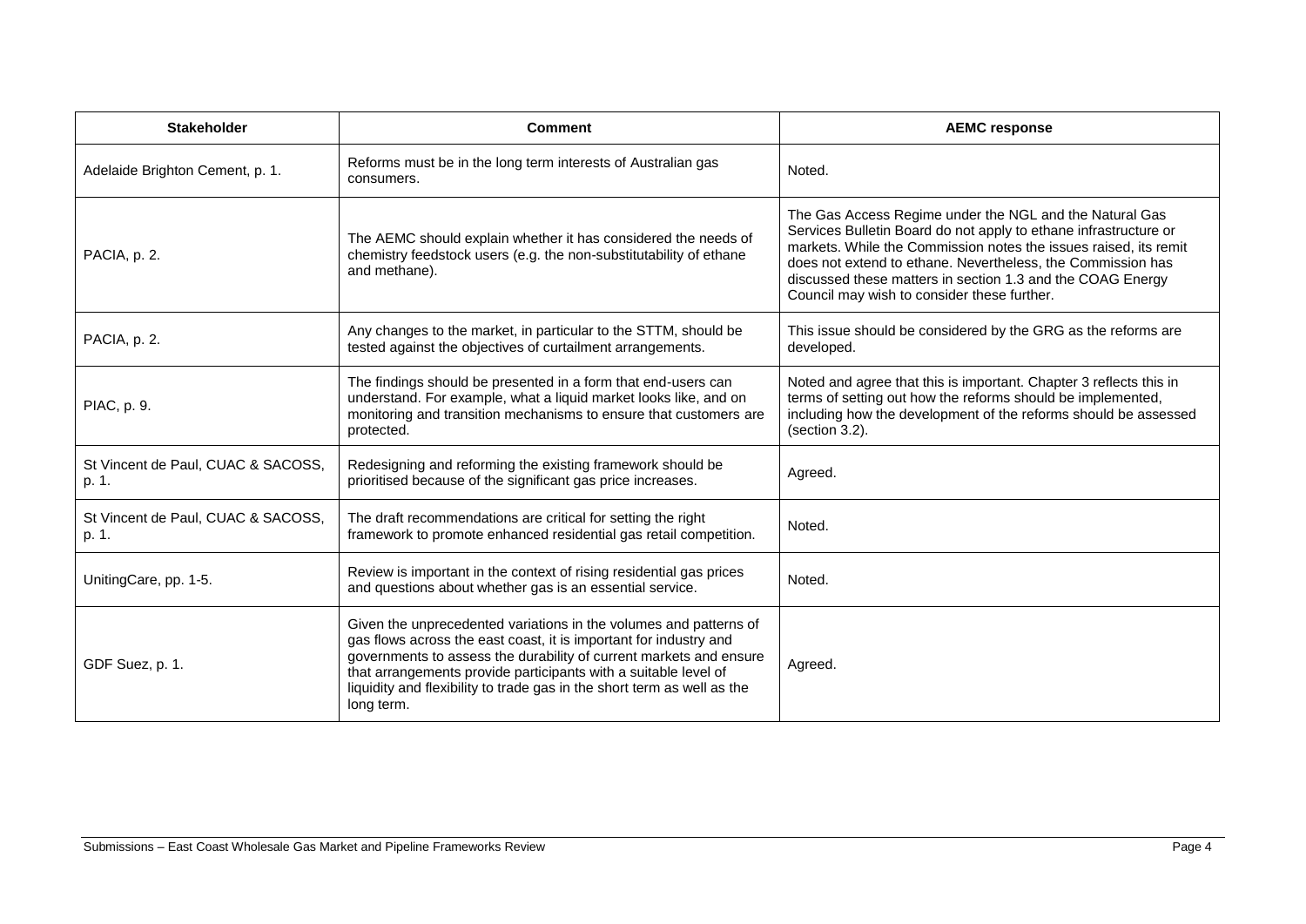| Stakeholder | Comment | AEMC response |
|---|---|---|
| Adelaide Brighton Cement, p. 1. | Reforms must be in the long term interests of Australian gas consumers. | Noted. |
| PACIA, p. 2. | The AEMC should explain whether it has considered the needs of chemistry feedstock users (e.g. the non-substitutability of ethane and methane). | The Gas Access Regime under the NGL and the Natural Gas Services Bulletin Board do not apply to ethane infrastructure or markets. While the Commission notes the issues raised, its remit does not extend to ethane. Nevertheless, the Commission has discussed these matters in section 1.3 and the COAG Energy Council may wish to consider these further. |
| PACIA, p. 2. | Any changes to the market, in particular to the STTM, should be tested against the objectives of curtailment arrangements. | This issue should be considered by the GRG as the reforms are developed. |
| PIAC, p. 9. | The findings should be presented in a form that end-users can understand. For example, what a liquid market looks like, and on monitoring and transition mechanisms to ensure that customers are protected. | Noted and agree that this is important. Chapter 3 reflects this in terms of setting out how the reforms should be implemented, including how the development of the reforms should be assessed (section 3.2). |
| St Vincent de Paul, CUAC & SACOSS, p. 1. | Redesigning and reforming the existing framework should be prioritised because of the significant gas price increases. | Agreed. |
| St Vincent de Paul, CUAC & SACOSS, p. 1. | The draft recommendations are critical for setting the right framework to promote enhanced residential gas retail competition. | Noted. |
| UnitingCare, pp. 1-5. | Review is important in the context of rising residential gas prices and questions about whether gas is an essential service. | Noted. |
| GDF Suez, p. 1. | Given the unprecedented variations in the volumes and patterns of gas flows across the east coast, it is important for industry and governments to assess the durability of current markets and ensure that arrangements provide participants with a suitable level of liquidity and flexibility to trade gas in the short term as well as the long term. | Agreed. |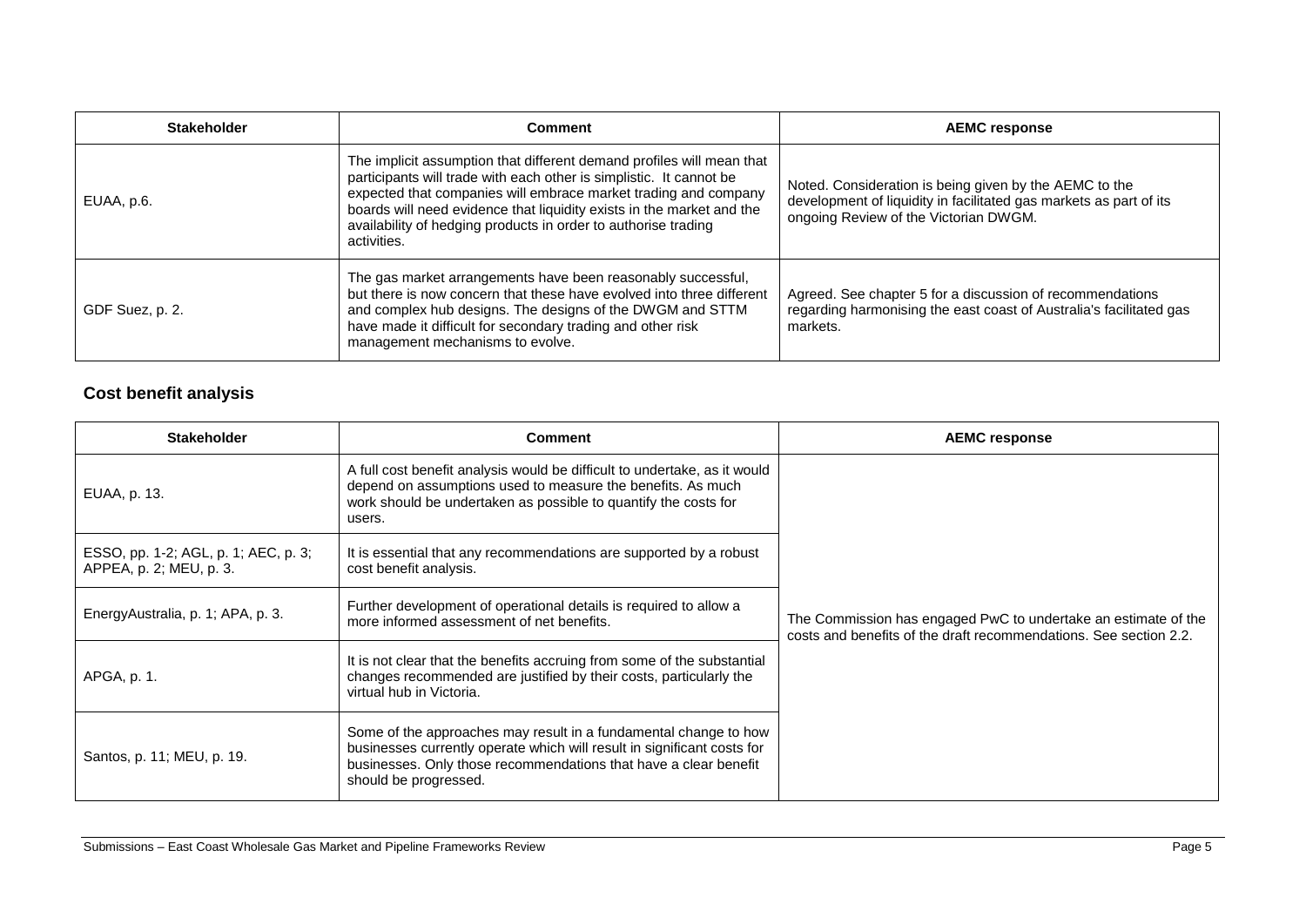| Stakeholder | Comment | AEMC response |
|---|---|---|
| EUAA, p.6. | The implicit assumption that different demand profiles will mean that participants will trade with each other is simplistic. It cannot be expected that companies will embrace market trading and company boards will need evidence that liquidity exists in the market and the availability of hedging products in order to authorise trading activities. | Noted. Consideration is being given by the AEMC to the development of liquidity in facilitated gas markets as part of its ongoing Review of the Victorian DWGM. |
| GDF Suez, p. 2. | The gas market arrangements have been reasonably successful, but there is now concern that these have evolved into three different and complex hub designs. The designs of the DWGM and STTM have made it difficult for secondary trading and other risk management mechanisms to evolve. | Agreed. See chapter 5 for a discussion of recommendations regarding harmonising the east coast of Australia's facilitated gas markets. |

## Cost benefit analysis

| Stakeholder | Comment | AEMC response |
|---|---|---|
| EUAA, p. 13. | A full cost benefit analysis would be difficult to undertake, as it would depend on assumptions used to measure the benefits. As much work should be undertaken as possible to quantify the costs for users. | The Commission has engaged PwC to undertake an estimate of the costs and benefits of the draft recommendations. See section 2.2. |
| ESSO, pp. 1-2; AGL, p. 1; AEC, p. 3; APPEA, p. 2; MEU, p. 3. | It is essential that any recommendations are supported by a robust cost benefit analysis. | |
| EnergyAustralia, p. 1; APA, p. 3. | Further development of operational details is required to allow a more informed assessment of net benefits. | |
| APGA, p. 1. | It is not clear that the benefits accruing from some of the substantial changes recommended are justified by their costs, particularly the virtual hub in Victoria. | |
| Santos, p. 11; MEU, p. 19. | Some of the approaches may result in a fundamental change to how businesses currently operate which will result in significant costs for businesses. Only those recommendations that have a clear benefit should be progressed. | |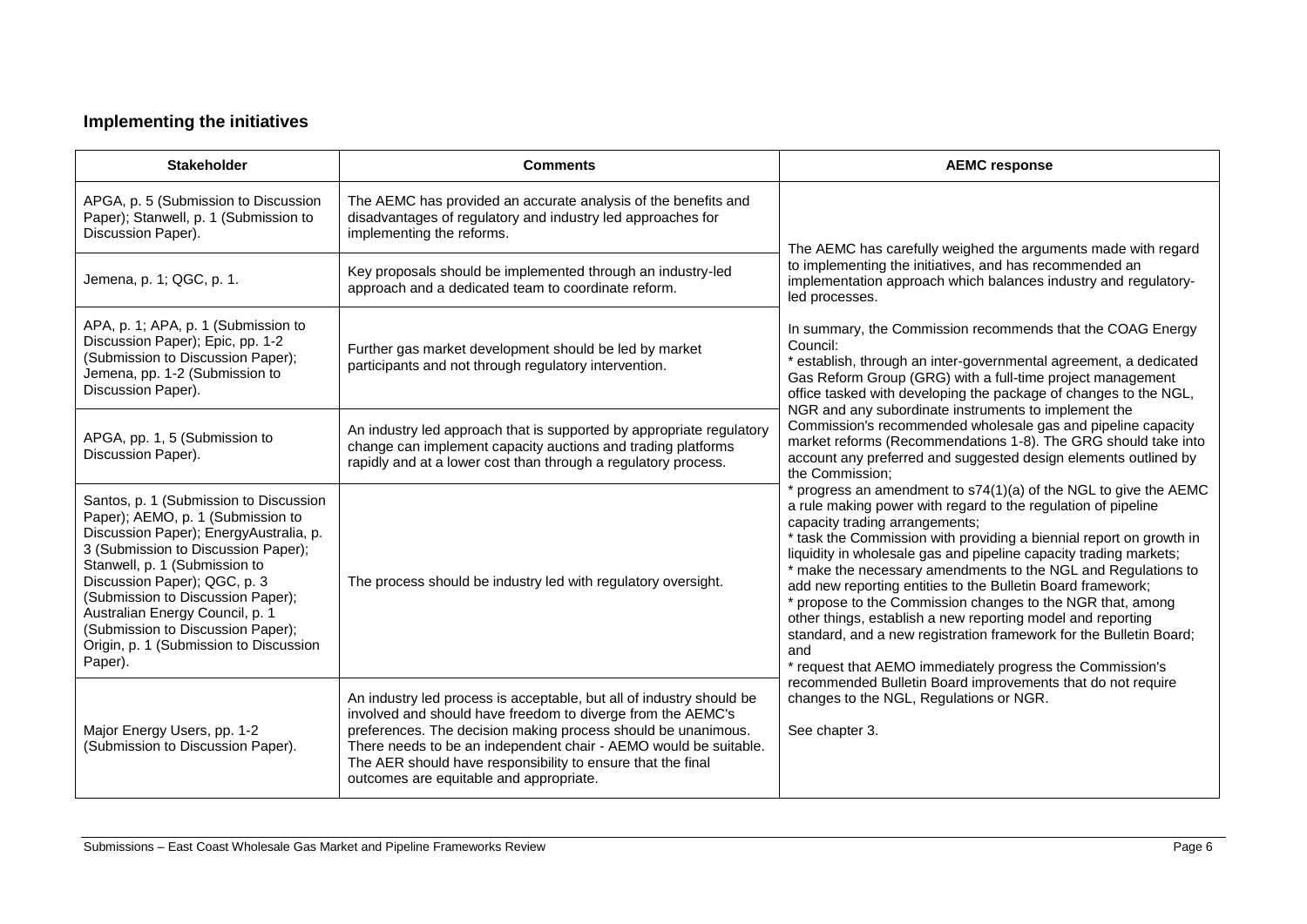## Implementing the initiatives

| Stakeholder | Comments | AEMC response |
|---|---|---|
| APGA, p. 5 (Submission to Discussion Paper); Stanwell, p. 1 (Submission to Discussion Paper). | The AEMC has provided an accurate analysis of the benefits and disadvantages of regulatory and industry led approaches for implementing the reforms. | The AEMC has carefully weighed the arguments made with regard to implementing the initiatives, and has recommended an implementation approach which balances industry and regulatory-led processes.<br><br>In summary, the Commission recommends that the COAG Energy Council:<br>* establish, through an inter-governmental agreement, a dedicated Gas Reform Group (GRG) with a full-time project management office tasked with developing the package of changes to the NGL, NGR and any subordinate instruments to implement the Commission's recommended wholesale gas and pipeline capacity market reforms (Recommendations 1-8). The GRG should take into account any preferred and suggested design elements outlined by the Commission;<br>* progress an amendment to s74(1)(a) of the NGL to give the AEMC a rule making power with regard to the regulation of pipeline capacity trading arrangements;<br>* task the Commission with providing a biennial report on growth in liquidity in wholesale gas and pipeline capacity trading markets;<br>* make the necessary amendments to the NGL and Regulations to add new reporting entities to the Bulletin Board framework;<br>* propose to the Commission changes to the NGR that, among other things, establish a new reporting model and reporting standard, and a new registration framework for the Bulletin Board; and<br>* request that AEMO immediately progress the Commission's recommended Bulletin Board improvements that do not require changes to the NGL, Regulations or NGR.<br><br>See chapter 3. |
| Jemena, p. 1; QGC, p. 1. | Key proposals should be implemented through an industry-led approach and a dedicated team to coordinate reform. | |
| APA, p. 1; APA, p. 1 (Submission to Discussion Paper); Epic, pp. 1-2 (Submission to Discussion Paper); Jemena, pp. 1-2 (Submission to Discussion Paper). | Further gas market development should be led by market participants and not through regulatory intervention. | |
| APGA, pp. 1, 5 (Submission to Discussion Paper). | An industry led approach that is supported by appropriate regulatory change can implement capacity auctions and trading platforms rapidly and at a lower cost than through a regulatory process. | |
| Santos, p. 1 (Submission to Discussion Paper); AEMO, p. 1 (Submission to Discussion Paper); EnergyAustralia, p. 3 (Submission to Discussion Paper); Stanwell, p. 1 (Submission to Discussion Paper); QGC, p. 3 (Submission to Discussion Paper); Australian Energy Council, p. 1 (Submission to Discussion Paper); Origin, p. 1 (Submission to Discussion Paper). | The process should be industry led with regulatory oversight. | |
| Major Energy Users, pp. 1-2 (Submission to Discussion Paper). | An industry led process is acceptable, but all of industry should be involved and should have freedom to diverge from the AEMC's preferences. The decision making process should be unanimous. There needs to be an independent chair - AEMO would be suitable. The AER should have responsibility to ensure that the final outcomes are equitable and appropriate. | |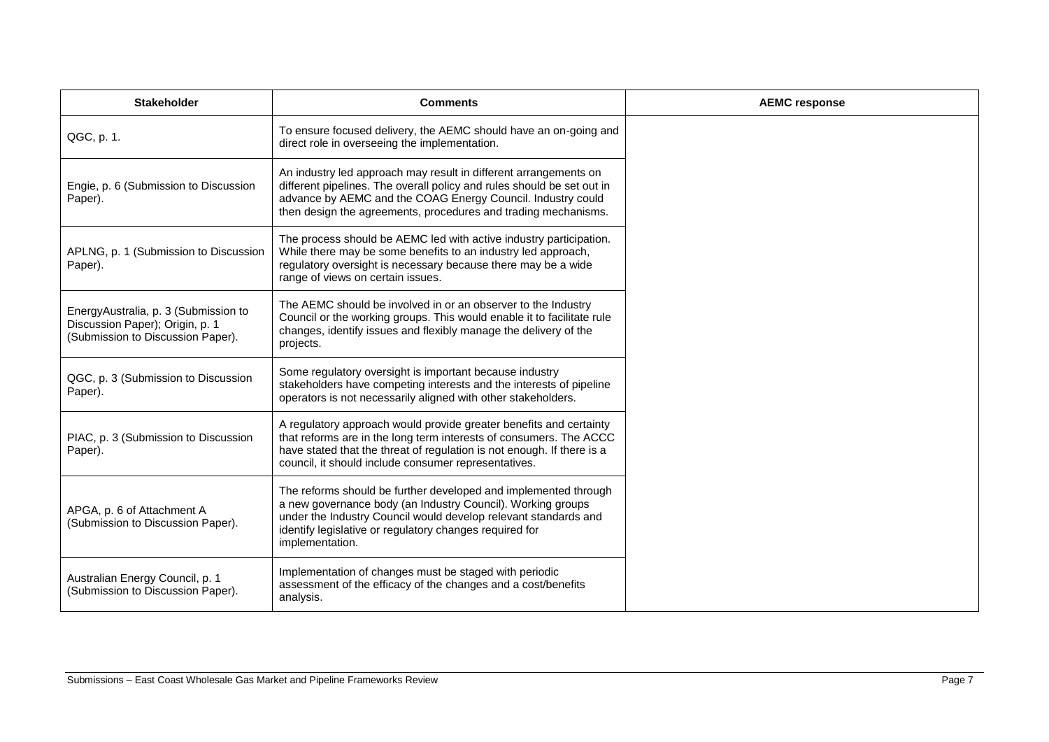| Stakeholder | Comments | AEMC response |
|---|---|---|
| QGC, p. 1. | To ensure focused delivery, the AEMC should have an on-going and direct role in overseeing the implementation. | |
| Engie, p. 6 (Submission to Discussion Paper). | An industry led approach may result in different arrangements on different pipelines. The overall policy and rules should be set out in advance by AEMC and the COAG Energy Council. Industry could then design the agreements, procedures and trading mechanisms. | |
| APLNG, p. 1 (Submission to Discussion Paper). | The process should be AEMC led with active industry participation. While there may be some benefits to an industry led approach, regulatory oversight is necessary because there may be a wide range of views on certain issues. | |
| EnergyAustralia, p. 3 (Submission to Discussion Paper); Origin, p. 1 (Submission to Discussion Paper). | The AEMC should be involved in or an observer to the Industry Council or the working groups. This would enable it to facilitate rule changes, identify issues and flexibly manage the delivery of the projects. | |
| QGC, p. 3 (Submission to Discussion Paper). | Some regulatory oversight is important because industry stakeholders have competing interests and the interests of pipeline operators is not necessarily aligned with other stakeholders. | |
| PIAC, p. 3 (Submission to Discussion Paper). | A regulatory approach would provide greater benefits and certainty that reforms are in the long term interests of consumers. The ACCC have stated that the threat of regulation is not enough. If there is a council, it should include consumer representatives. | |
| APGA, p. 6 of Attachment A (Submission to Discussion Paper). | The reforms should be further developed and implemented through a new governance body (an Industry Council). Working groups under the Industry Council would develop relevant standards and identify legislative or regulatory changes required for implementation. | |
| Australian Energy Council, p. 1 (Submission to Discussion Paper). | Implementation of changes must be staged with periodic assessment of the efficacy of the changes and a cost/benefits analysis. | |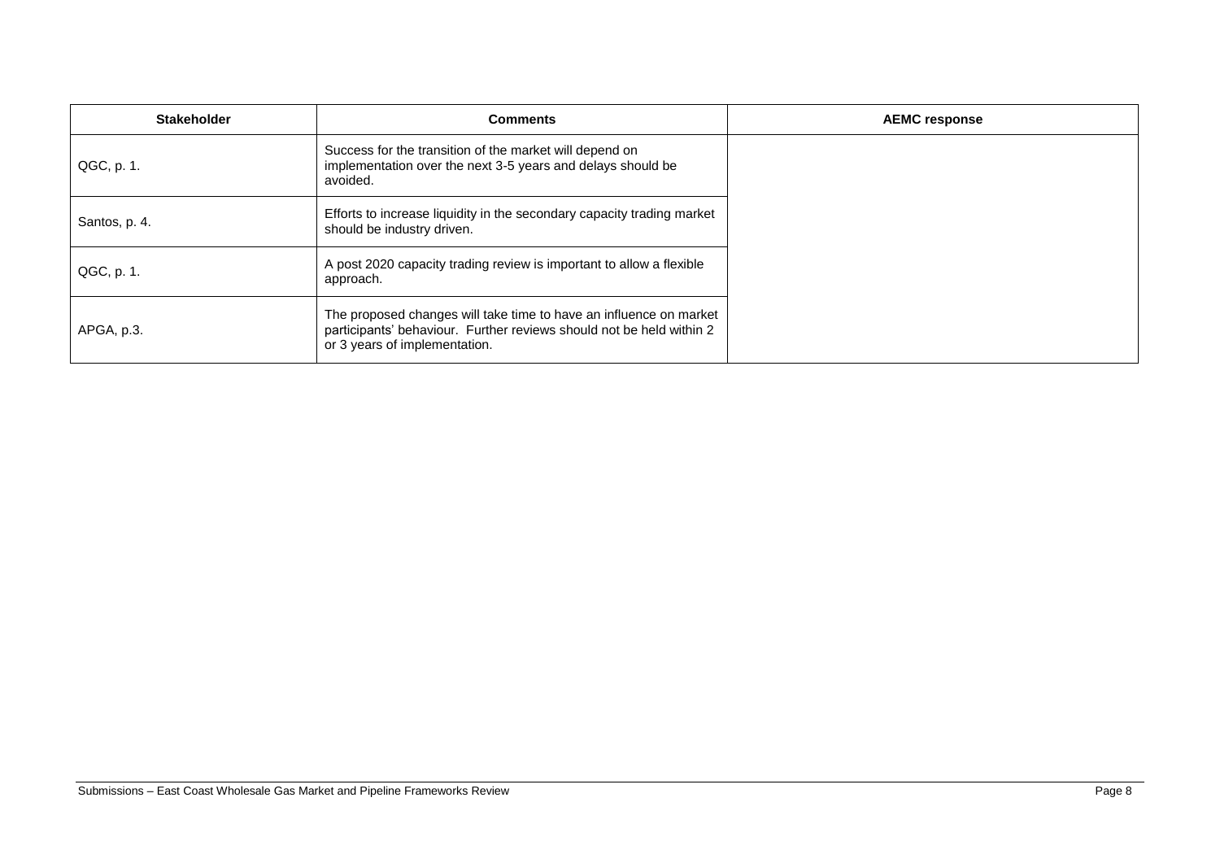| Stakeholder | Comments | AEMC response |
| --- | --- | --- |
| QGC, p. 1. | Success for the transition of the market will depend on implementation over the next 3-5 years and delays should be avoided. | |
| Santos, p. 4. | Efforts to increase liquidity in the secondary capacity trading market should be industry driven. | |
| QGC, p. 1. | A post 2020 capacity trading review is important to allow a flexible approach. | |
| APGA, p.3. | The proposed changes will take time to have an influence on market participants' behaviour. Further reviews should not be held within 2 or 3 years of implementation. | |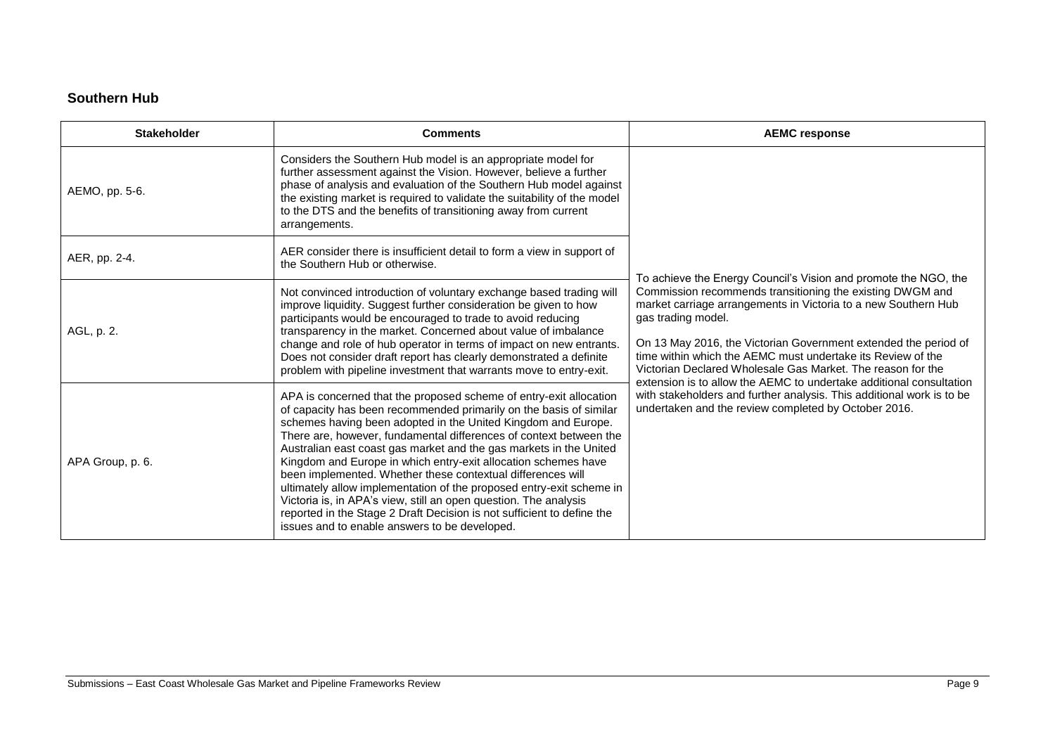## Southern Hub

| Stakeholder | Comments | AEMC response |
|---|---|---|
| AEMO, pp. 5-6. | Considers the Southern Hub model is an appropriate model for further assessment against the Vision. However, believe a further phase of analysis and evaluation of the Southern Hub model against the existing market is required to validate the suitability of the model to the DTS and the benefits of transitioning away from current arrangements. | To achieve the Energy Council's Vision and promote the NGO, the Commission recommends transitioning the existing DWGM and market carriage arrangements in Victoria to a new Southern Hub gas trading model.<br><br>On 13 May 2016, the Victorian Government extended the period of time within which the AEMC must undertake its Review of the Victorian Declared Wholesale Gas Market. The reason for the extension is to allow the AEMC to undertake additional consultation with stakeholders and further analysis. This additional work is to be undertaken and the review completed by October 2016. |
| AER, pp. 2-4. | AER consider there is insufficient detail to form a view in support of the Southern Hub or otherwise. | |
| AGL, p. 2. | Not convinced introduction of voluntary exchange based trading will improve liquidity. Suggest further consideration be given to how participants would be encouraged to trade to avoid reducing transparency in the market. Concerned about value of imbalance change and role of hub operator in terms of impact on new entrants. Does not consider draft report has clearly demonstrated a definite problem with pipeline investment that warrants move to entry-exit. | |
| APA Group, p. 6. | APA is concerned that the proposed scheme of entry-exit allocation of capacity has been recommended primarily on the basis of similar schemes having been adopted in the United Kingdom and Europe. There are, however, fundamental differences of context between the Australian east coast gas market and the gas markets in the United Kingdom and Europe in which entry-exit allocation schemes have been implemented. Whether these contextual differences will ultimately allow implementation of the proposed entry-exit scheme in Victoria is, in APA's view, still an open question. The analysis reported in the Stage 2 Draft Decision is not sufficient to define the issues and to enable answers to be developed. | |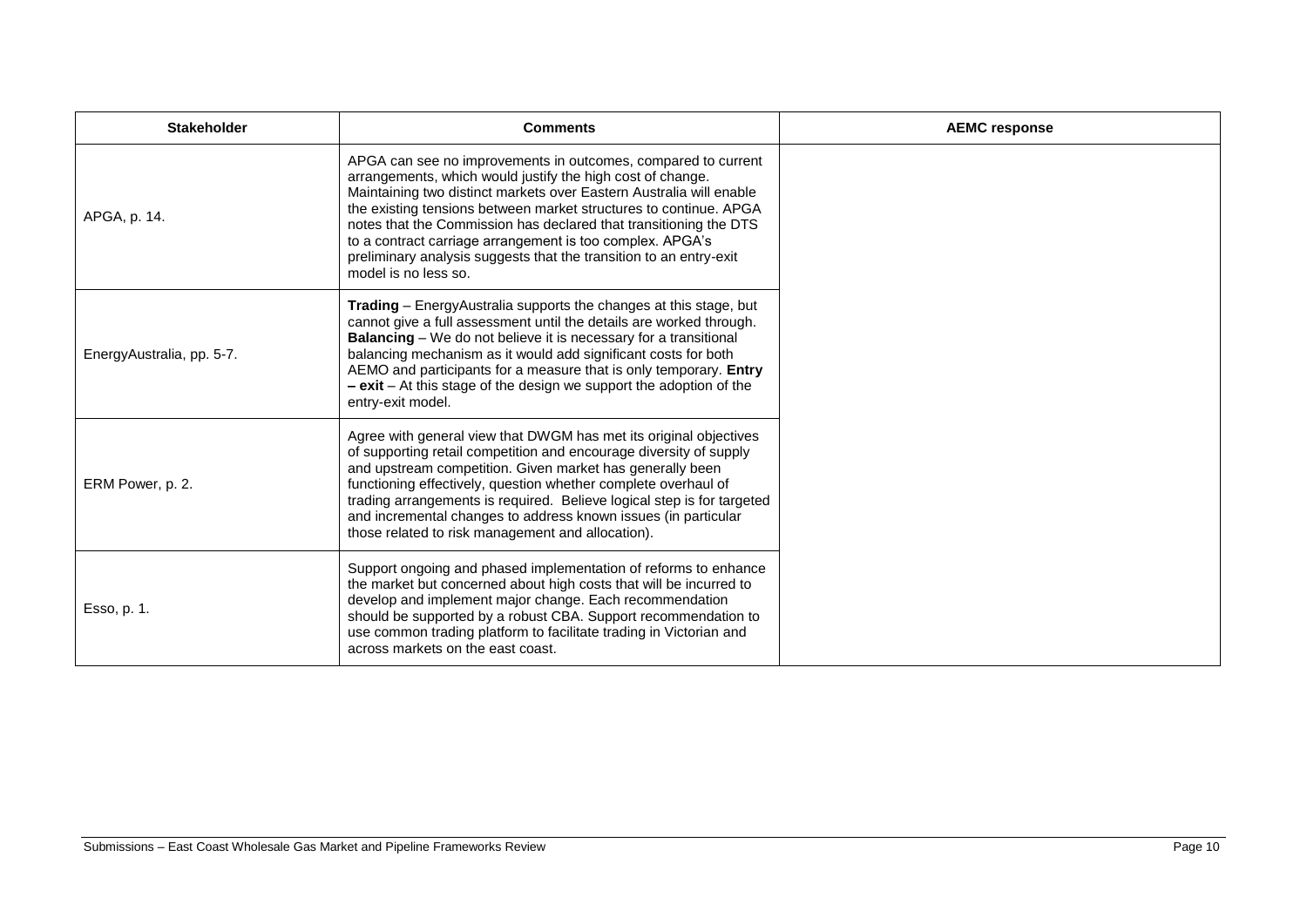| Stakeholder | Comments | AEMC response |
|---|---|---|
| APGA, p. 14. | APGA can see no improvements in outcomes, compared to current arrangements, which would justify the high cost of change. Maintaining two distinct markets over Eastern Australia will enable the existing tensions between market structures to continue. APGA notes that the Commission has declared that transitioning the DTS to a contract carriage arrangement is too complex. APGA's preliminary analysis suggests that the transition to an entry-exit model is no less so. | |
| EnergyAustralia, pp. 5-7. | **Trading** – EnergyAustralia supports the changes at this stage, but cannot give a full assessment until the details are worked through. **Balancing** – We do not believe it is necessary for a transitional balancing mechanism as it would add significant costs for both AEMO and participants for a measure that is only temporary. **Entry – exit** – At this stage of the design we support the adoption of the entry-exit model. | |
| ERM Power, p. 2. | Agree with general view that DWGM has met its original objectives of supporting retail competition and encourage diversity of supply and upstream competition. Given market has generally been functioning effectively, question whether complete overhaul of trading arrangements is required. Believe logical step is for targeted and incremental changes to address known issues (in particular those related to risk management and allocation). | |
| Esso, p. 1. | Support ongoing and phased implementation of reforms to enhance the market but concerned about high costs that will be incurred to develop and implement major change. Each recommendation should be supported by a robust CBA. Support recommendation to use common trading platform to facilitate trading in Victorian and across markets on the east coast. | |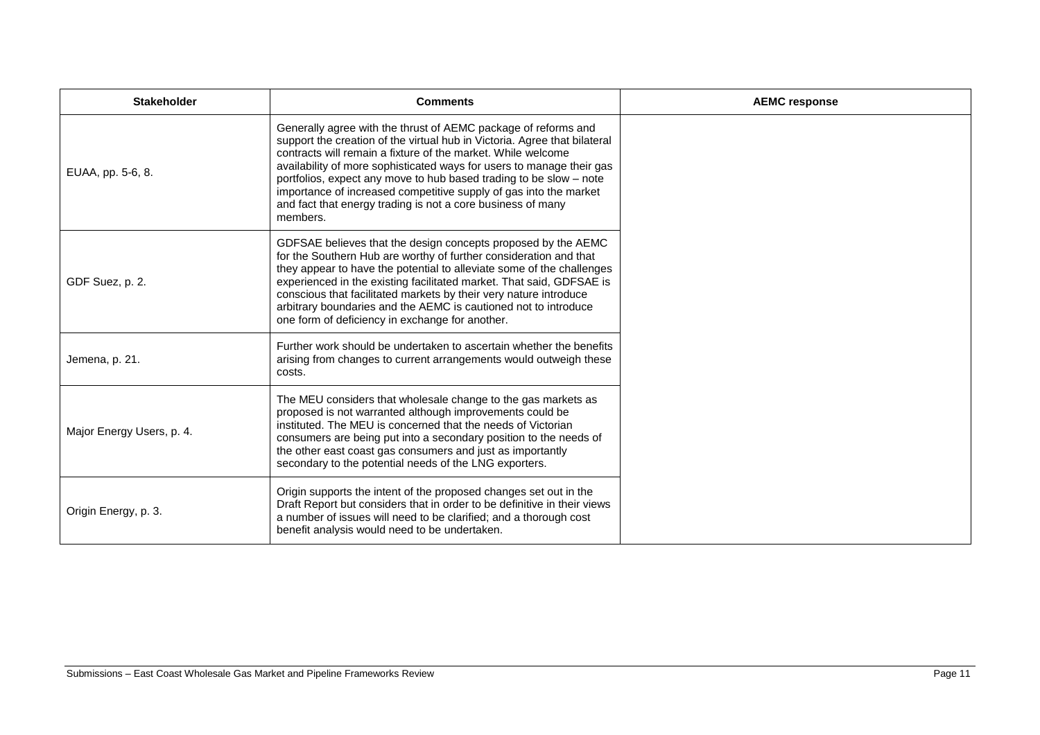| Stakeholder | Comments | AEMC response |
|---|---|---|
| EUAA, pp. 5-6, 8. | Generally agree with the thrust of AEMC package of reforms and support the creation of the virtual hub in Victoria. Agree that bilateral contracts will remain a fixture of the market. While welcome availability of more sophisticated ways for users to manage their gas portfolios, expect any move to hub based trading to be slow – note importance of increased competitive supply of gas into the market and fact that energy trading is not a core business of many members. | |
| GDF Suez, p. 2. | GDFSAE believes that the design concepts proposed by the AEMC for the Southern Hub are worthy of further consideration and that they appear to have the potential to alleviate some of the challenges experienced in the existing facilitated market. That said, GDFSAE is conscious that facilitated markets by their very nature introduce arbitrary boundaries and the AEMC is cautioned not to introduce one form of deficiency in exchange for another. | |
| Jemena, p. 21. | Further work should be undertaken to ascertain whether the benefits arising from changes to current arrangements would outweigh these costs. | |
| Major Energy Users, p. 4. | The MEU considers that wholesale change to the gas markets as proposed is not warranted although improvements could be instituted. The MEU is concerned that the needs of Victorian consumers are being put into a secondary position to the needs of the other east coast gas consumers and just as importantly secondary to the potential needs of the LNG exporters. | |
| Origin Energy, p. 3. | Origin supports the intent of the proposed changes set out in the Draft Report but considers that in order to be definitive in their views a number of issues will need to be clarified; and a thorough cost benefit analysis would need to be undertaken. | |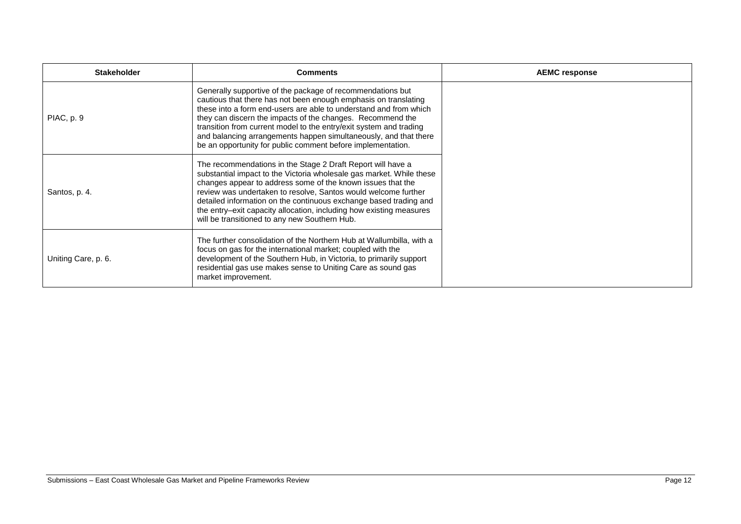| Stakeholder | Comments | AEMC response |
| --- | --- | --- |
| PIAC, p. 9 | Generally supportive of the package of recommendations but cautious that there has not been enough emphasis on translating these into a form end-users are able to understand and from which they can discern the impacts of the changes. Recommend the transition from current model to the entry/exit system and trading and balancing arrangements happen simultaneously, and that there be an opportunity for public comment before implementation. | |
| Santos, p. 4. | The recommendations in the Stage 2 Draft Report will have a substantial impact to the Victoria wholesale gas market. While these changes appear to address some of the known issues that the review was undertaken to resolve, Santos would welcome further detailed information on the continuous exchange based trading and the entry–exit capacity allocation, including how existing measures will be transitioned to any new Southern Hub. | |
| Uniting Care, p. 6. | The further consolidation of the Northern Hub at Wallumbilla, with a focus on gas for the international market; coupled with the development of the Southern Hub, in Victoria, to primarily support residential gas use makes sense to Uniting Care as sound gas market improvement. | |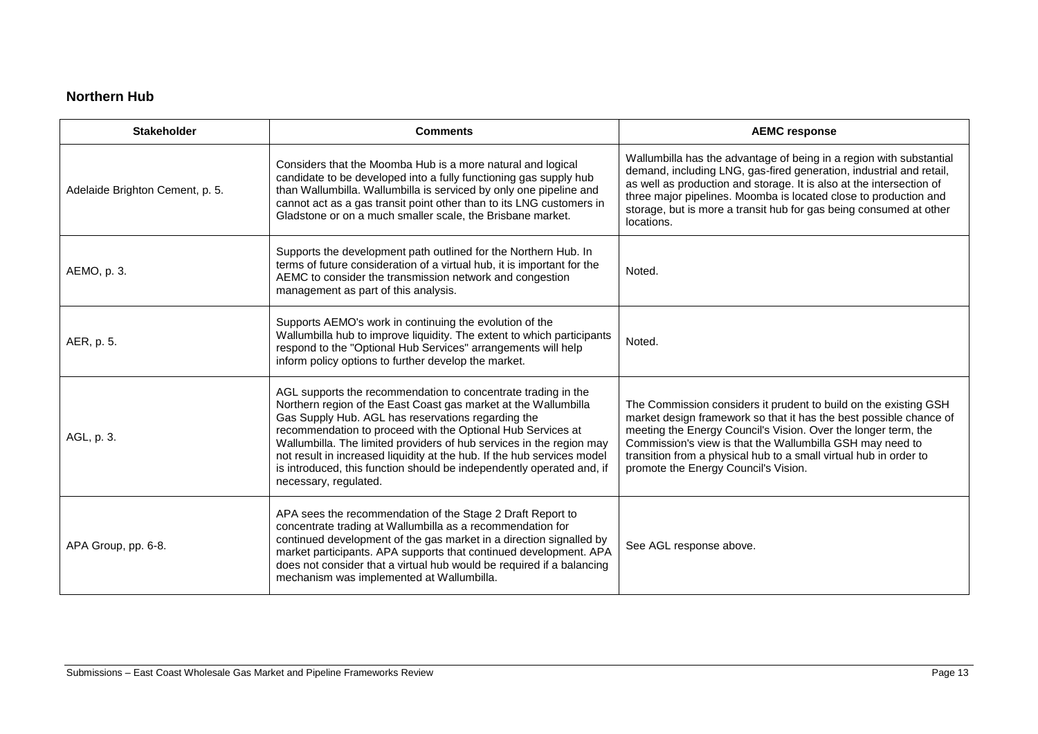## Northern Hub

| Stakeholder | Comments | AEMC response |
| --- | --- | --- |
| Adelaide Brighton Cement, p. 5. | Considers that the Moomba Hub is a more natural and logical candidate to be developed into a fully functioning gas supply hub than Wallumbilla. Wallumbilla is serviced by only one pipeline and cannot act as a gas transit point other than to its LNG customers in Gladstone or on a much smaller scale, the Brisbane market. | Wallumbilla has the advantage of being in a region with substantial demand, including LNG, gas-fired generation, industrial and retail, as well as production and storage. It is also at the intersection of three major pipelines. Moomba is located close to production and storage, but is more a transit hub for gas being consumed at other locations. |
| AEMO, p. 3. | Supports the development path outlined for the Northern Hub. In terms of future consideration of a virtual hub, it is important for the AEMC to consider the transmission network and congestion management as part of this analysis. | Noted. |
| AER, p. 5. | Supports AEMO's work in continuing the evolution of the Wallumbilla hub to improve liquidity. The extent to which participants respond to the "Optional Hub Services" arrangements will help inform policy options to further develop the market. | Noted. |
| AGL, p. 3. | AGL supports the recommendation to concentrate trading in the Northern region of the East Coast gas market at the Wallumbilla Gas Supply Hub. AGL has reservations regarding the recommendation to proceed with the Optional Hub Services at Wallumbilla. The limited providers of hub services in the region may not result in increased liquidity at the hub. If the hub services model is introduced, this function should be independently operated and, if necessary, regulated. | The Commission considers it prudent to build on the existing GSH market design framework so that it has the best possible chance of meeting the Energy Council's Vision. Over the longer term, the Commission's view is that the Wallumbilla GSH may need to transition from a physical hub to a small virtual hub in order to promote the Energy Council's Vision. |
| APA Group, pp. 6-8. | APA sees the recommendation of the Stage 2 Draft Report to concentrate trading at Wallumbilla as a recommendation for continued development of the gas market in a direction signalled by market participants. APA supports that continued development. APA does not consider that a virtual hub would be required if a balancing mechanism was implemented at Wallumbilla. | See AGL response above. |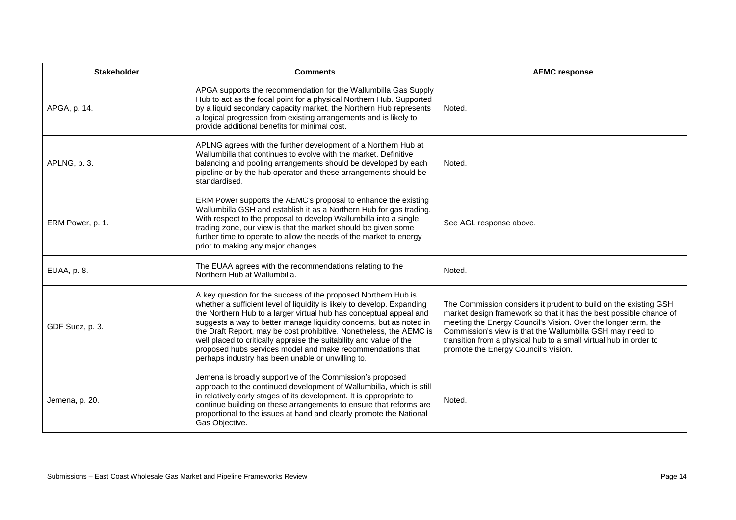| Stakeholder | Comments | AEMC response |
|---|---|---|
| APGA, p. 14. | APGA supports the recommendation for the Wallumbilla Gas Supply Hub to act as the focal point for a physical Northern Hub. Supported by a liquid secondary capacity market, the Northern Hub represents a logical progression from existing arrangements and is likely to provide additional benefits for minimal cost. | Noted. |
| APLNG, p. 3. | APLNG agrees with the further development of a Northern Hub at Wallumbilla that continues to evolve with the market. Definitive balancing and pooling arrangements should be developed by each pipeline or by the hub operator and these arrangements should be standardised. | Noted. |
| ERM Power, p. 1. | ERM Power supports the AEMC's proposal to enhance the existing Wallumbilla GSH and establish it as a Northern Hub for gas trading. With respect to the proposal to develop Wallumbilla into a single trading zone, our view is that the market should be given some further time to operate to allow the needs of the market to energy prior to making any major changes. | See AGL response above. |
| EUAA, p. 8. | The EUAA agrees with the recommendations relating to the Northern Hub at Wallumbilla. | Noted. |
| GDF Suez, p. 3. | A key question for the success of the proposed Northern Hub is whether a sufficient level of liquidity is likely to develop. Expanding the Northern Hub to a larger virtual hub has conceptual appeal and suggests a way to better manage liquidity concerns, but as noted in the Draft Report, may be cost prohibitive. Nonetheless, the AEMC is well placed to critically appraise the suitability and value of the proposed hubs services model and make recommendations that perhaps industry has been unable or unwilling to. | The Commission considers it prudent to build on the existing GSH market design framework so that it has the best possible chance of meeting the Energy Council's Vision. Over the longer term, the Commission's view is that the Wallumbilla GSH may need to transition from a physical hub to a small virtual hub in order to promote the Energy Council's Vision. |
| Jemena, p. 20. | Jemena is broadly supportive of the Commission's proposed approach to the continued development of Wallumbilla, which is still in relatively early stages of its development. It is appropriate to continue building on these arrangements to ensure that reforms are proportional to the issues at hand and clearly promote the National Gas Objective. | Noted. |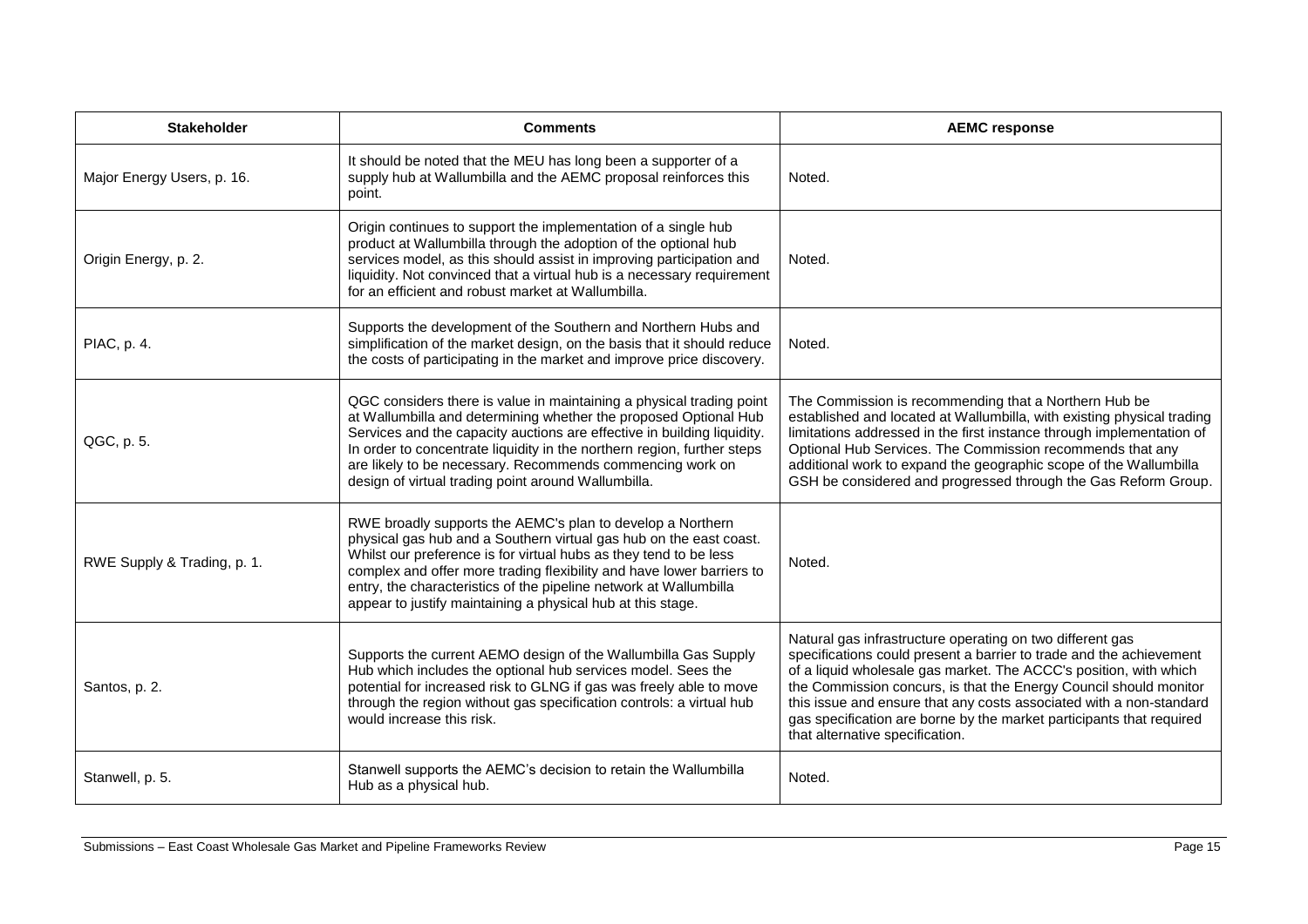| Stakeholder | Comments | AEMC response |
| --- | --- | --- |
| Major Energy Users, p. 16. | It should be noted that the MEU has long been a supporter of a supply hub at Wallumbilla and the AEMC proposal reinforces this point. | Noted. |
| Origin Energy, p. 2. | Origin continues to support the implementation of a single hub product at Wallumbilla through the adoption of the optional hub services model, as this should assist in improving participation and liquidity. Not convinced that a virtual hub is a necessary requirement for an efficient and robust market at Wallumbilla. | Noted. |
| PIAC, p. 4. | Supports the development of the Southern and Northern Hubs and simplification of the market design, on the basis that it should reduce the costs of participating in the market and improve price discovery. | Noted. |
| QGC, p. 5. | QGC considers there is value in maintaining a physical trading point at Wallumbilla and determining whether the proposed Optional Hub Services and the capacity auctions are effective in building liquidity. In order to concentrate liquidity in the northern region, further steps are likely to be necessary. Recommends commencing work on design of virtual trading point around Wallumbilla. | The Commission is recommending that a Northern Hub be established and located at Wallumbilla, with existing physical trading limitations addressed in the first instance through implementation of Optional Hub Services. The Commission recommends that any additional work to expand the geographic scope of the Wallumbilla GSH be considered and progressed through the Gas Reform Group. |
| RWE Supply & Trading, p. 1. | RWE broadly supports the AEMC's plan to develop a Northern physical gas hub and a Southern virtual gas hub on the east coast. Whilst our preference is for virtual hubs as they tend to be less complex and offer more trading flexibility and have lower barriers to entry, the characteristics of the pipeline network at Wallumbilla appear to justify maintaining a physical hub at this stage. | Noted. |
| Santos, p. 2. | Supports the current AEMO design of the Wallumbilla Gas Supply Hub which includes the optional hub services model. Sees the potential for increased risk to GLNG if gas was freely able to move through the region without gas specification controls: a virtual hub would increase this risk. | Natural gas infrastructure operating on two different gas specifications could present a barrier to trade and the achievement of a liquid wholesale gas market. The ACCC's position, with which the Commission concurs, is that the Energy Council should monitor this issue and ensure that any costs associated with a non-standard gas specification are borne by the market participants that required that alternative specification. |
| Stanwell, p. 5. | Stanwell supports the AEMC's decision to retain the Wallumbilla Hub as a physical hub. | Noted. |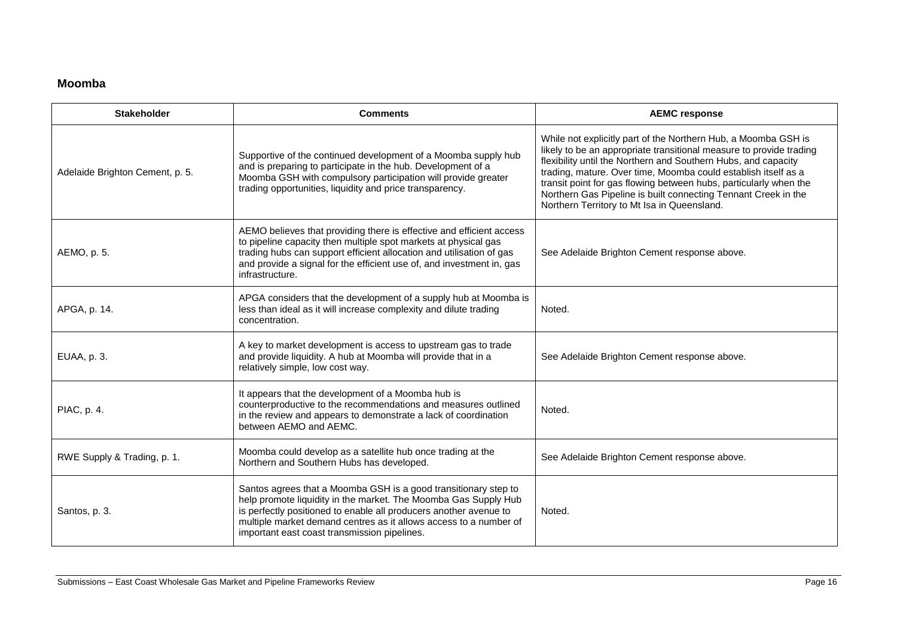## Moomba

| Stakeholder | Comments | AEMC response |
|---|---|---|
| Adelaide Brighton Cement, p. 5. | Supportive of the continued development of a Moomba supply hub and is preparing to participate in the hub. Development of a Moomba GSH with compulsory participation will provide greater trading opportunities, liquidity and price transparency. | While not explicitly part of the Northern Hub, a Moomba GSH is likely to be an appropriate transitional measure to provide trading flexibility until the Northern and Southern Hubs, and capacity trading, mature. Over time, Moomba could establish itself as a transit point for gas flowing between hubs, particularly when the Northern Gas Pipeline is built connecting Tennant Creek in the Northern Territory to Mt Isa in Queensland. |
| AEMO, p. 5. | AEMO believes that providing there is effective and efficient access to pipeline capacity then multiple spot markets at physical gas trading hubs can support efficient allocation and utilisation of gas and provide a signal for the efficient use of, and investment in, gas infrastructure. | See Adelaide Brighton Cement response above. |
| APGA, p. 14. | APGA considers that the development of a supply hub at Moomba is less than ideal as it will increase complexity and dilute trading concentration. | Noted. |
| EUAA, p. 3. | A key to market development is access to upstream gas to trade and provide liquidity. A hub at Moomba will provide that in a relatively simple, low cost way. | See Adelaide Brighton Cement response above. |
| PIAC, p. 4. | It appears that the development of a Moomba hub is counterproductive to the recommendations and measures outlined in the review and appears to demonstrate a lack of coordination between AEMO and AEMC. | Noted. |
| RWE Supply & Trading, p. 1. | Moomba could develop as a satellite hub once trading at the Northern and Southern Hubs has developed. | See Adelaide Brighton Cement response above. |
| Santos, p. 3. | Santos agrees that a Moomba GSH is a good transitionary step to help promote liquidity in the market. The Moomba Gas Supply Hub is perfectly positioned to enable all producers another avenue to multiple market demand centres as it allows access to a number of important east coast transmission pipelines. | Noted. |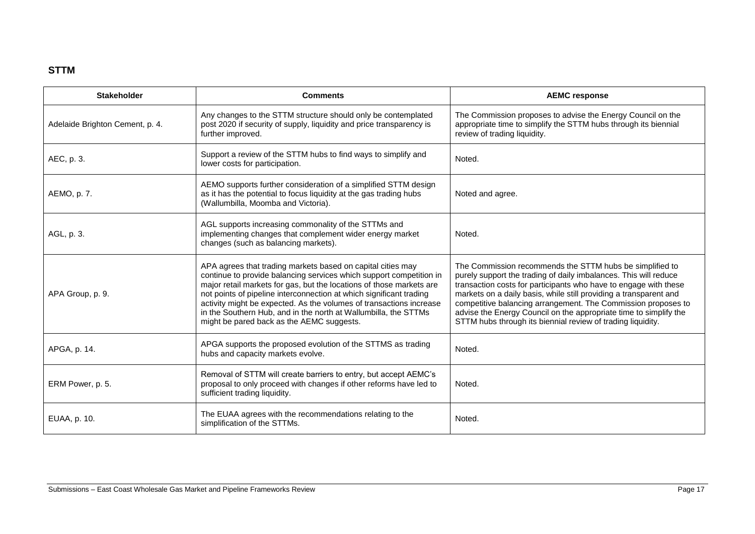## STTM

| Stakeholder | Comments | AEMC response |
|---|---|---|
| Adelaide Brighton Cement, p. 4. | Any changes to the STTM structure should only be contemplated post 2020 if security of supply, liquidity and price transparency is further improved. | The Commission proposes to advise the Energy Council on the appropriate time to simplify the STTM hubs through its biennial review of trading liquidity. |
| AEC, p. 3. | Support a review of the STTM hubs to find ways to simplify and lower costs for participation. | Noted. |
| AEMO, p. 7. | AEMO supports further consideration of a simplified STTM design as it has the potential to focus liquidity at the gas trading hubs (Wallumbilla, Moomba and Victoria). | Noted and agree. |
| AGL, p. 3. | AGL supports increasing commonality of the STTMs and implementing changes that complement wider energy market changes (such as balancing markets). | Noted. |
| APA Group, p. 9. | APA agrees that trading markets based on capital cities may continue to provide balancing services which support competition in major retail markets for gas, but the locations of those markets are not points of pipeline interconnection at which significant trading activity might be expected. As the volumes of transactions increase in the Southern Hub, and in the north at Wallumbilla, the STTMs might be pared back as the AEMC suggests. | The Commission recommends the STTM hubs be simplified to purely support the trading of daily imbalances. This will reduce transaction costs for participants who have to engage with these markets on a daily basis, while still providing a transparent and competitive balancing arrangement. The Commission proposes to advise the Energy Council on the appropriate time to simplify the STTM hubs through its biennial review of trading liquidity. |
| APGA, p. 14. | APGA supports the proposed evolution of the STTMS as trading hubs and capacity markets evolve. | Noted. |
| ERM Power, p. 5. | Removal of STTM will create barriers to entry, but accept AEMC's proposal to only proceed with changes if other reforms have led to sufficient trading liquidity. | Noted. |
| EUAA, p. 10. | The EUAA agrees with the recommendations relating to the simplification of the STTMs. | Noted. |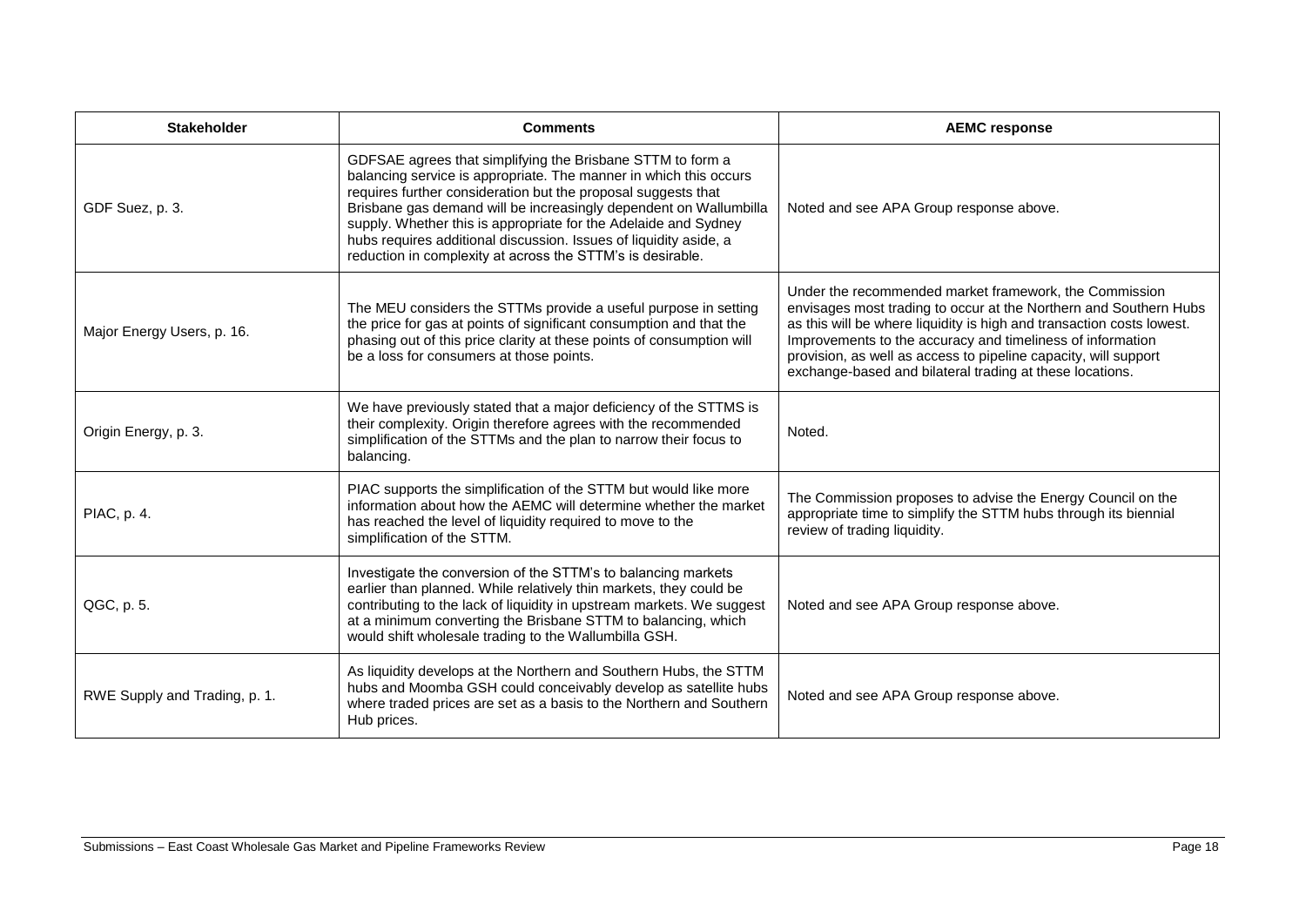| Stakeholder | Comments | AEMC response |
|---|---|---|
| GDF Suez, p. 3. | GDFSAE agrees that simplifying the Brisbane STTM to form a balancing service is appropriate. The manner in which this occurs requires further consideration but the proposal suggests that Brisbane gas demand will be increasingly dependent on Wallumbilla supply. Whether this is appropriate for the Adelaide and Sydney hubs requires additional discussion. Issues of liquidity aside, a reduction in complexity at across the STTM's is desirable. | Noted and see APA Group response above. |
| Major Energy Users, p. 16. | The MEU considers the STTMs provide a useful purpose in setting the price for gas at points of significant consumption and that the phasing out of this price clarity at these points of consumption will be a loss for consumers at those points. | Under the recommended market framework, the Commission envisages most trading to occur at the Northern and Southern Hubs as this will be where liquidity is high and transaction costs lowest. Improvements to the accuracy and timeliness of information provision, as well as access to pipeline capacity, will support exchange-based and bilateral trading at these locations. |
| Origin Energy, p. 3. | We have previously stated that a major deficiency of the STTMS is their complexity. Origin therefore agrees with the recommended simplification of the STTMs and the plan to narrow their focus to balancing. | Noted. |
| PIAC, p. 4. | PIAC supports the simplification of the STTM but would like more information about how the AEMC will determine whether the market has reached the level of liquidity required to move to the simplification of the STTM. | The Commission proposes to advise the Energy Council on the appropriate time to simplify the STTM hubs through its biennial review of trading liquidity. |
| QGC, p. 5. | Investigate the conversion of the STTM's to balancing markets earlier than planned. While relatively thin markets, they could be contributing to the lack of liquidity in upstream markets. We suggest at a minimum converting the Brisbane STTM to balancing, which would shift wholesale trading to the Wallumbilla GSH. | Noted and see APA Group response above. |
| RWE Supply and Trading, p. 1. | As liquidity develops at the Northern and Southern Hubs, the STTM hubs and Moomba GSH could conceivably develop as satellite hubs where traded prices are set as a basis to the Northern and Southern Hub prices. | Noted and see APA Group response above. |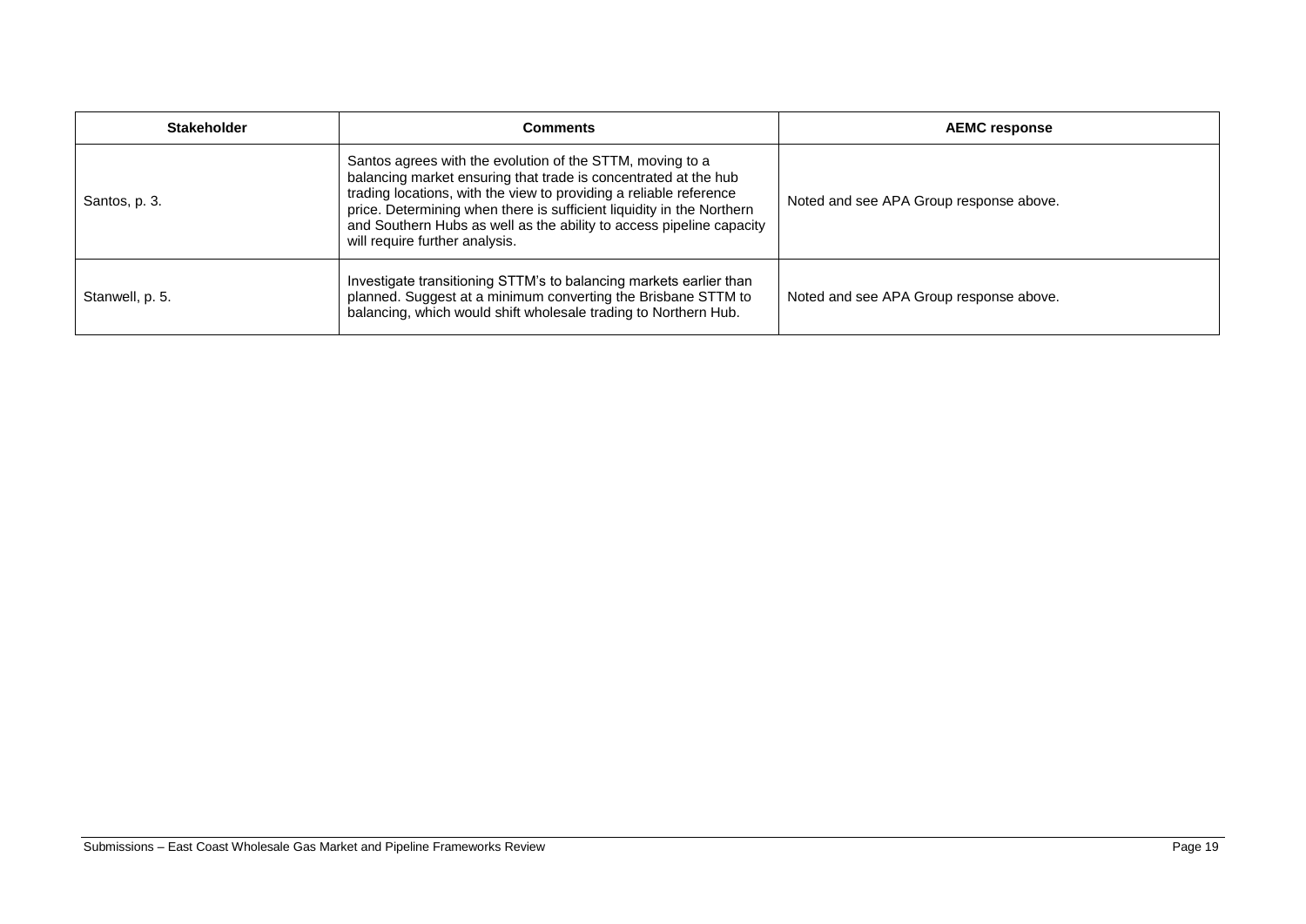| Stakeholder | Comments | AEMC response |
| --- | --- | --- |
| Santos, p. 3. | Santos agrees with the evolution of the STTM, moving to a balancing market ensuring that trade is concentrated at the hub trading locations, with the view to providing a reliable reference price. Determining when there is sufficient liquidity in the Northern and Southern Hubs as well as the ability to access pipeline capacity will require further analysis. | Noted and see APA Group response above. |
| Stanwell, p. 5. | Investigate transitioning STTM's to balancing markets earlier than planned. Suggest at a minimum converting the Brisbane STTM to balancing, which would shift wholesale trading to Northern Hub. | Noted and see APA Group response above. |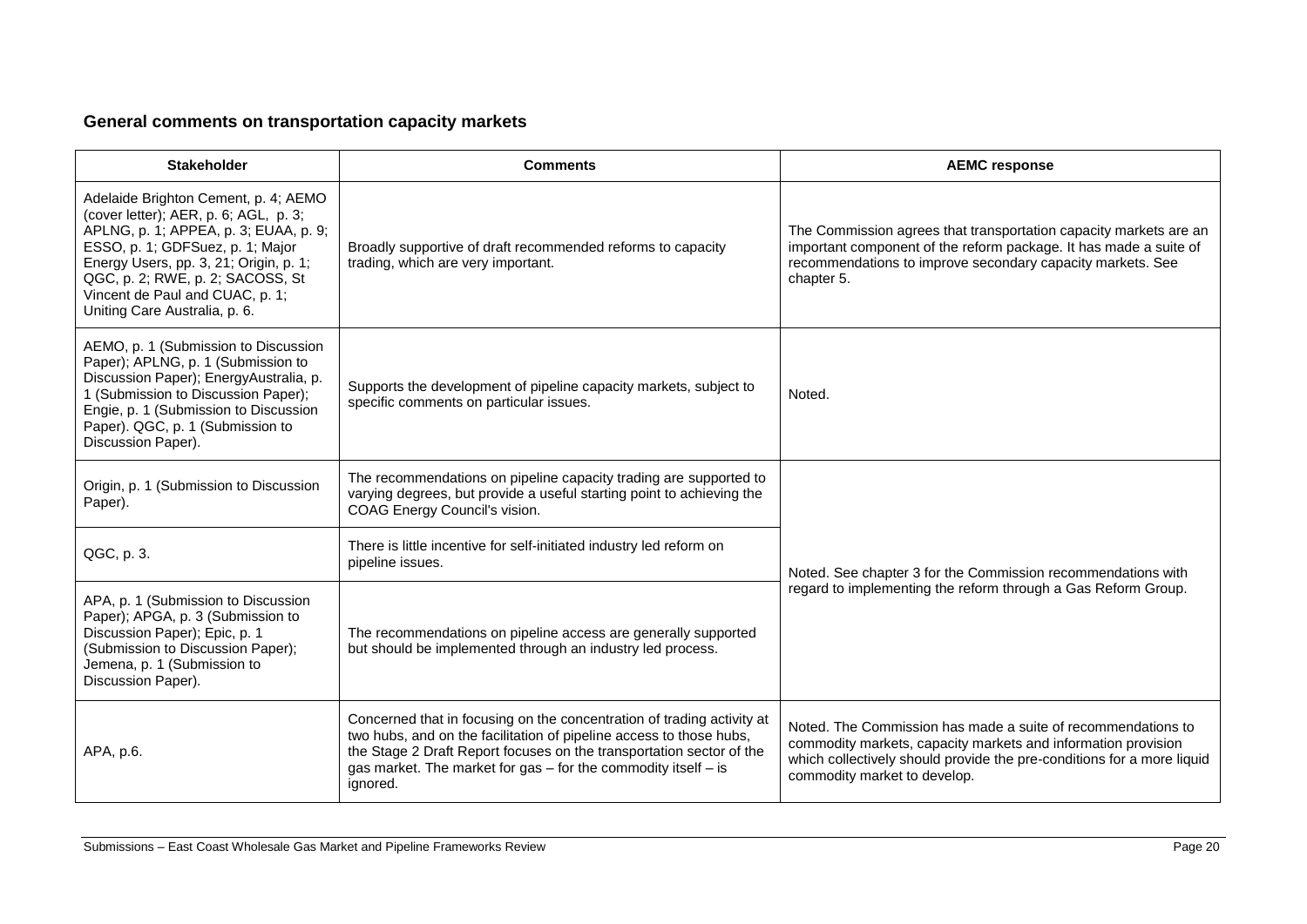## General comments on transportation capacity markets

| Stakeholder | Comments | AEMC response |
|---|---|---|
| Adelaide Brighton Cement, p. 4; AEMO (cover letter); AER, p. 6; AGL, p. 3; APLNG, p. 1; APPEA, p. 3; EUAA, p. 9; ESSO, p. 1; GDFSuez, p. 1; Major Energy Users, pp. 3, 21; Origin, p. 1; QGC, p. 2; RWE, p. 2; SACOSS, St Vincent de Paul and CUAC, p. 1; Uniting Care Australia, p. 6. | Broadly supportive of draft recommended reforms to capacity trading, which are very important. | The Commission agrees that transportation capacity markets are an important component of the reform package. It has made a suite of recommendations to improve secondary capacity markets. See chapter 5. |
| AEMO, p. 1 (Submission to Discussion Paper); APLNG, p. 1 (Submission to Discussion Paper); EnergyAustralia, p. 1 (Submission to Discussion Paper); Engie, p. 1 (Submission to Discussion Paper). QGC, p. 1 (Submission to Discussion Paper). | Supports the development of pipeline capacity markets, subject to specific comments on particular issues. | Noted. |
| Origin, p. 1 (Submission to Discussion Paper). | The recommendations on pipeline capacity trading are supported to varying degrees, but provide a useful starting point to achieving the COAG Energy Council's vision. | Noted. See chapter 3 for the Commission recommendations with regard to implementing the reform through a Gas Reform Group. |
| QGC, p. 3. | There is little incentive for self-initiated industry led reform on pipeline issues. | |
| APA, p. 1 (Submission to Discussion Paper); APGA, p. 3 (Submission to Discussion Paper); Epic, p. 1 (Submission to Discussion Paper); Jemena, p. 1 (Submission to Discussion Paper). | The recommendations on pipeline access are generally supported but should be implemented through an industry led process. | |
| APA, p.6. | Concerned that in focusing on the concentration of trading activity at two hubs, and on the facilitation of pipeline access to those hubs, the Stage 2 Draft Report focuses on the transportation sector of the gas market. The market for gas – for the commodity itself – is ignored. | Noted. The Commission has made a suite of recommendations to commodity markets, capacity markets and information provision which collectively should provide the pre-conditions for a more liquid commodity market to develop. |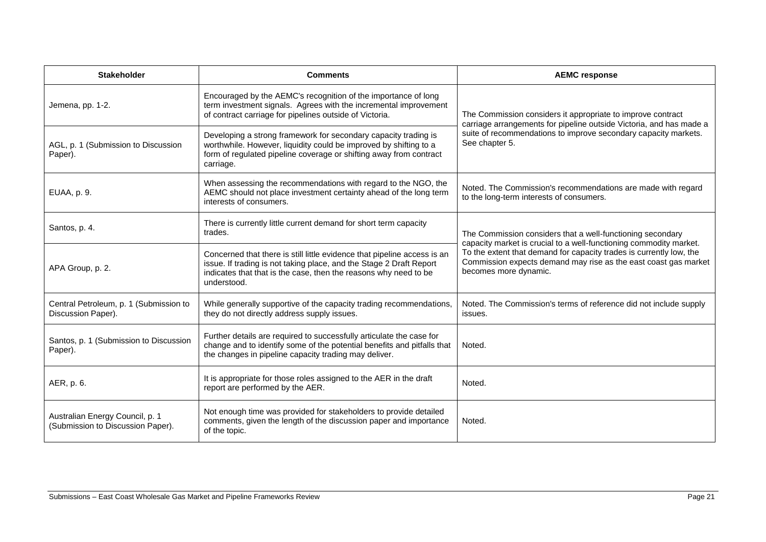| Stakeholder | Comments | AEMC response |
|---|---|---|
| Jemena, pp. 1-2. | Encouraged by the AEMC's recognition of the importance of long term investment signals. Agrees with the incremental improvement of contract carriage for pipelines outside of Victoria. | The Commission considers it appropriate to improve contract carriage arrangements for pipeline outside Victoria, and has made a suite of recommendations to improve secondary capacity markets. See chapter 5. |
| AGL, p. 1 (Submission to Discussion Paper). | Developing a strong framework for secondary capacity trading is worthwhile. However, liquidity could be improved by shifting to a form of regulated pipeline coverage or shifting away from contract carriage. | |
| EUAA, p. 9. | When assessing the recommendations with regard to the NGO, the AEMC should not place investment certainty ahead of the long term interests of consumers. | Noted. The Commission's recommendations are made with regard to the long-term interests of consumers. |
| Santos, p. 4. | There is currently little current demand for short term capacity trades. | The Commission considers that a well-functioning secondary capacity market is crucial to a well-functioning commodity market. To the extent that demand for capacity trades is currently low, the Commission expects demand may rise as the east coast gas market becomes more dynamic. |
| APA Group, p. 2. | Concerned that there is still little evidence that pipeline access is an issue. If trading is not taking place, and the Stage 2 Draft Report indicates that that is the case, then the reasons why need to be understood. | |
| Central Petroleum, p. 1 (Submission to Discussion Paper). | While generally supportive of the capacity trading recommendations, they do not directly address supply issues. | Noted. The Commission's terms of reference did not include supply issues. |
| Santos, p. 1 (Submission to Discussion Paper). | Further details are required to successfully articulate the case for change and to identify some of the potential benefits and pitfalls that the changes in pipeline capacity trading may deliver. | Noted. |
| AER, p. 6. | It is appropriate for those roles assigned to the AER in the draft report are performed by the AER. | Noted. |
| Australian Energy Council, p. 1 (Submission to Discussion Paper). | Not enough time was provided for stakeholders to provide detailed comments, given the length of the discussion paper and importance of the topic. | Noted. |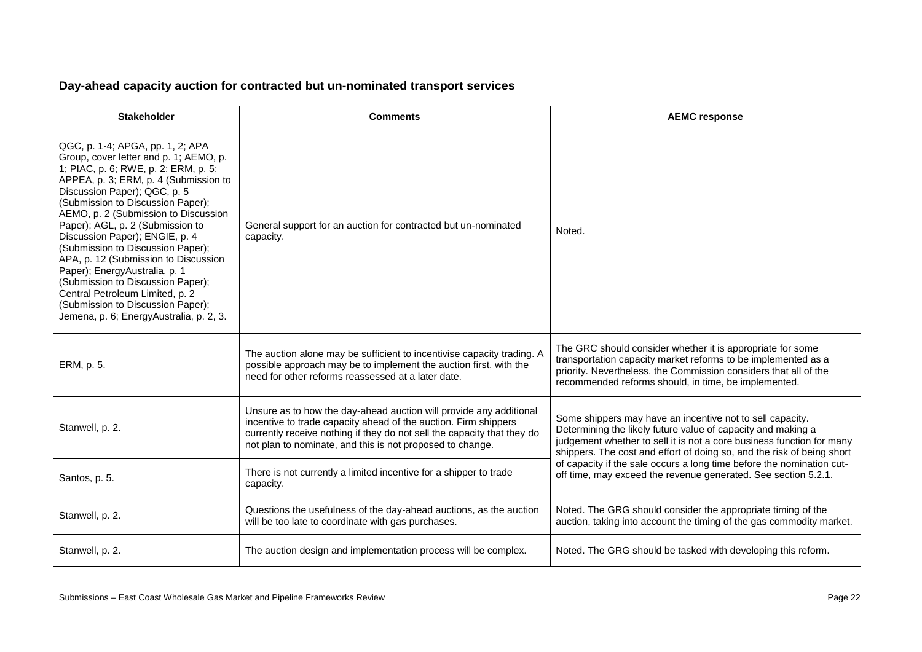**Day-ahead capacity auction for contracted but un-nominated transport services**

| Stakeholder | Comments | AEMC response |
|---|---|---|
| QGC, p. 1-4; APGA, pp. 1, 2; APA Group, cover letter and p. 1; AEMO, p. 1; PIAC, p. 6; RWE, p. 2; ERM, p. 5; APPEA, p. 3; ERM, p. 4 (Submission to Discussion Paper); QGC, p. 5 (Submission to Discussion Paper); AEMO, p. 2 (Submission to Discussion Paper); AGL, p. 2 (Submission to Discussion Paper); ENGIE, p. 4 (Submission to Discussion Paper); APA, p. 12 (Submission to Discussion Paper); EnergyAustralia, p. 1 (Submission to Discussion Paper); Central Petroleum Limited, p. 2 (Submission to Discussion Paper); Jemena, p. 6; EnergyAustralia, p. 2, 3. | General support for an auction for contracted but un-nominated capacity. | Noted. |
| ERM, p. 5. | The auction alone may be sufficient to incentivise capacity trading. A possible approach may be to implement the auction first, with the need for other reforms reassessed at a later date. | The GRC should consider whether it is appropriate for some transportation capacity market reforms to be implemented as a priority. Nevertheless, the Commission considers that all of the recommended reforms should, in time, be implemented. |
| Stanwell, p. 2. | Unsure as to how the day-ahead auction will provide any additional incentive to trade capacity ahead of the auction. Firm shippers currently receive nothing if they do not sell the capacity that they do not plan to nominate, and this is not proposed to change. | Some shippers may have an incentive not to sell capacity. Determining the likely future value of capacity and making a judgement whether to sell it is not a core business function for many shippers. The cost and effort of doing so, and the risk of being short of capacity if the sale occurs a long time before the nomination cut-off time, may exceed the revenue generated. See section 5.2.1. |
| Santos, p. 5. | There is not currently a limited incentive for a shipper to trade capacity. | |
| Stanwell, p. 2. | Questions the usefulness of the day-ahead auctions, as the auction will be too late to coordinate with gas purchases. | Noted. The GRG should consider the appropriate timing of the auction, taking into account the timing of the gas commodity market. |
| Stanwell, p. 2. | The auction design and implementation process will be complex. | Noted. The GRG should be tasked with developing this reform. |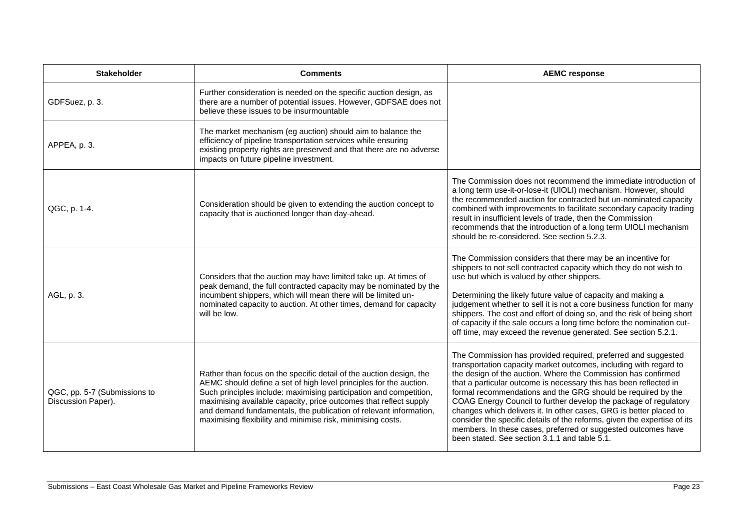| Stakeholder | Comments | AEMC response |
| --- | --- | --- |
| GDFSuez, p. 3. | Further consideration is needed on the specific auction design, as there are a number of potential issues. However, GDFSAE does not believe these issues to be insurmountable | |
| APPEA, p. 3. | The market mechanism (eg auction) should aim to balance the efficiency of pipeline transportation services while ensuring existing property rights are preserved and that there are no adverse impacts on future pipeline investment. | |
| QGC, p. 1-4. | Consideration should be given to extending the auction concept to capacity that is auctioned longer than day-ahead. | The Commission does not recommend the immediate introduction of a long term use-it-or-lose-it (UIOLI) mechanism. However, should the recommended auction for contracted but un-nominated capacity combined with improvements to facilitate secondary capacity trading result in insufficient levels of trade, then the Commission recommends that the introduction of a long term UIOLI mechanism should be re-considered. See section 5.2.3. |
| AGL, p. 3. | Considers that the auction may have limited take up. At times of peak demand, the full contracted capacity may be nominated by the incumbent shippers, which will mean there will be limited un-nominated capacity to auction. At other times, demand for capacity will be low. | The Commission considers that there may be an incentive for shippers to not sell contracted capacity which they do not wish to use but which is valued by other shippers.<br><br>Determining the likely future value of capacity and making a judgement whether to sell it is not a core business function for many shippers. The cost and effort of doing so, and the risk of being short of capacity if the sale occurs a long time before the nomination cut-off time, may exceed the revenue generated. See section 5.2.1. |
| QGC, pp. 5-7 (Submissions to Discussion Paper). | Rather than focus on the specific detail of the auction design, the AEMC should define a set of high level principles for the auction. Such principles include: maximising participation and competition, maximising available capacity, price outcomes that reflect supply and demand fundamentals, the publication of relevant information, maximising flexibility and minimise risk, minimising costs. | The Commission has provided required, preferred and suggested transportation capacity market outcomes, including with regard to the design of the auction. Where the Commission has confirmed that a particular outcome is necessary this has been reflected in formal recommendations and the GRG should be required by the COAG Energy Council to further develop the package of regulatory changes which delivers it. In other cases, GRG is better placed to consider the specific details of the reforms, given the expertise of its members. In these cases, preferred or suggested outcomes have been stated. See section 3.1.1 and table 5.1. |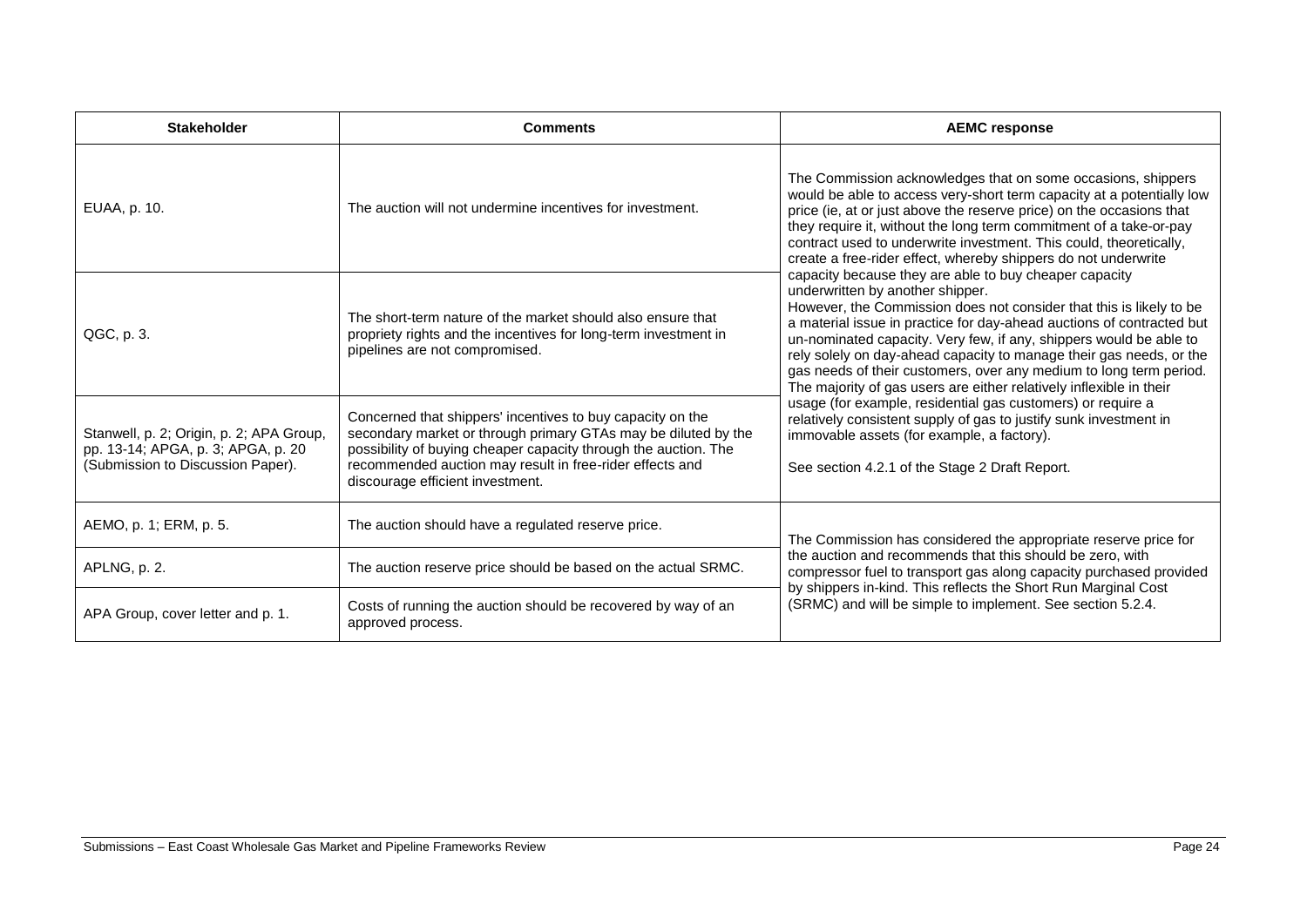| Stakeholder | Comments | AEMC response |
| --- | --- | --- |
| EUAA, p. 10. | The auction will not undermine incentives for investment. | The Commission acknowledges that on some occasions, shippers would be able to access very-short term capacity at a potentially low price (ie, at or just above the reserve price) on the occasions that they require it, without the long term commitment of a take-or-pay contract used to underwrite investment. This could, theoretically, create a free-rider effect, whereby shippers do not underwrite capacity because they are able to buy cheaper capacity underwritten by another shipper.<br>However, the Commission does not consider that this is likely to be a material issue in practice for day-ahead auctions of contracted but un-nominated capacity. Very few, if any, shippers would be able to rely solely on day-ahead capacity to manage their gas needs, or the gas needs of their customers, over any medium to long term period. The majority of gas users are either relatively inflexible in their usage (for example, residential gas customers) or require a relatively consistent supply of gas to justify sunk investment in immovable assets (for example, a factory).<br><br>See section 4.2.1 of the Stage 2 Draft Report. |
| QGC, p. 3. | The short-term nature of the market should also ensure that propriety rights and the incentives for long-term investment in pipelines are not compromised. | |
| Stanwell, p. 2; Origin, p. 2; APA Group, pp. 13-14; APGA, p. 3; APGA, p. 20 (Submission to Discussion Paper). | Concerned that shippers' incentives to buy capacity on the secondary market or through primary GTAs may be diluted by the possibility of buying cheaper capacity through the auction. The recommended auction may result in free-rider effects and discourage efficient investment. | |
| AEMO, p. 1; ERM, p. 5. | The auction should have a regulated reserve price. | The Commission has considered the appropriate reserve price for the auction and recommends that this should be zero, with compressor fuel to transport gas along capacity purchased provided by shippers in-kind. This reflects the Short Run Marginal Cost (SRMC) and will be simple to implement. See section 5.2.4. |
| APLNG, p. 2. | The auction reserve price should be based on the actual SRMC. | |
| APA Group, cover letter and p. 1. | Costs of running the auction should be recovered by way of an approved process. | |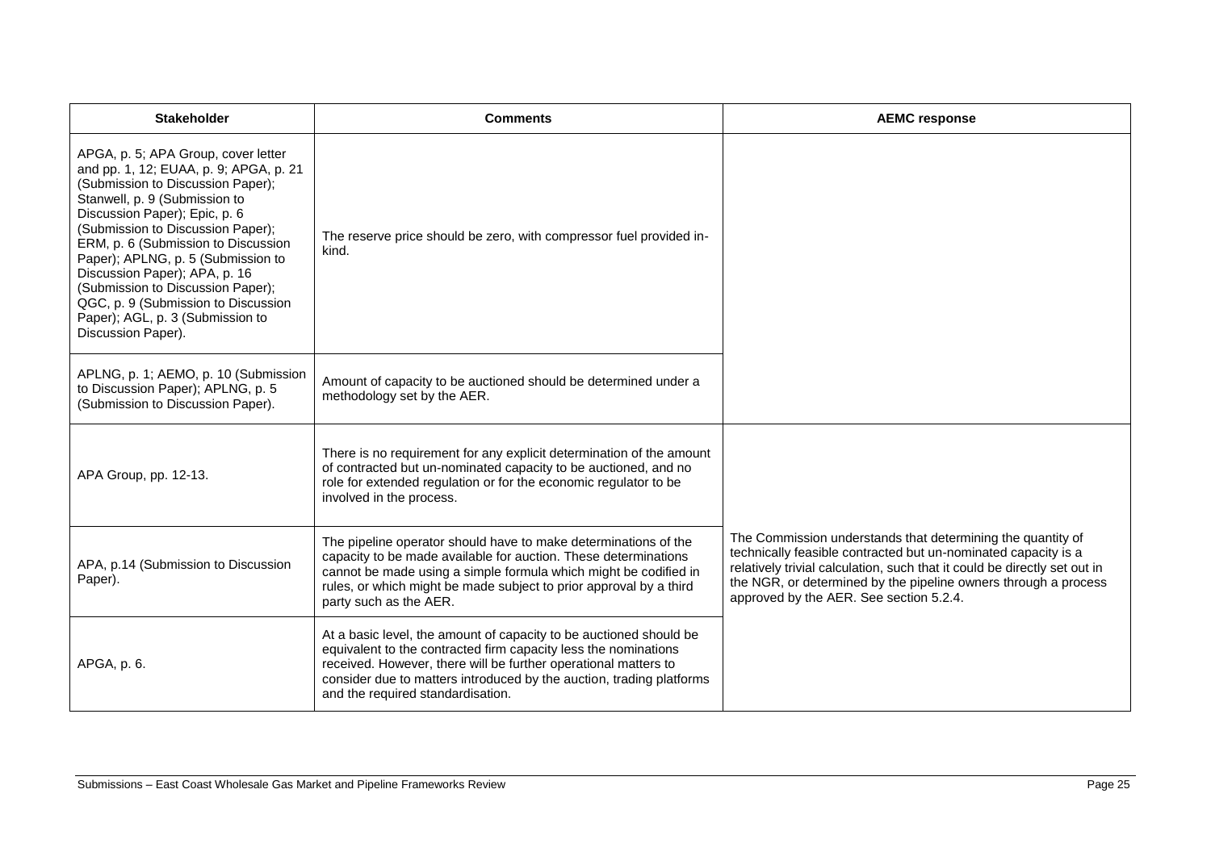| Stakeholder | Comments | AEMC response |
| --- | --- | --- |
| APGA, p. 5; APA Group, cover letter and pp. 1, 12; EUAA, p. 9; APGA, p. 21 (Submission to Discussion Paper); Stanwell, p. 9 (Submission to Discussion Paper); Epic, p. 6 (Submission to Discussion Paper); ERM, p. 6 (Submission to Discussion Paper); APLNG, p. 5 (Submission to Discussion Paper); APA, p. 16 (Submission to Discussion Paper); QGC, p. 9 (Submission to Discussion Paper); AGL, p. 3 (Submission to Discussion Paper). | The reserve price should be zero, with compressor fuel provided in-kind. | |
| APLNG, p. 1; AEMO, p. 10 (Submission to Discussion Paper); APLNG, p. 5 (Submission to Discussion Paper). | Amount of capacity to be auctioned should be determined under a methodology set by the AER. | |
| APA Group, pp. 12-13. | There is no requirement for any explicit determination of the amount of contracted but un-nominated capacity to be auctioned, and no role for extended regulation or for the economic regulator to be involved in the process. | The Commission understands that determining the quantity of technically feasible contracted but un-nominated capacity is a relatively trivial calculation, such that it could be directly set out in the NGR, or determined by the pipeline owners through a process approved by the AER. See section 5.2.4. |
| APA, p.14 (Submission to Discussion Paper). | The pipeline operator should have to make determinations of the capacity to be made available for auction. These determinations cannot be made using a simple formula which might be codified in rules, or which might be made subject to prior approval by a third party such as the AER. | |
| APGA, p. 6. | At a basic level, the amount of capacity to be auctioned should be equivalent to the contracted firm capacity less the nominations received. However, there will be further operational matters to consider due to matters introduced by the auction, trading platforms and the required standardisation. | |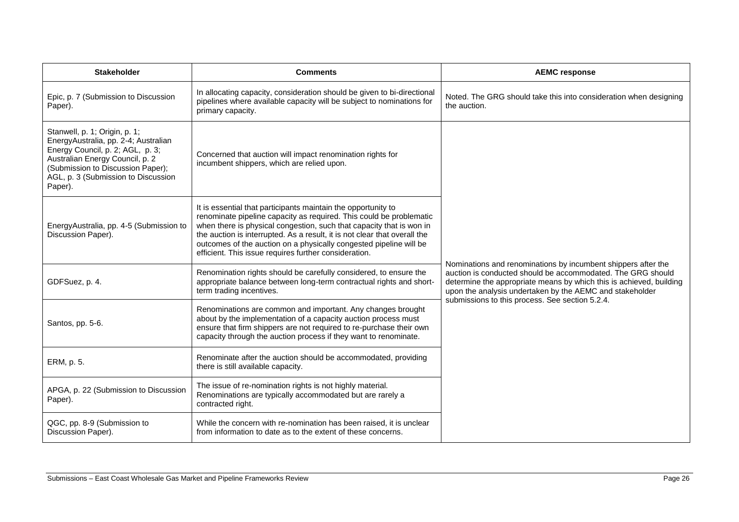| Stakeholder | Comments | AEMC response |
|---|---|---|
| Epic, p. 7 (Submission to Discussion Paper). | In allocating capacity, consideration should be given to bi-directional pipelines where available capacity will be subject to nominations for primary capacity. | Noted. The GRG should take this into consideration when designing the auction. |
| Stanwell, p. 1; Origin, p. 1; EnergyAustralia, pp. 2-4; Australian Energy Council, p. 2; AGL, p. 3; Australian Energy Council, p. 2 (Submission to Discussion Paper); AGL, p. 3 (Submission to Discussion Paper). | Concerned that auction will impact renomination rights for incumbent shippers, which are relied upon. | Nominations and renominations by incumbent shippers after the auction is conducted should be accommodated. The GRG should determine the appropriate means by which this is achieved, building upon the analysis undertaken by the AEMC and stakeholder submissions to this process. See section 5.2.4. |
| EnergyAustralia, pp. 4-5 (Submission to Discussion Paper). | It is essential that participants maintain the opportunity to renominate pipeline capacity as required. This could be problematic when there is physical congestion, such that capacity that is won in the auction is interrupted. As a result, it is not clear that overall the outcomes of the auction on a physically congested pipeline will be efficient. This issue requires further consideration. | |
| GDFSuez, p. 4. | Renomination rights should be carefully considered, to ensure the appropriate balance between long-term contractual rights and short-term trading incentives. | |
| Santos, pp. 5-6. | Renominations are common and important. Any changes brought about by the implementation of a capacity auction process must ensure that firm shippers are not required to re-purchase their own capacity through the auction process if they want to renominate. | |
| ERM, p. 5. | Renominate after the auction should be accommodated, providing there is still available capacity. | |
| APGA, p. 22 (Submission to Discussion Paper). | The issue of re-nomination rights is not highly material. Renominations are typically accommodated but are rarely a contracted right. | |
| QGC, pp. 8-9 (Submission to Discussion Paper). | While the concern with re-nomination has been raised, it is unclear from information to date as to the extent of these concerns. | |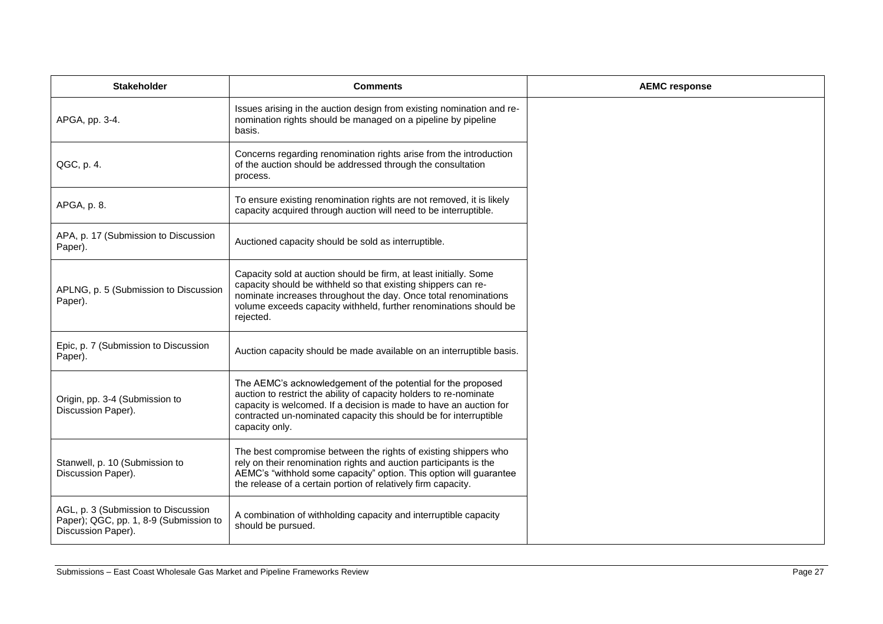| Stakeholder | Comments | AEMC response |
|---|---|---|
| APGA, pp. 3-4. | Issues arising in the auction design from existing nomination and re-nomination rights should be managed on a pipeline by pipeline basis. | |
| QGC, p. 4. | Concerns regarding renomination rights arise from the introduction of the auction should be addressed through the consultation process. | |
| APGA, p. 8. | To ensure existing renomination rights are not removed, it is likely capacity acquired through auction will need to be interruptible. | |
| APA, p. 17 (Submission to Discussion Paper). | Auctioned capacity should be sold as interruptible. | |
| APLNG, p. 5 (Submission to Discussion Paper). | Capacity sold at auction should be firm, at least initially. Some capacity should be withheld so that existing shippers can re-nominate increases throughout the day. Once total renominations volume exceeds capacity withheld, further renominations should be rejected. | |
| Epic, p. 7 (Submission to Discussion Paper). | Auction capacity should be made available on an interruptible basis. | |
| Origin, pp. 3-4 (Submission to Discussion Paper). | The AEMC's acknowledgement of the potential for the proposed auction to restrict the ability of capacity holders to re-nominate capacity is welcomed. If a decision is made to have an auction for contracted un-nominated capacity this should be for interruptible capacity only. | |
| Stanwell, p. 10 (Submission to Discussion Paper). | The best compromise between the rights of existing shippers who rely on their renomination rights and auction participants is the AEMC's "withhold some capacity" option. This option will guarantee the release of a certain portion of relatively firm capacity. | |
| AGL, p. 3 (Submission to Discussion Paper); QGC, pp. 1, 8-9 (Submission to Discussion Paper). | A combination of withholding capacity and interruptible capacity should be pursued. | |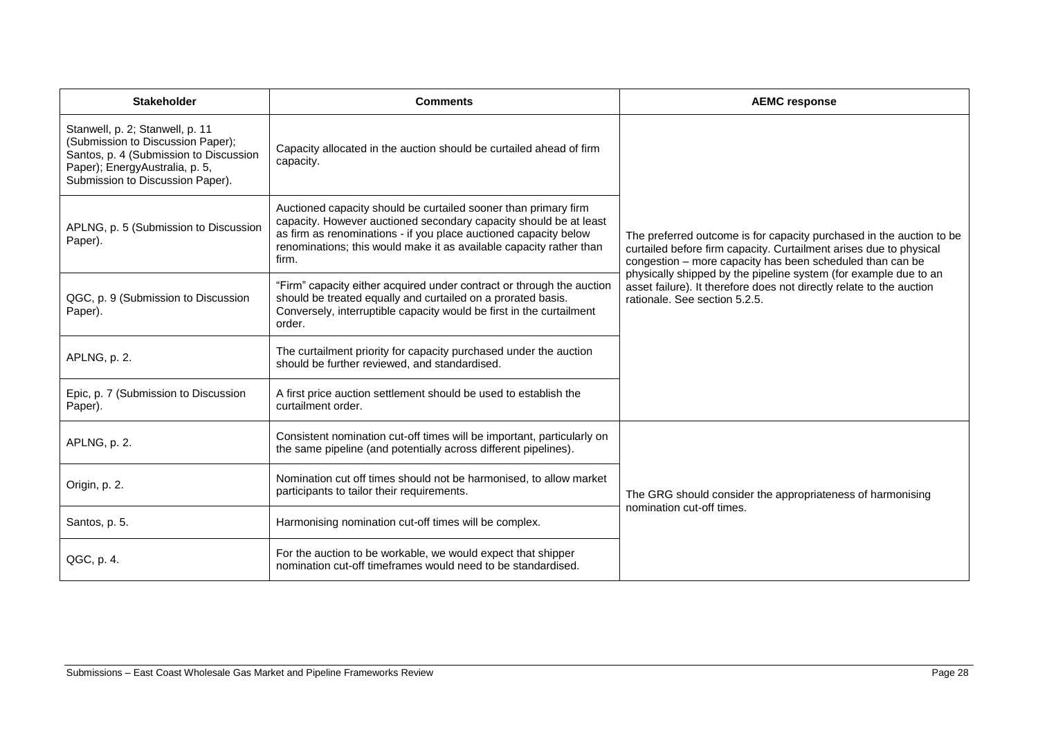| Stakeholder | Comments | AEMC response |
| --- | --- | --- |
| Stanwell, p. 2; Stanwell, p. 11 (Submission to Discussion Paper); Santos, p. 4 (Submission to Discussion Paper); EnergyAustralia, p. 5, Submission to Discussion Paper). | Capacity allocated in the auction should be curtailed ahead of firm capacity. | The preferred outcome is for capacity purchased in the auction to be curtailed before firm capacity. Curtailment arises due to physical congestion – more capacity has been scheduled than can be physically shipped by the pipeline system (for example due to an asset failure). It therefore does not directly relate to the auction rationale. See section 5.2.5. |
| APLNG, p. 5 (Submission to Discussion Paper). | Auctioned capacity should be curtailed sooner than primary firm capacity. However auctioned secondary capacity should be at least as firm as renominations - if you place auctioned capacity below renominations; this would make it as available capacity rather than firm. | |
| QGC, p. 9 (Submission to Discussion Paper). | "Firm" capacity either acquired under contract or through the auction should be treated equally and curtailed on a prorated basis. Conversely, interruptible capacity would be first in the curtailment order. | |
| APLNG, p. 2. | The curtailment priority for capacity purchased under the auction should be further reviewed, and standardised. | |
| Epic, p. 7 (Submission to Discussion Paper). | A first price auction settlement should be used to establish the curtailment order. | |
| APLNG, p. 2. | Consistent nomination cut-off times will be important, particularly on the same pipeline (and potentially across different pipelines). | The GRG should consider the appropriateness of harmonising nomination cut-off times. |
| Origin, p. 2. | Nomination cut off times should not be harmonised, to allow market participants to tailor their requirements. | |
| Santos, p. 5. | Harmonising nomination cut-off times will be complex. | |
| QGC, p. 4. | For the auction to be workable, we would expect that shipper nomination cut-off timeframes would need to be standardised. | |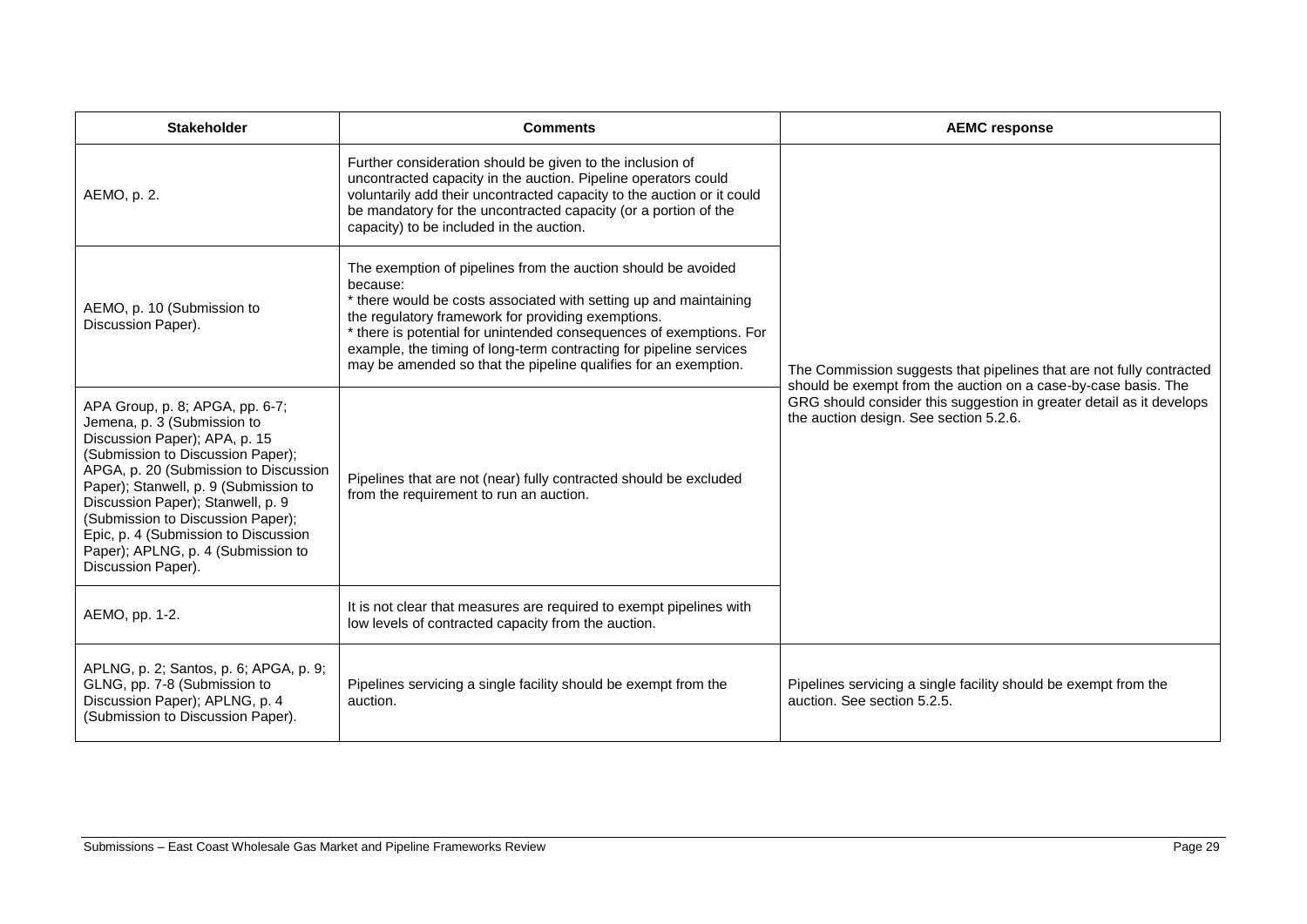| Stakeholder | Comments | AEMC response |
| --- | --- | --- |
| AEMO, p. 2. | Further consideration should be given to the inclusion of uncontracted capacity in the auction. Pipeline operators could voluntarily add their uncontracted capacity to the auction or it could be mandatory for the uncontracted capacity (or a portion of the capacity) to be included in the auction. | The Commission suggests that pipelines that are not fully contracted should be exempt from the auction on a case-by-case basis. The GRG should consider this suggestion in greater detail as it develops the auction design. See section 5.2.6. |
| AEMO, p. 10 (Submission to Discussion Paper). | The exemption of pipelines from the auction should be avoided because: * there would be costs associated with setting up and maintaining the regulatory framework for providing exemptions. * there is potential for unintended consequences of exemptions. For example, the timing of long-term contracting for pipeline services may be amended so that the pipeline qualifies for an exemption. | |
| APA Group, p. 8; APGA, pp. 6-7; Jemena, p. 3 (Submission to Discussion Paper); APA, p. 15 (Submission to Discussion Paper); APGA, p. 20 (Submission to Discussion Paper); Stanwell, p. 9 (Submission to Discussion Paper); Stanwell, p. 9 (Submission to Discussion Paper); Epic, p. 4 (Submission to Discussion Paper); APLNG, p. 4 (Submission to Discussion Paper). | Pipelines that are not (near) fully contracted should be excluded from the requirement to run an auction. | |
| AEMO, pp. 1-2. | It is not clear that measures are required to exempt pipelines with low levels of contracted capacity from the auction. | |
| APLNG, p. 2; Santos, p. 6; APGA, p. 9; GLNG, pp. 7-8 (Submission to Discussion Paper); APLNG, p. 4 (Submission to Discussion Paper). | Pipelines servicing a single facility should be exempt from the auction. | Pipelines servicing a single facility should be exempt from the auction. See section 5.2.5. |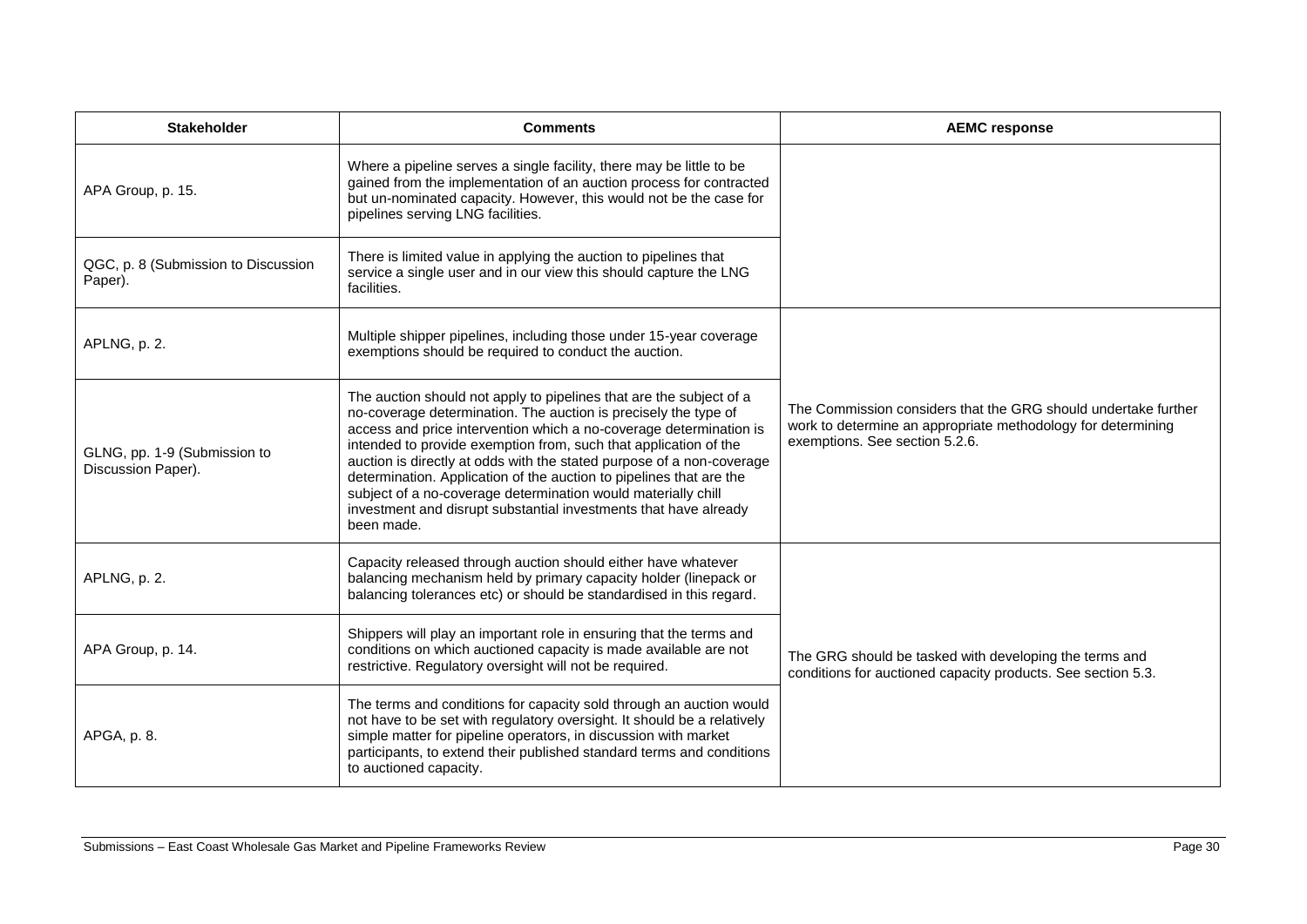| Stakeholder | Comments | AEMC response |
| --- | --- | --- |
| APA Group, p. 15. | Where a pipeline serves a single facility, there may be little to be gained from the implementation of an auction process for contracted but un-nominated capacity. However, this would not be the case for pipelines serving LNG facilities. | |
| QGC, p. 8 (Submission to Discussion Paper). | There is limited value in applying the auction to pipelines that service a single user and in our view this should capture the LNG facilities. | |
| APLNG, p. 2. | Multiple shipper pipelines, including those under 15-year coverage exemptions should be required to conduct the auction. | The Commission considers that the GRG should undertake further work to determine an appropriate methodology for determining exemptions. See section 5.2.6. |
| GLNG, pp. 1-9 (Submission to Discussion Paper). | The auction should not apply to pipelines that are the subject of a no-coverage determination. The auction is precisely the type of access and price intervention which a no-coverage determination is intended to provide exemption from, such that application of the auction is directly at odds with the stated purpose of a non-coverage determination. Application of the auction to pipelines that are the subject of a no-coverage determination would materially chill investment and disrupt substantial investments that have already been made. | |
| APLNG, p. 2. | Capacity released through auction should either have whatever balancing mechanism held by primary capacity holder (linepack or balancing tolerances etc) or should be standardised in this regard. | The GRG should be tasked with developing the terms and conditions for auctioned capacity products. See section 5.3. |
| APA Group, p. 14. | Shippers will play an important role in ensuring that the terms and conditions on which auctioned capacity is made available are not restrictive. Regulatory oversight will not be required. | |
| APGA, p. 8. | The terms and conditions for capacity sold through an auction would not have to be set with regulatory oversight. It should be a relatively simple matter for pipeline operators, in discussion with market participants, to extend their published standard terms and conditions to auctioned capacity. | |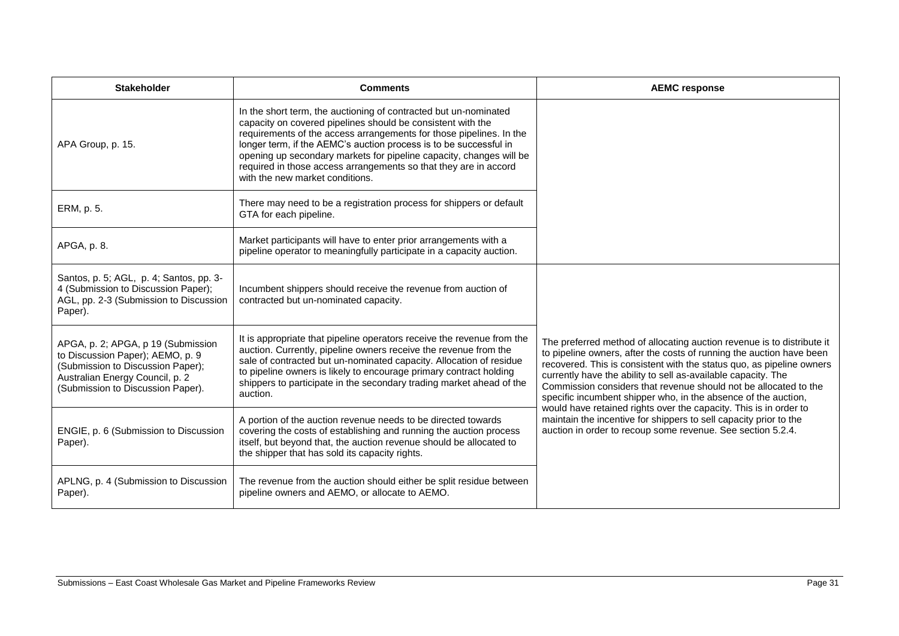| Stakeholder | Comments | AEMC response |
|---|---|---|
| APA Group, p. 15. | In the short term, the auctioning of contracted but un-nominated capacity on covered pipelines should be consistent with the requirements of the access arrangements for those pipelines. In the longer term, if the AEMC's auction process is to be successful in opening up secondary markets for pipeline capacity, changes will be required in those access arrangements so that they are in accord with the new market conditions. | |
| ERM, p. 5. | There may need to be a registration process for shippers or default GTA for each pipeline. | |
| APGA, p. 8. | Market participants will have to enter prior arrangements with a pipeline operator to meaningfully participate in a capacity auction. | |
| Santos, p. 5; AGL, p. 4; Santos, pp. 3-4 (Submission to Discussion Paper); AGL, pp. 2-3 (Submission to Discussion Paper). | Incumbent shippers should receive the revenue from auction of contracted but un-nominated capacity. | The preferred method of allocating auction revenue is to distribute it to pipeline owners, after the costs of running the auction have been recovered. This is consistent with the status quo, as pipeline owners currently have the ability to sell as-available capacity. The Commission considers that revenue should not be allocated to the specific incumbent shipper who, in the absence of the auction, would have retained rights over the capacity. This is in order to maintain the incentive for shippers to sell capacity prior to the auction in order to recoup some revenue. See section 5.2.4. |
| APGA, p. 2; APGA, p 19 (Submission to Discussion Paper); AEMO, p. 9 (Submission to Discussion Paper); Australian Energy Council, p. 2 (Submission to Discussion Paper). | It is appropriate that pipeline operators receive the revenue from the auction. Currently, pipeline owners receive the revenue from the sale of contracted but un-nominated capacity. Allocation of residue to pipeline owners is likely to encourage primary contract holding shippers to participate in the secondary trading market ahead of the auction. | |
| ENGIE, p. 6 (Submission to Discussion Paper). | A portion of the auction revenue needs to be directed towards covering the costs of establishing and running the auction process itself, but beyond that, the auction revenue should be allocated to the shipper that has sold its capacity rights. | |
| APLNG, p. 4 (Submission to Discussion Paper). | The revenue from the auction should either be split residue between pipeline owners and AEMO, or allocate to AEMO. | |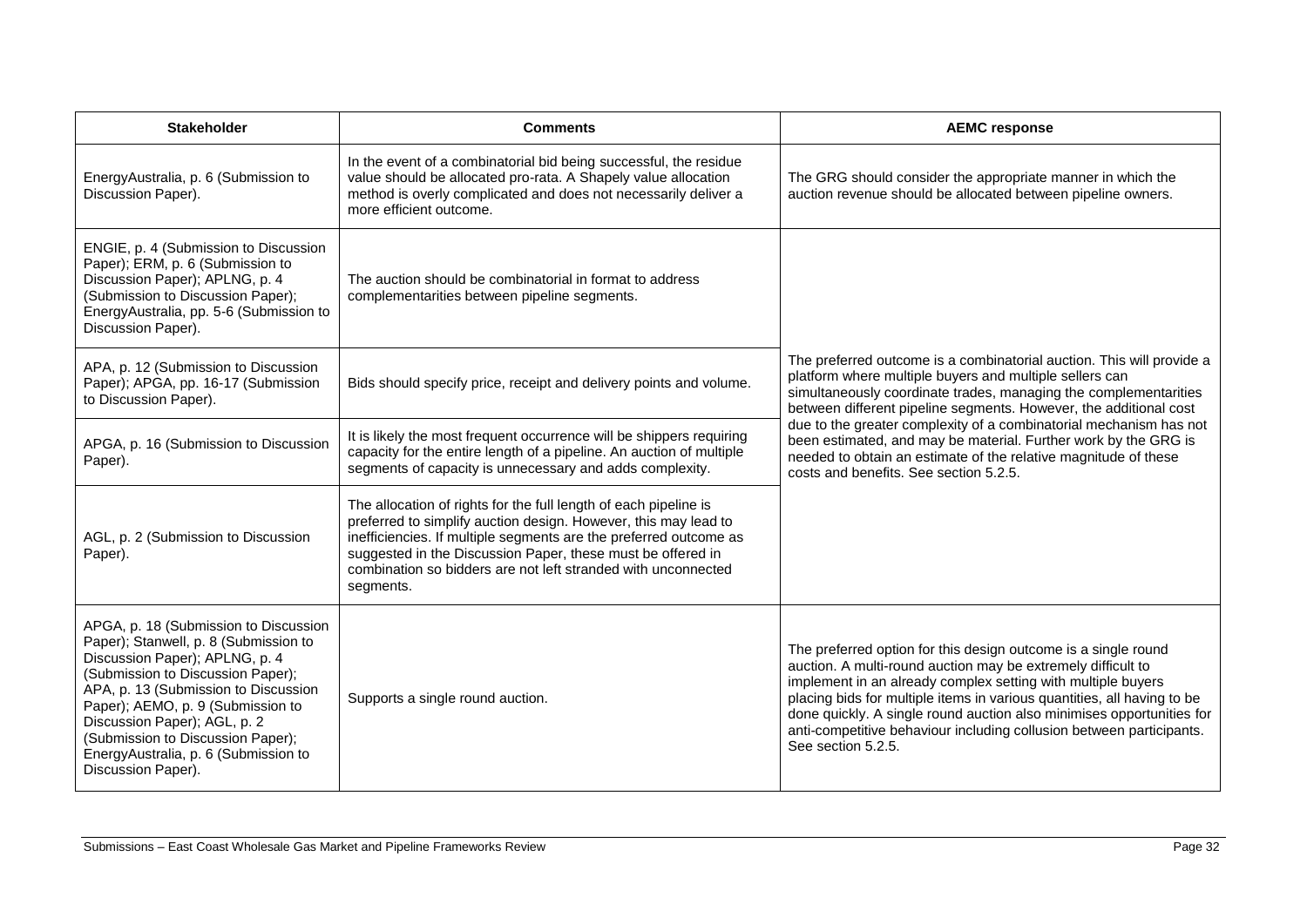| Stakeholder | Comments | AEMC response |
|---|---|---|
| EnergyAustralia, p. 6 (Submission to Discussion Paper). | In the event of a combinatorial bid being successful, the residue value should be allocated pro-rata. A Shapely value allocation method is overly complicated and does not necessarily deliver a more efficient outcome. | The GRG should consider the appropriate manner in which the auction revenue should be allocated between pipeline owners. |
| ENGIE, p. 4 (Submission to Discussion Paper); ERM, p. 6 (Submission to Discussion Paper); APLNG, p. 4 (Submission to Discussion Paper); EnergyAustralia, pp. 5-6 (Submission to Discussion Paper). | The auction should be combinatorial in format to address complementarities between pipeline segments. | The preferred outcome is a combinatorial auction. This will provide a platform where multiple buyers and multiple sellers can simultaneously coordinate trades, managing the complementarities between different pipeline segments. However, the additional cost due to the greater complexity of a combinatorial mechanism has not been estimated, and may be material. Further work by the GRG is needed to obtain an estimate of the relative magnitude of these costs and benefits. See section 5.2.5. |
| APA, p. 12 (Submission to Discussion Paper); APGA, pp. 16-17 (Submission to Discussion Paper). | Bids should specify price, receipt and delivery points and volume. | |
| APGA, p. 16 (Submission to Discussion Paper). | It is likely the most frequent occurrence will be shippers requiring capacity for the entire length of a pipeline. An auction of multiple segments of capacity is unnecessary and adds complexity. | |
| AGL, p. 2 (Submission to Discussion Paper). | The allocation of rights for the full length of each pipeline is preferred to simplify auction design. However, this may lead to inefficiencies. If multiple segments are the preferred outcome as suggested in the Discussion Paper, these must be offered in combination so bidders are not left stranded with unconnected segments. | |
| APGA, p. 18 (Submission to Discussion Paper); Stanwell, p. 8 (Submission to Discussion Paper); APLNG, p. 4 (Submission to Discussion Paper); APA, p. 13 (Submission to Discussion Paper); AEMO, p. 9 (Submission to Discussion Paper); AGL, p. 2 (Submission to Discussion Paper); EnergyAustralia, p. 6 (Submission to Discussion Paper). | Supports a single round auction. | The preferred option for this design outcome is a single round auction. A multi-round auction may be extremely difficult to implement in an already complex setting with multiple buyers placing bids for multiple items in various quantities, all having to be done quickly. A single round auction also minimises opportunities for anti-competitive behaviour including collusion between participants. See section 5.2.5. |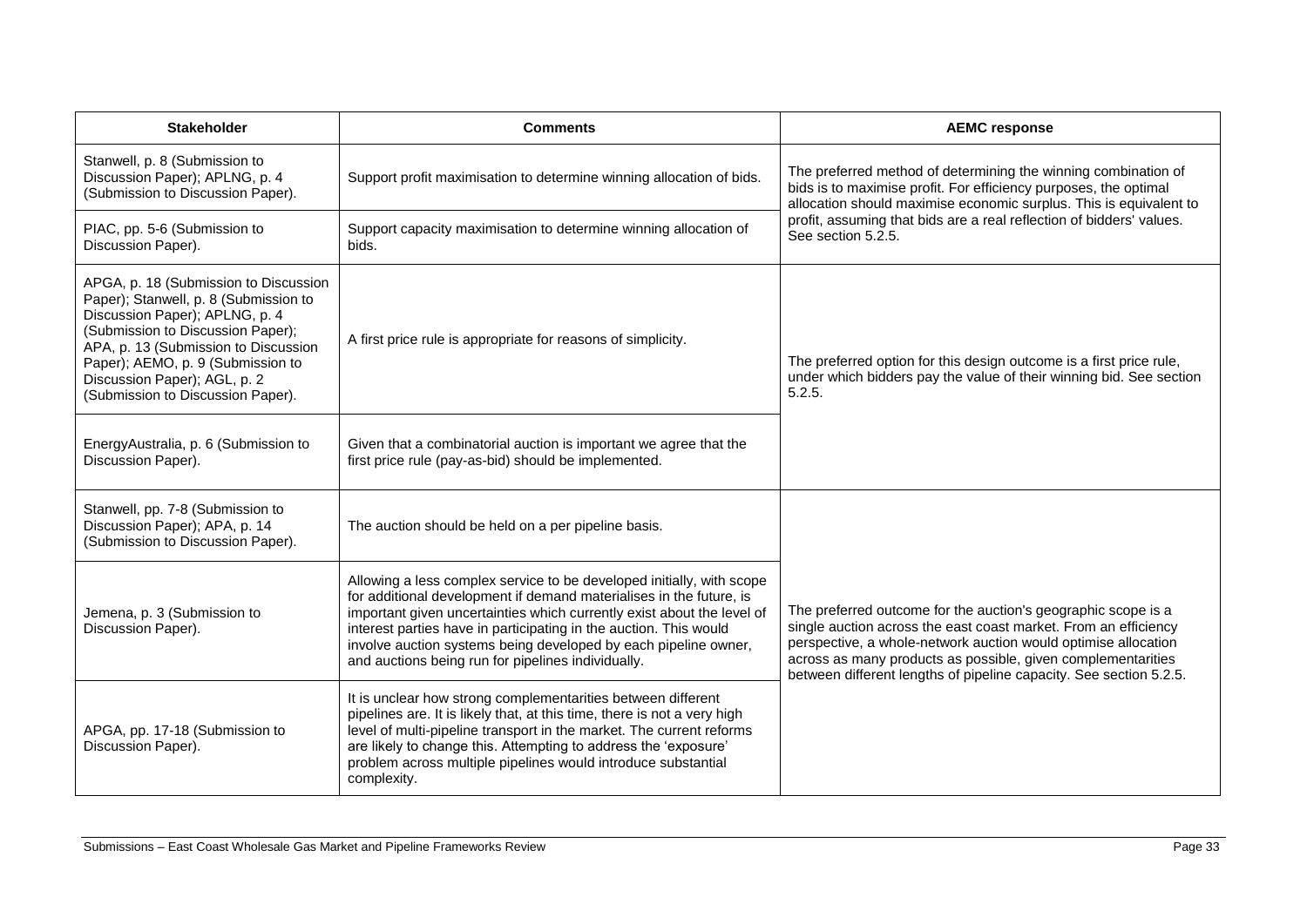| Stakeholder | Comments | AEMC response |
| --- | --- | --- |
| Stanwell, p. 8 (Submission to Discussion Paper); APLNG, p. 4 (Submission to Discussion Paper). | Support profit maximisation to determine winning allocation of bids. | The preferred method of determining the winning combination of bids is to maximise profit. For efficiency purposes, the optimal allocation should maximise economic surplus. This is equivalent to profit, assuming that bids are a real reflection of bidders' values. See section 5.2.5. |
| PIAC, pp. 5-6 (Submission to Discussion Paper). | Support capacity maximisation to determine winning allocation of bids. | |
| APGA, p. 18 (Submission to Discussion Paper); Stanwell, p. 8 (Submission to Discussion Paper); APLNG, p. 4 (Submission to Discussion Paper); APA, p. 13 (Submission to Discussion Paper); AEMO, p. 9 (Submission to Discussion Paper); AGL, p. 2 (Submission to Discussion Paper). | A first price rule is appropriate for reasons of simplicity. | The preferred option for this design outcome is a first price rule, under which bidders pay the value of their winning bid. See section 5.2.5. |
| EnergyAustralia, p. 6 (Submission to Discussion Paper). | Given that a combinatorial auction is important we agree that the first price rule (pay-as-bid) should be implemented. | |
| Stanwell, pp. 7-8 (Submission to Discussion Paper); APA, p. 14 (Submission to Discussion Paper). | The auction should be held on a per pipeline basis. | The preferred outcome for the auction's geographic scope is a single auction across the east coast market. From an efficiency perspective, a whole-network auction would optimise allocation across as many products as possible, given complementarities between different lengths of pipeline capacity. See section 5.2.5. |
| Jemena, p. 3 (Submission to Discussion Paper). | Allowing a less complex service to be developed initially, with scope for additional development if demand materialises in the future, is important given uncertainties which currently exist about the level of interest parties have in participating in the auction. This would involve auction systems being developed by each pipeline owner, and auctions being run for pipelines individually. | |
| APGA, pp. 17-18 (Submission to Discussion Paper). | It is unclear how strong complementarities between different pipelines are. It is likely that, at this time, there is not a very high level of multi-pipeline transport in the market. The current reforms are likely to change this. Attempting to address the 'exposure' problem across multiple pipelines would introduce substantial complexity. | |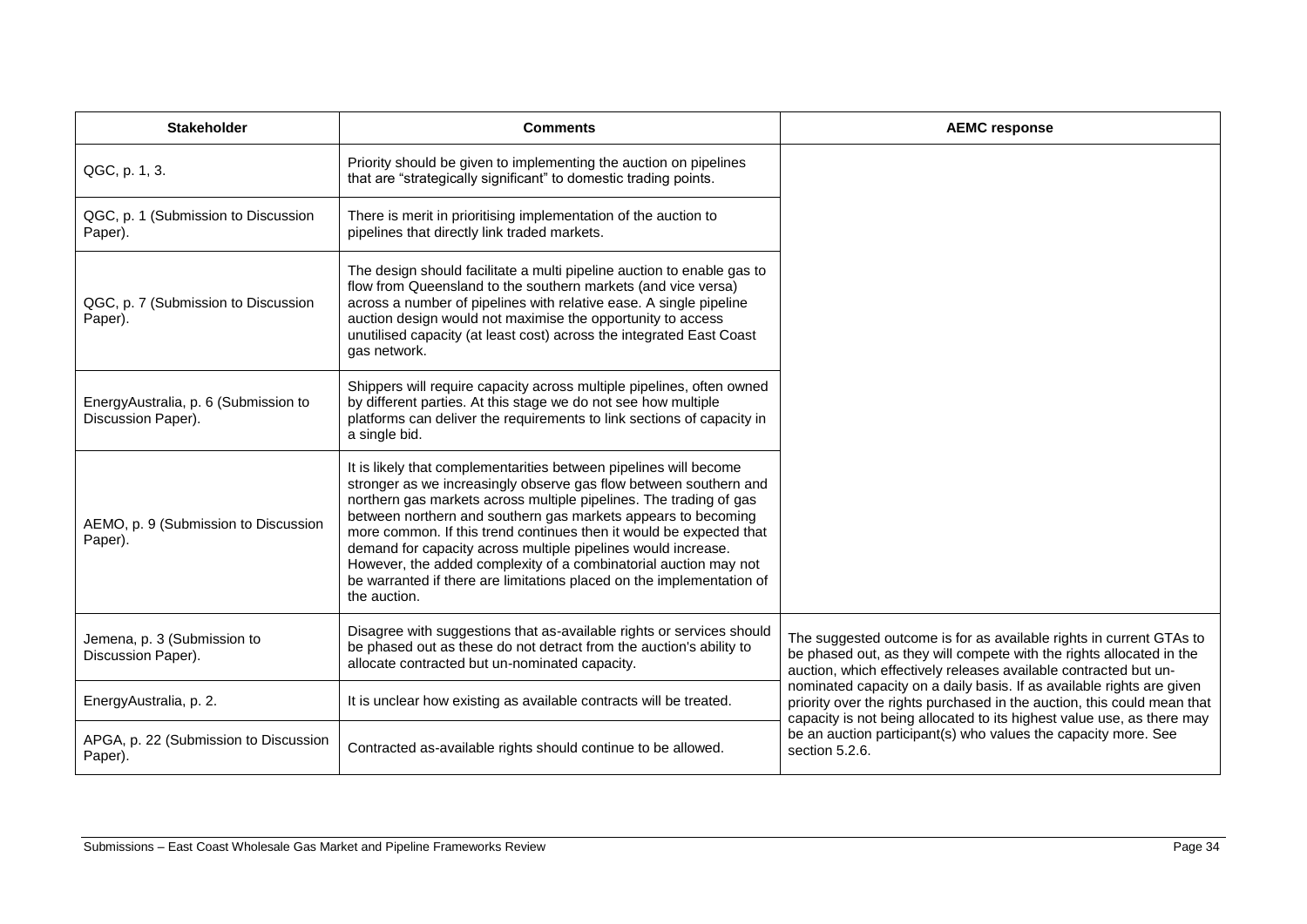| Stakeholder | Comments | AEMC response |
|---|---|---|
| QGC, p. 1, 3. | Priority should be given to implementing the auction on pipelines that are "strategically significant" to domestic trading points. | |
| QGC, p. 1 (Submission to Discussion Paper). | There is merit in prioritising implementation of the auction to pipelines that directly link traded markets. | |
| QGC, p. 7 (Submission to Discussion Paper). | The design should facilitate a multi pipeline auction to enable gas to flow from Queensland to the southern markets (and vice versa) across a number of pipelines with relative ease. A single pipeline auction design would not maximise the opportunity to access unutilised capacity (at least cost) across the integrated East Coast gas network. | |
| EnergyAustralia, p. 6 (Submission to Discussion Paper). | Shippers will require capacity across multiple pipelines, often owned by different parties. At this stage we do not see how multiple platforms can deliver the requirements to link sections of capacity in a single bid. | |
| AEMO, p. 9 (Submission to Discussion Paper). | It is likely that complementarities between pipelines will become stronger as we increasingly observe gas flow between southern and northern gas markets across multiple pipelines. The trading of gas between northern and southern gas markets appears to becoming more common. If this trend continues then it would be expected that demand for capacity across multiple pipelines would increase. However, the added complexity of a combinatorial auction may not be warranted if there are limitations placed on the implementation of the auction. | |
| Jemena, p. 3 (Submission to Discussion Paper). | Disagree with suggestions that as-available rights or services should be phased out as these do not detract from the auction's ability to allocate contracted but un-nominated capacity. | The suggested outcome is for as available rights in current GTAs to be phased out, as they will compete with the rights allocated in the auction, which effectively releases available contracted but un-nominated capacity on a daily basis. If as available rights are given priority over the rights purchased in the auction, this could mean that capacity is not being allocated to its highest value use, as there may be an auction participant(s) who values the capacity more. See section 5.2.6. |
| EnergyAustralia, p. 2. | It is unclear how existing as available contracts will be treated. | |
| APGA, p. 22 (Submission to Discussion Paper). | Contracted as-available rights should continue to be allowed. | |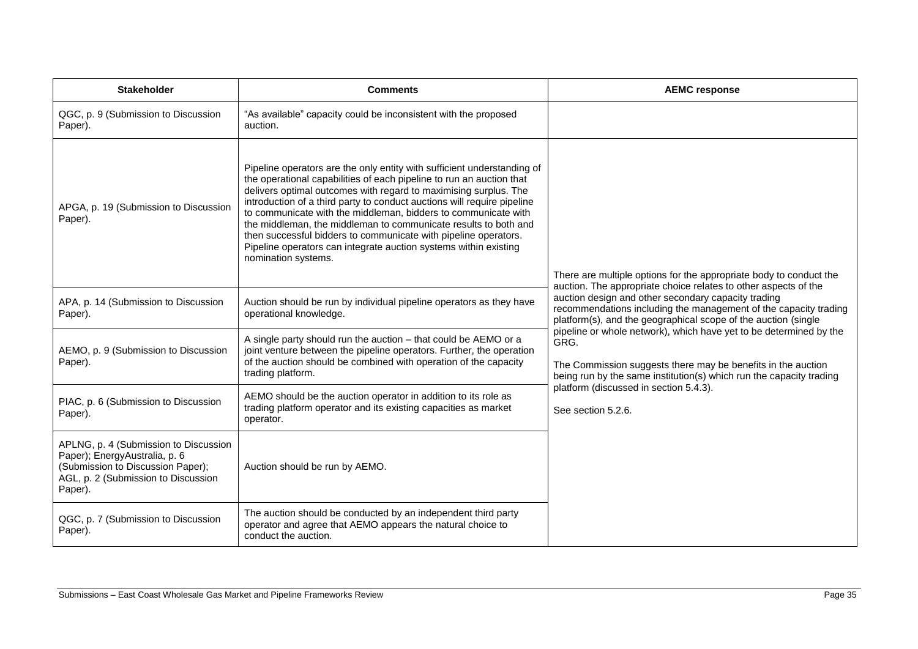| Stakeholder | Comments | AEMC response |
| --- | --- | --- |
| QGC, p. 9 (Submission to Discussion Paper). | "As available" capacity could be inconsistent with the proposed auction. | |
| APGA, p. 19 (Submission to Discussion Paper). | Pipeline operators are the only entity with sufficient understanding of the operational capabilities of each pipeline to run an auction that delivers optimal outcomes with regard to maximising surplus. The introduction of a third party to conduct auctions will require pipeline to communicate with the middleman, bidders to communicate with the middleman, the middleman to communicate results to both and then successful bidders to communicate with pipeline operators. Pipeline operators can integrate auction systems within existing nomination systems. | There are multiple options for the appropriate body to conduct the auction. The appropriate choice relates to other aspects of the auction design and other secondary capacity trading recommendations including the management of the capacity trading platform(s), and the geographical scope of the auction (single pipeline or whole network), which have yet to be determined by the GRG.<br><br>The Commission suggests there may be benefits in the auction being run by the same institution(s) which run the capacity trading platform (discussed in section 5.4.3).<br><br>See section 5.2.6. |
| APA, p. 14 (Submission to Discussion Paper). | Auction should be run by individual pipeline operators as they have operational knowledge. | |
| AEMO, p. 9 (Submission to Discussion Paper). | A single party should run the auction – that could be AEMO or a joint venture between the pipeline operators. Further, the operation of the auction should be combined with operation of the capacity trading platform. | |
| PIAC, p. 6 (Submission to Discussion Paper). | AEMO should be the auction operator in addition to its role as trading platform operator and its existing capacities as market operator. | |
| APLNG, p. 4 (Submission to Discussion Paper); EnergyAustralia, p. 6 (Submission to Discussion Paper); AGL, p. 2 (Submission to Discussion Paper). | Auction should be run by AEMO. | |
| QGC, p. 7 (Submission to Discussion Paper). | The auction should be conducted by an independent third party operator and agree that AEMO appears the natural choice to conduct the auction. | |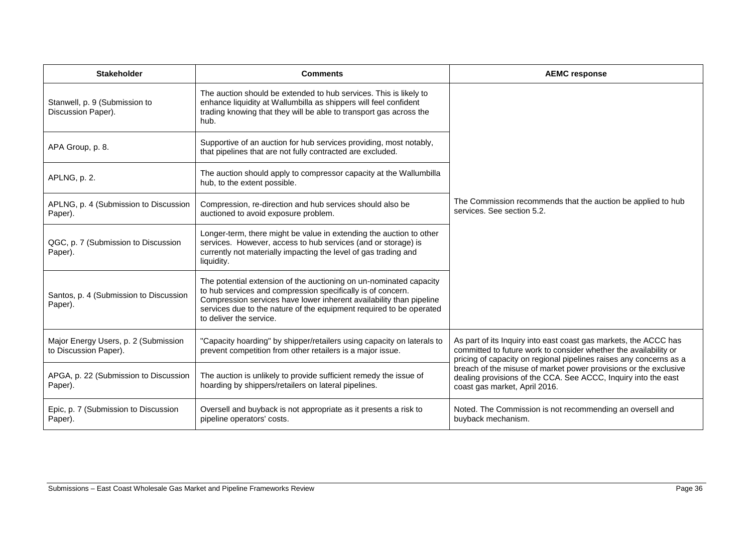| Stakeholder | Comments | AEMC response |
| --- | --- | --- |
| Stanwell, p. 9 (Submission to Discussion Paper). | The auction should be extended to hub services. This is likely to enhance liquidity at Wallumbilla as shippers will feel confident trading knowing that they will be able to transport gas across the hub. | The Commission recommends that the auction be applied to hub services. See section 5.2. |
| APA Group, p. 8. | Supportive of an auction for hub services providing, most notably, that pipelines that are not fully contracted are excluded. | |
| APLNG, p. 2. | The auction should apply to compressor capacity at the Wallumbilla hub, to the extent possible. | |
| APLNG, p. 4 (Submission to Discussion Paper). | Compression, re-direction and hub services should also be auctioned to avoid exposure problem. | |
| QGC, p. 7 (Submission to Discussion Paper). | Longer-term, there might be value in extending the auction to other services. However, access to hub services (and or storage) is currently not materially impacting the level of gas trading and liquidity. | |
| Santos, p. 4 (Submission to Discussion Paper). | The potential extension of the auctioning on un-nominated capacity to hub services and compression specifically is of concern. Compression services have lower inherent availability than pipeline services due to the nature of the equipment required to be operated to deliver the service. | |
| Major Energy Users, p. 2 (Submission to Discussion Paper). | "Capacity hoarding" by shipper/retailers using capacity on laterals to prevent competition from other retailers is a major issue. | As part of its Inquiry into east coast gas markets, the ACCC has committed to future work to consider whether the availability or pricing of capacity on regional pipelines raises any concerns as a breach of the misuse of market power provisions or the exclusive dealing provisions of the CCA. See ACCC, Inquiry into the east coast gas market, April 2016. |
| APGA, p. 22 (Submission to Discussion Paper). | The auction is unlikely to provide sufficient remedy the issue of hoarding by shippers/retailers on lateral pipelines. | |
| Epic, p. 7 (Submission to Discussion Paper). | Oversell and buyback is not appropriate as it presents a risk to pipeline operators' costs. | Noted. The Commission is not recommending an oversell and buyback mechanism. |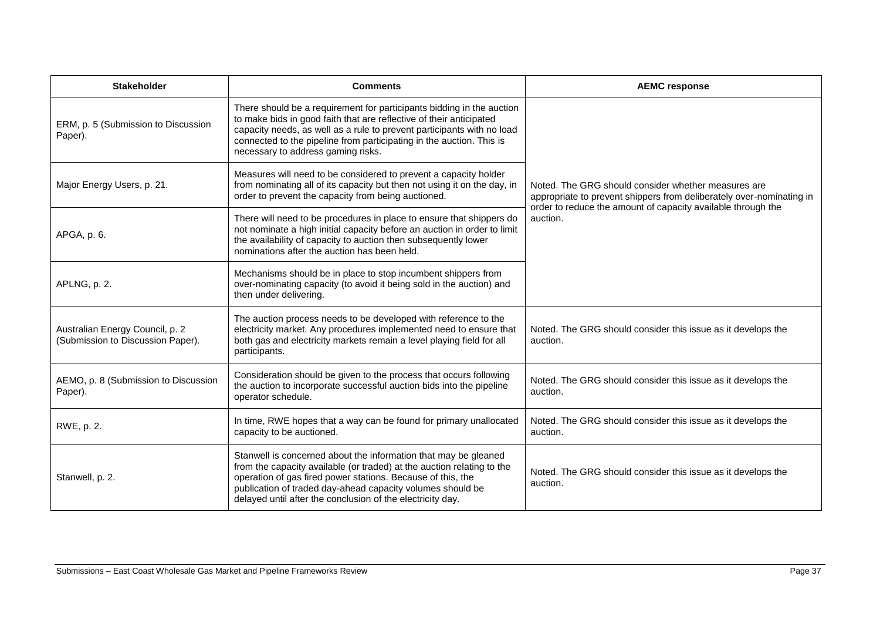| Stakeholder | Comments | AEMC response |
| --- | --- | --- |
| ERM, p. 5 (Submission to Discussion Paper). | There should be a requirement for participants bidding in the auction to make bids in good faith that are reflective of their anticipated capacity needs, as well as a rule to prevent participants with no load connected to the pipeline from participating in the auction. This is necessary to address gaming risks. | Noted. The GRG should consider whether measures are appropriate to prevent shippers from deliberately over-nominating in order to reduce the amount of capacity available through the auction. |
| Major Energy Users, p. 21. | Measures will need to be considered to prevent a capacity holder from nominating all of its capacity but then not using it on the day, in order to prevent the capacity from being auctioned. | |
| APGA, p. 6. | There will need to be procedures in place to ensure that shippers do not nominate a high initial capacity before an auction in order to limit the availability of capacity to auction then subsequently lower nominations after the auction has been held. | |
| APLNG, p. 2. | Mechanisms should be in place to stop incumbent shippers from over-nominating capacity (to avoid it being sold in the auction) and then under delivering. | |
| Australian Energy Council, p. 2 (Submission to Discussion Paper). | The auction process needs to be developed with reference to the electricity market. Any procedures implemented need to ensure that both gas and electricity markets remain a level playing field for all participants. | Noted. The GRG should consider this issue as it develops the auction. |
| AEMO, p. 8 (Submission to Discussion Paper). | Consideration should be given to the process that occurs following the auction to incorporate successful auction bids into the pipeline operator schedule. | Noted. The GRG should consider this issue as it develops the auction. |
| RWE, p. 2. | In time, RWE hopes that a way can be found for primary unallocated capacity to be auctioned. | Noted. The GRG should consider this issue as it develops the auction. |
| Stanwell, p. 2. | Stanwell is concerned about the information that may be gleaned from the capacity available (or traded) at the auction relating to the operation of gas fired power stations. Because of this, the publication of traded day-ahead capacity volumes should be delayed until after the conclusion of the electricity day. | Noted. The GRG should consider this issue as it develops the auction. |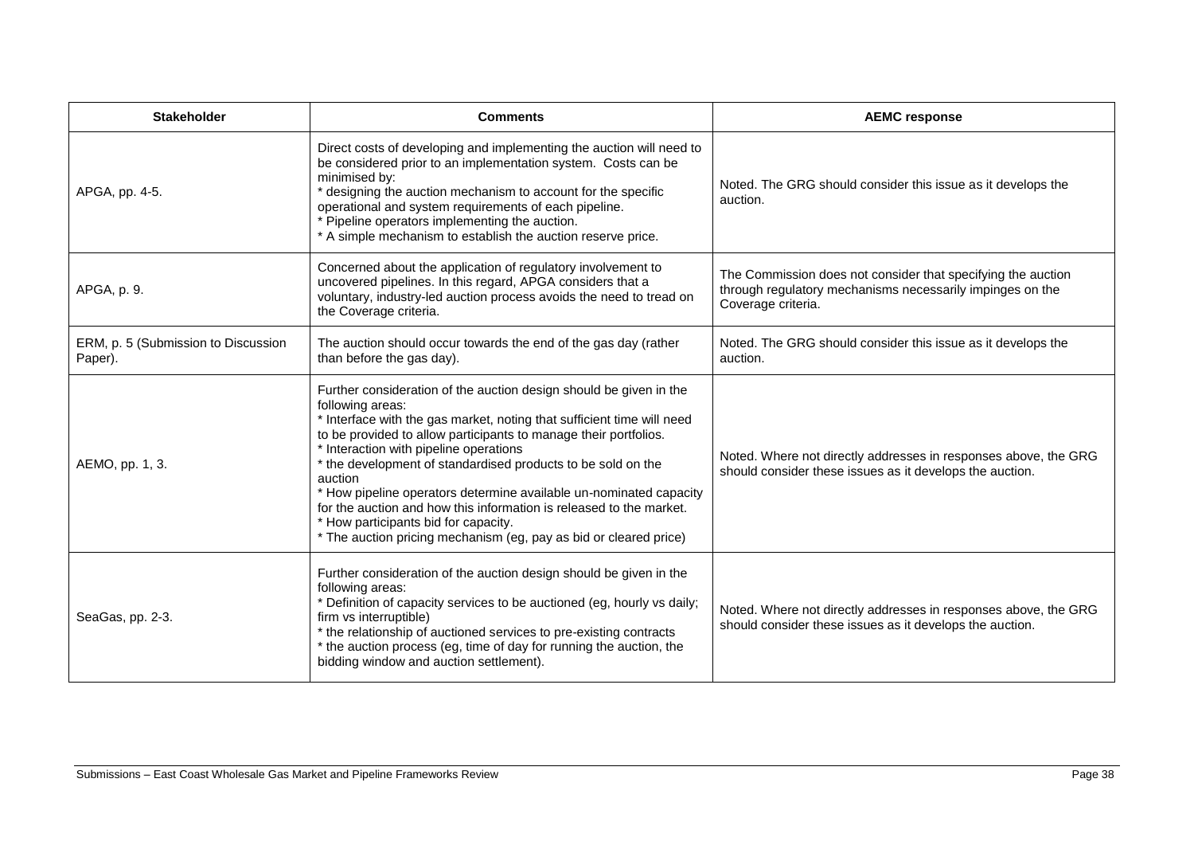| Stakeholder | Comments | AEMC response |
|---|---|---|
| APGA, pp. 4-5. | Direct costs of developing and implementing the auction will need to be considered prior to an implementation system. Costs can be minimised by:<br>* designing the auction mechanism to account for the specific operational and system requirements of each pipeline.<br>* Pipeline operators implementing the auction.<br>* A simple mechanism to establish the auction reserve price. | Noted. The GRG should consider this issue as it develops the auction. |
| APGA, p. 9. | Concerned about the application of regulatory involvement to uncovered pipelines. In this regard, APGA considers that a voluntary, industry-led auction process avoids the need to tread on the Coverage criteria. | The Commission does not consider that specifying the auction through regulatory mechanisms necessarily impinges on the Coverage criteria. |
| ERM, p. 5 (Submission to Discussion Paper). | The auction should occur towards the end of the gas day (rather than before the gas day). | Noted. The GRG should consider this issue as it develops the auction. |
| AEMO, pp. 1, 3. | Further consideration of the auction design should be given in the following areas:<br>* Interface with the gas market, noting that sufficient time will need to be provided to allow participants to manage their portfolios.<br>* Interaction with pipeline operations<br>* the development of standardised products to be sold on the auction<br>* How pipeline operators determine available un-nominated capacity for the auction and how this information is released to the market.<br>* How participants bid for capacity.<br>* The auction pricing mechanism (eg, pay as bid or cleared price) | Noted. Where not directly addresses in responses above, the GRG should consider these issues as it develops the auction. |
| SeaGas, pp. 2-3. | Further consideration of the auction design should be given in the following areas:<br>* Definition of capacity services to be auctioned (eg, hourly vs daily; firm vs interruptible)<br>* the relationship of auctioned services to pre-existing contracts<br>* the auction process (eg, time of day for running the auction, the bidding window and auction settlement). | Noted. Where not directly addresses in responses above, the GRG should consider these issues as it develops the auction. |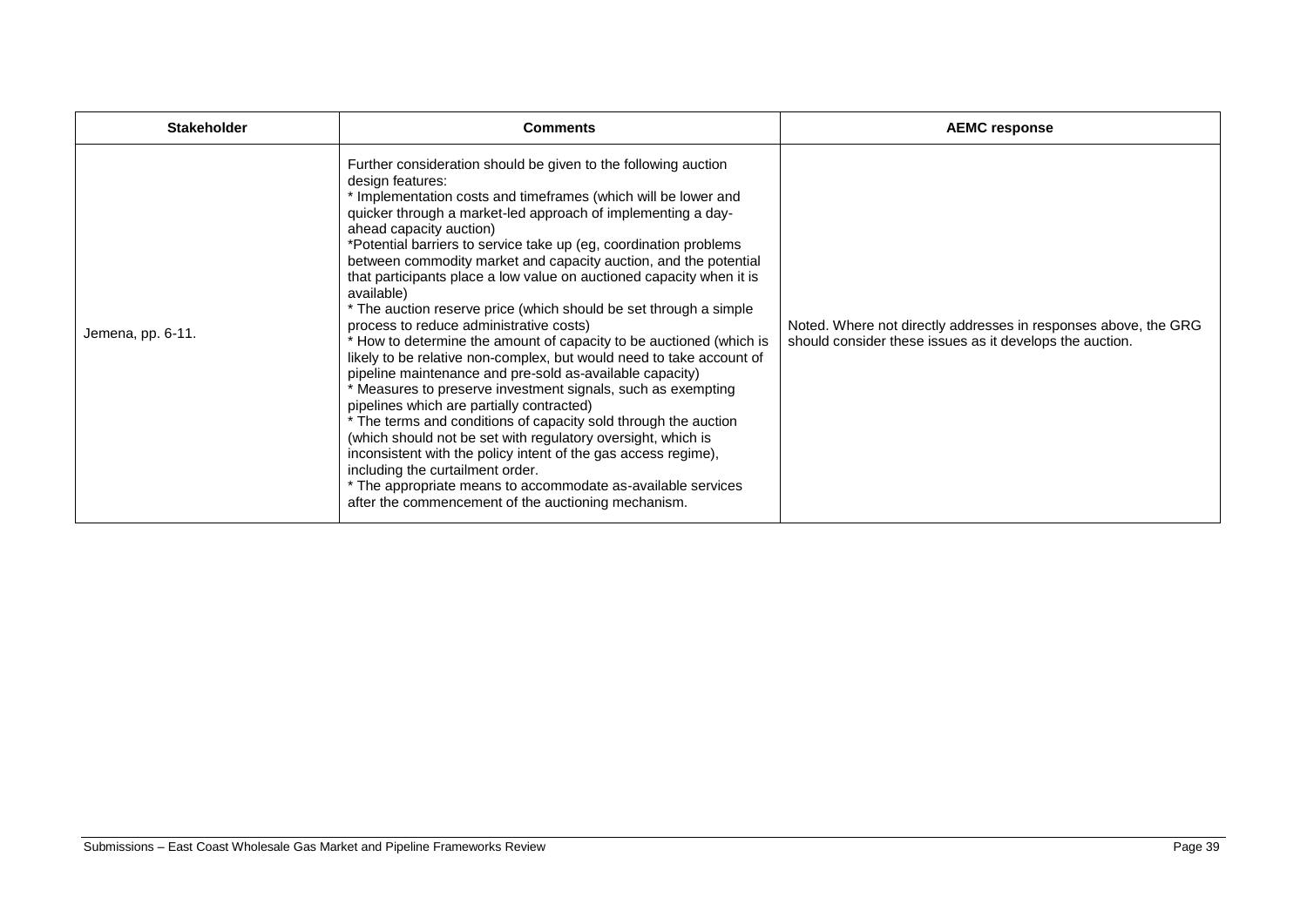| Stakeholder | Comments | AEMC response |
|---|---|---|
| Jemena, pp. 6-11. | Further consideration should be given to the following auction design features:<br>* Implementation costs and timeframes (which will be lower and quicker through a market-led approach of implementing a day-ahead capacity auction)<br>*Potential barriers to service take up (eg, coordination problems between commodity market and capacity auction, and the potential that participants place a low value on auctioned capacity when it is available)<br>* The auction reserve price (which should be set through a simple process to reduce administrative costs)<br>* How to determine the amount of capacity to be auctioned (which is likely to be relative non-complex, but would need to take account of pipeline maintenance and pre-sold as-available capacity)<br>* Measures to preserve investment signals, such as exempting pipelines which are partially contracted)<br>* The terms and conditions of capacity sold through the auction (which should not be set with regulatory oversight, which is inconsistent with the policy intent of the gas access regime), including the curtailment order.<br>* The appropriate means to accommodate as-available services after the commencement of the auctioning mechanism. | Noted. Where not directly addresses in responses above, the GRG should consider these issues as it develops the auction. |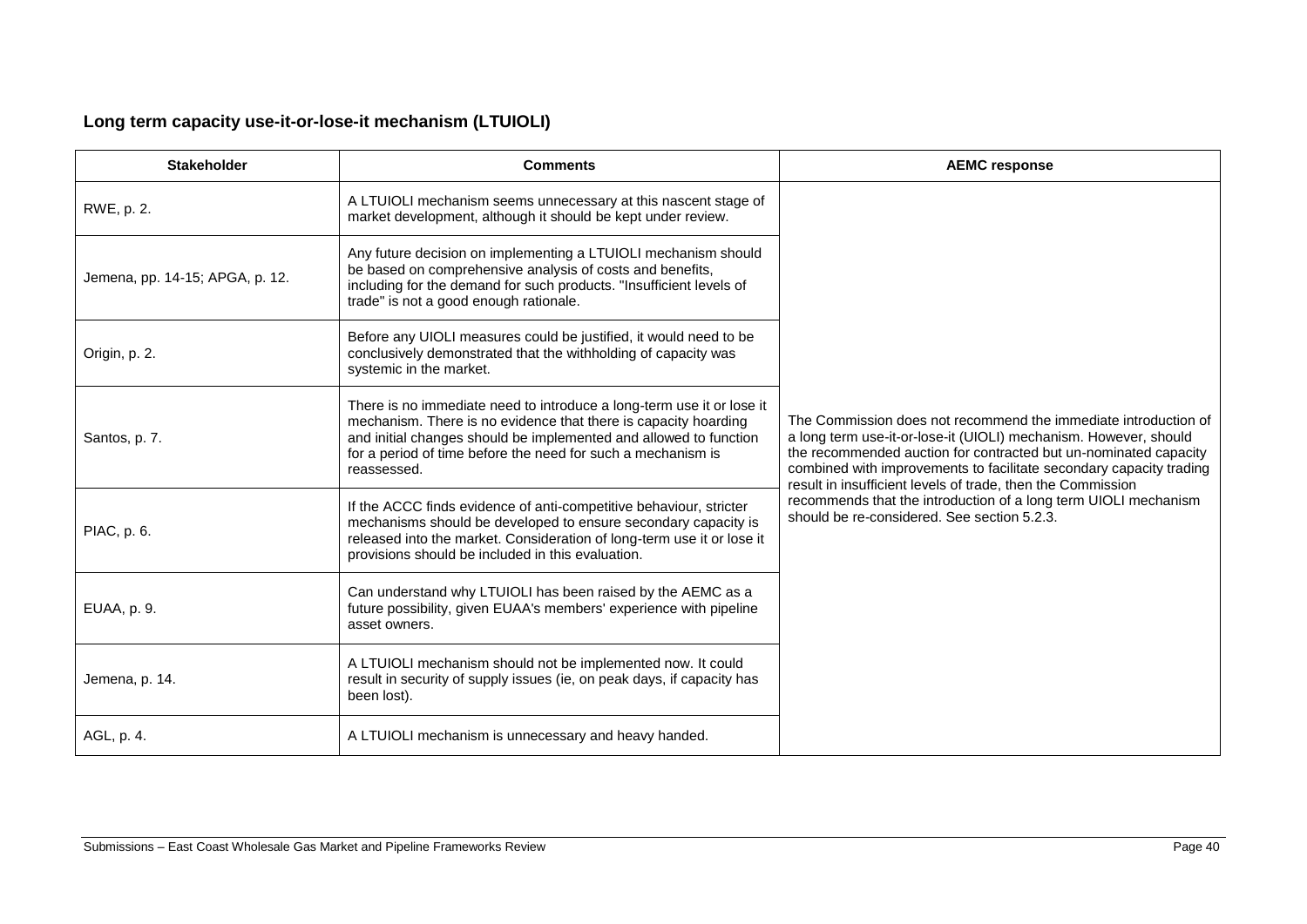## Long term capacity use-it-or-lose-it mechanism (LTUIOLI)

| Stakeholder | Comments | AEMC response |
|---|---|---|
| RWE, p. 2. | A LTUIOLI mechanism seems unnecessary at this nascent stage of market development, although it should be kept under review. | The Commission does not recommend the immediate introduction of a long term use-it-or-lose-it (UIOLI) mechanism. However, should the recommended auction for contracted but un-nominated capacity combined with improvements to facilitate secondary capacity trading result in insufficient levels of trade, then the Commission recommends that the introduction of a long term UIOLI mechanism should be re-considered. See section 5.2.3. |
| Jemena, pp. 14-15; APGA, p. 12. | Any future decision on implementing a LTUIOLI mechanism should be based on comprehensive analysis of costs and benefits, including for the demand for such products. "Insufficient levels of trade" is not a good enough rationale. | |
| Origin, p. 2. | Before any UIOLI measures could be justified, it would need to be conclusively demonstrated that the withholding of capacity was systemic in the market. | |
| Santos, p. 7. | There is no immediate need to introduce a long-term use it or lose it mechanism. There is no evidence that there is capacity hoarding and initial changes should be implemented and allowed to function for a period of time before the need for such a mechanism is reassessed. | |
| PIAC, p. 6. | If the ACCC finds evidence of anti-competitive behaviour, stricter mechanisms should be developed to ensure secondary capacity is released into the market. Consideration of long-term use it or lose it provisions should be included in this evaluation. | |
| EUAA, p. 9. | Can understand why LTUIOLI has been raised by the AEMC as a future possibility, given EUAA's members' experience with pipeline asset owners. | |
| Jemena, p. 14. | A LTUIOLI mechanism should not be implemented now. It could result in security of supply issues (ie, on peak days, if capacity has been lost). | |
| AGL, p. 4. | A LTUIOLI mechanism is unnecessary and heavy handed. | |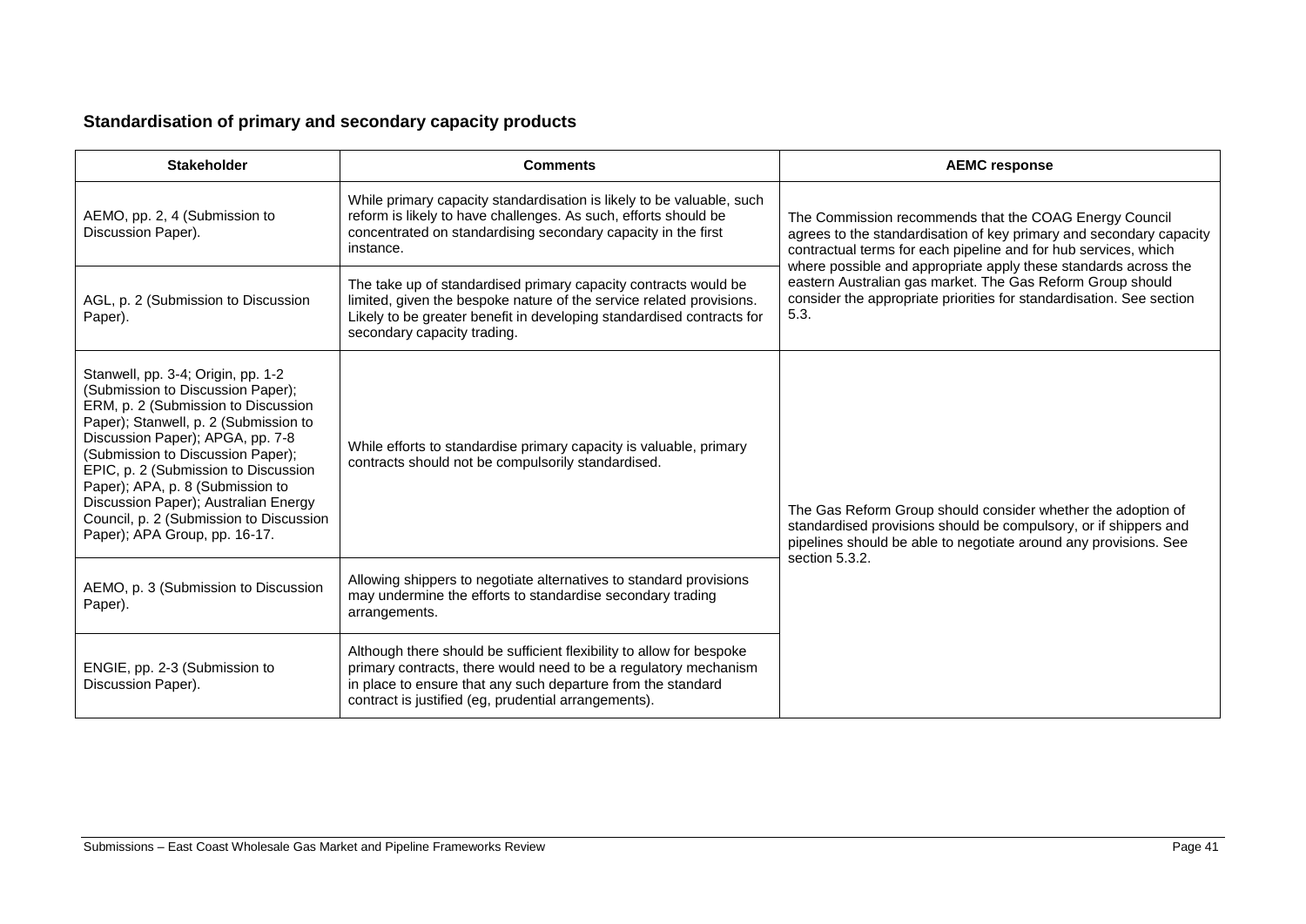### Standardisation of primary and secondary capacity products

| Stakeholder | Comments | AEMC response |
|---|---|---|
| AEMO, pp. 2, 4 (Submission to Discussion Paper). | While primary capacity standardisation is likely to be valuable, such reform is likely to have challenges. As such, efforts should be concentrated on standardising secondary capacity in the first instance. | The Commission recommends that the COAG Energy Council agrees to the standardisation of key primary and secondary capacity contractual terms for each pipeline and for hub services, which where possible and appropriate apply these standards across the eastern Australian gas market. The Gas Reform Group should consider the appropriate priorities for standardisation. See section 5.3. |
| AGL, p. 2 (Submission to Discussion Paper). | The take up of standardised primary capacity contracts would be limited, given the bespoke nature of the service related provisions. Likely to be greater benefit in developing standardised contracts for secondary capacity trading. | |
| Stanwell, pp. 3-4; Origin, pp. 1-2 (Submission to Discussion Paper); ERM, p. 2 (Submission to Discussion Paper); Stanwell, p. 2 (Submission to Discussion Paper); APGA, pp. 7-8 (Submission to Discussion Paper); EPIC, p. 2 (Submission to Discussion Paper); APA, p. 8 (Submission to Discussion Paper); Australian Energy Council, p. 2 (Submission to Discussion Paper); APA Group, pp. 16-17. | While efforts to standardise primary capacity is valuable, primary contracts should not be compulsorily standardised. | The Gas Reform Group should consider whether the adoption of standardised provisions should be compulsory, or if shippers and pipelines should be able to negotiate around any provisions. See section 5.3.2. |
| AEMO, p. 3 (Submission to Discussion Paper). | Allowing shippers to negotiate alternatives to standard provisions may undermine the efforts to standardise secondary trading arrangements. | |
| ENGIE, pp. 2-3 (Submission to Discussion Paper). | Although there should be sufficient flexibility to allow for bespoke primary contracts, there would need to be a regulatory mechanism in place to ensure that any such departure from the standard contract is justified (eg, prudential arrangements). | |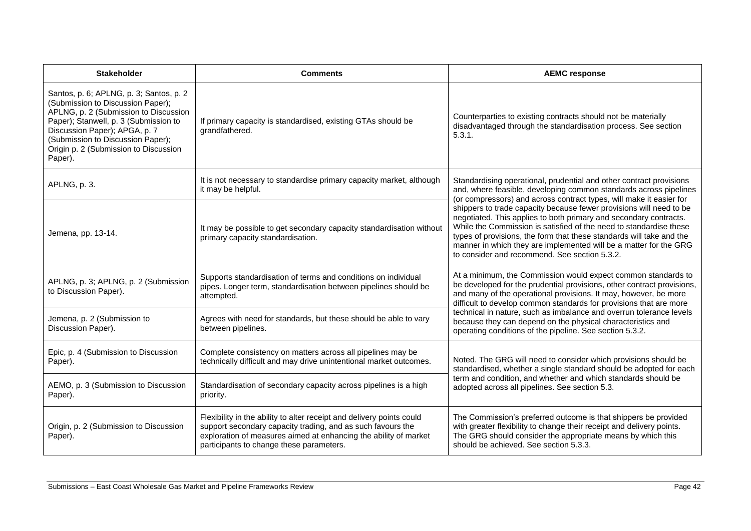| Stakeholder | Comments | AEMC response |
| --- | --- | --- |
| Santos, p. 6; APLNG, p. 3; Santos, p. 2 (Submission to Discussion Paper); APLNG, p. 2 (Submission to Discussion Paper); Stanwell, p. 3 (Submission to Discussion Paper); APGA, p. 7 (Submission to Discussion Paper); Origin p. 2 (Submission to Discussion Paper). | If primary capacity is standardised, existing GTAs should be grandfathered. | Counterparties to existing contracts should not be materially disadvantaged through the standardisation process. See section 5.3.1. |
| APLNG, p. 3. | It is not necessary to standardise primary capacity market, although it may be helpful. | Standardising operational, prudential and other contract provisions and, where feasible, developing common standards across pipelines (or compressors) and across contract types, will make it easier for shippers to trade capacity because fewer provisions will need to be negotiated. This applies to both primary and secondary contracts. While the Commission is satisfied of the need to standardise these types of provisions, the form that these standards will take and the manner in which they are implemented will be a matter for the GRG to consider and recommend. See section 5.3.2. |
| Jemena, pp. 13-14. | It may be possible to get secondary capacity standardisation without primary capacity standardisation. | |
| APLNG, p. 3; APLNG, p. 2 (Submission to Discussion Paper). | Supports standardisation of terms and conditions on individual pipes. Longer term, standardisation between pipelines should be attempted. | At a minimum, the Commission would expect common standards to be developed for the prudential provisions, other contract provisions, and many of the operational provisions. It may, however, be more difficult to develop common standards for provisions that are more technical in nature, such as imbalance and overrun tolerance levels because they can depend on the physical characteristics and operating conditions of the pipeline. See section 5.3.2. |
| Jemena, p. 2 (Submission to Discussion Paper). | Agrees with need for standards, but these should be able to vary between pipelines. | |
| Epic, p. 4 (Submission to Discussion Paper). | Complete consistency on matters across all pipelines may be technically difficult and may drive unintentional market outcomes. | Noted. The GRG will need to consider which provisions should be standardised, whether a single standard should be adopted for each term and condition, and whether and which standards should be adopted across all pipelines. See section 5.3. |
| AEMO, p. 3 (Submission to Discussion Paper). | Standardisation of secondary capacity across pipelines is a high priority. | |
| Origin, p. 2 (Submission to Discussion Paper). | Flexibility in the ability to alter receipt and delivery points could support secondary capacity trading, and as such favours the exploration of measures aimed at enhancing the ability of market participants to change these parameters. | The Commission's preferred outcome is that shippers be provided with greater flexibility to change their receipt and delivery points. The GRG should consider the appropriate means by which this should be achieved. See section 5.3.3. |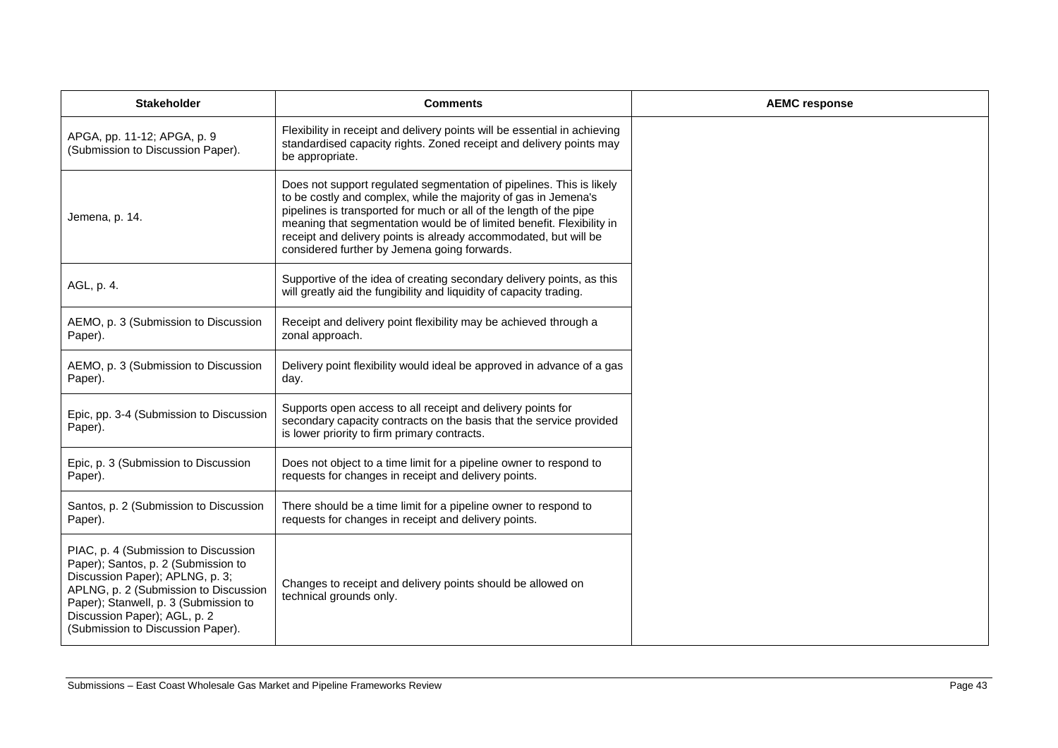| Stakeholder | Comments | AEMC response |
| --- | --- | --- |
| APGA, pp. 11-12; APGA, p. 9 (Submission to Discussion Paper). | Flexibility in receipt and delivery points will be essential in achieving standardised capacity rights. Zoned receipt and delivery points may be appropriate. | |
| Jemena, p. 14. | Does not support regulated segmentation of pipelines. This is likely to be costly and complex, while the majority of gas in Jemena's pipelines is transported for much or all of the length of the pipe meaning that segmentation would be of limited benefit. Flexibility in receipt and delivery points is already accommodated, but will be considered further by Jemena going forwards. | |
| AGL, p. 4. | Supportive of the idea of creating secondary delivery points, as this will greatly aid the fungibility and liquidity of capacity trading. | |
| AEMO, p. 3 (Submission to Discussion Paper). | Receipt and delivery point flexibility may be achieved through a zonal approach. | |
| AEMO, p. 3 (Submission to Discussion Paper). | Delivery point flexibility would ideal be approved in advance of a gas day. | |
| Epic, pp. 3-4 (Submission to Discussion Paper). | Supports open access to all receipt and delivery points for secondary capacity contracts on the basis that the service provided is lower priority to firm primary contracts. | |
| Epic, p. 3 (Submission to Discussion Paper). | Does not object to a time limit for a pipeline owner to respond to requests for changes in receipt and delivery points. | |
| Santos, p. 2 (Submission to Discussion Paper). | There should be a time limit for a pipeline owner to respond to requests for changes in receipt and delivery points. | |
| PIAC, p. 4 (Submission to Discussion Paper); Santos, p. 2 (Submission to Discussion Paper); APLNG, p. 3; APLNG, p. 2 (Submission to Discussion Paper); Stanwell, p. 3 (Submission to Discussion Paper); AGL, p. 2 (Submission to Discussion Paper). | Changes to receipt and delivery points should be allowed on technical grounds only. | |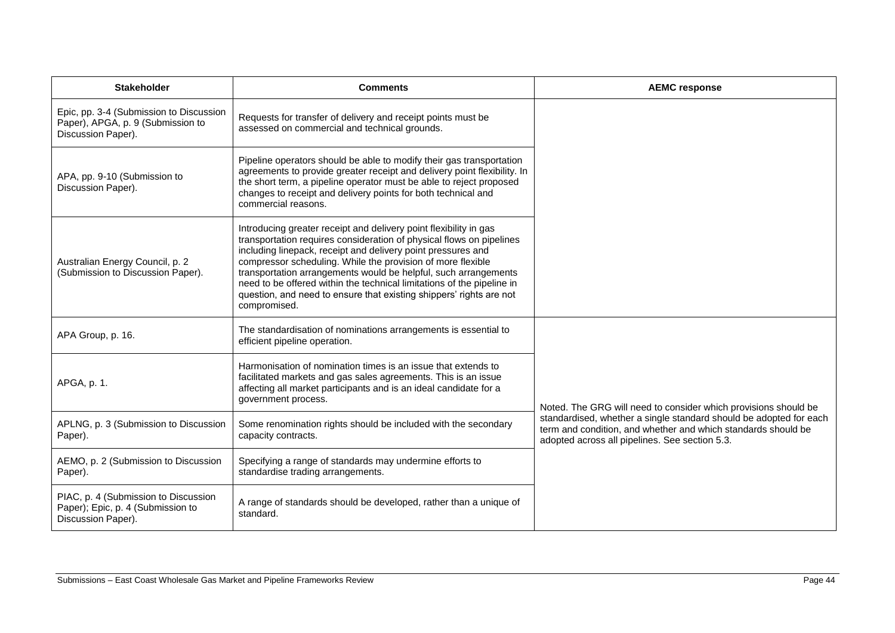| Stakeholder | Comments | AEMC response |
| --- | --- | --- |
| Epic, pp. 3-4 (Submission to Discussion Paper), APGA, p. 9 (Submission to Discussion Paper). | Requests for transfer of delivery and receipt points must be assessed on commercial and technical grounds. | |
| APA, pp. 9-10 (Submission to Discussion Paper). | Pipeline operators should be able to modify their gas transportation agreements to provide greater receipt and delivery point flexibility. In the short term, a pipeline operator must be able to reject proposed changes to receipt and delivery points for both technical and commercial reasons. | |
| Australian Energy Council, p. 2 (Submission to Discussion Paper). | Introducing greater receipt and delivery point flexibility in gas transportation requires consideration of physical flows on pipelines including linepack, receipt and delivery point pressures and compressor scheduling. While the provision of more flexible transportation arrangements would be helpful, such arrangements need to be offered within the technical limitations of the pipeline in question, and need to ensure that existing shippers' rights are not compromised. | |
| APA Group, p. 16. | The standardisation of nominations arrangements is essential to efficient pipeline operation. | Noted. The GRG will need to consider which provisions should be standardised, whether a single standard should be adopted for each term and condition, and whether and which standards should be adopted across all pipelines. See section 5.3. |
| APGA, p. 1. | Harmonisation of nomination times is an issue that extends to facilitated markets and gas sales agreements. This is an issue affecting all market participants and is an ideal candidate for a government process. | |
| APLNG, p. 3 (Submission to Discussion Paper). | Some renomination rights should be included with the secondary capacity contracts. | |
| AEMO, p. 2 (Submission to Discussion Paper). | Specifying a range of standards may undermine efforts to standardise trading arrangements. | |
| PIAC, p. 4 (Submission to Discussion Paper); Epic, p. 4 (Submission to Discussion Paper). | A range of standards should be developed, rather than a unique of standard. | |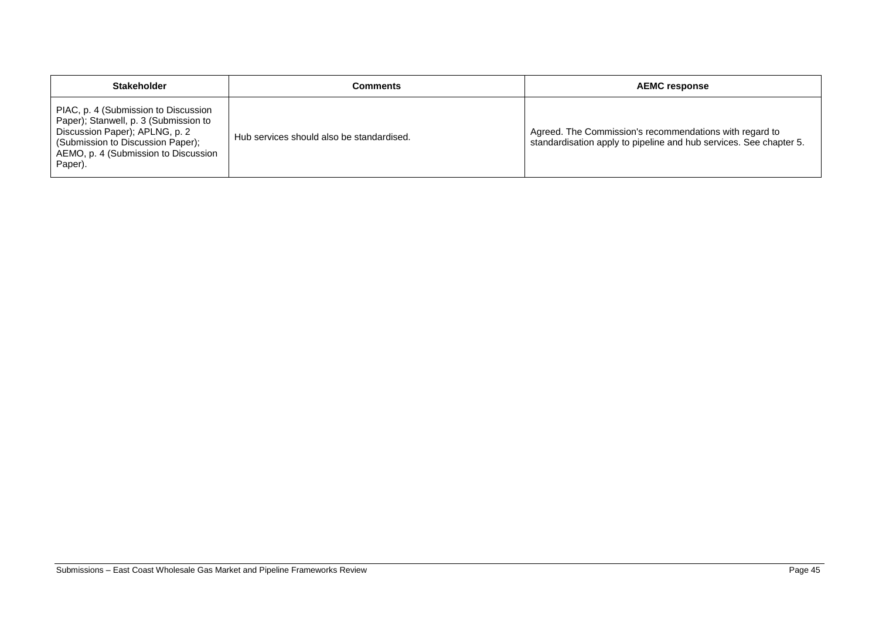| Stakeholder | Comments | AEMC response |
| --- | --- | --- |
| PIAC, p. 4 (Submission to Discussion Paper); Stanwell, p. 3 (Submission to Discussion Paper); APLNG, p. 2 (Submission to Discussion Paper); AEMO, p. 4 (Submission to Discussion Paper). | Hub services should also be standardised. | Agreed. The Commission's recommendations with regard to standardisation apply to pipeline and hub services. See chapter 5. |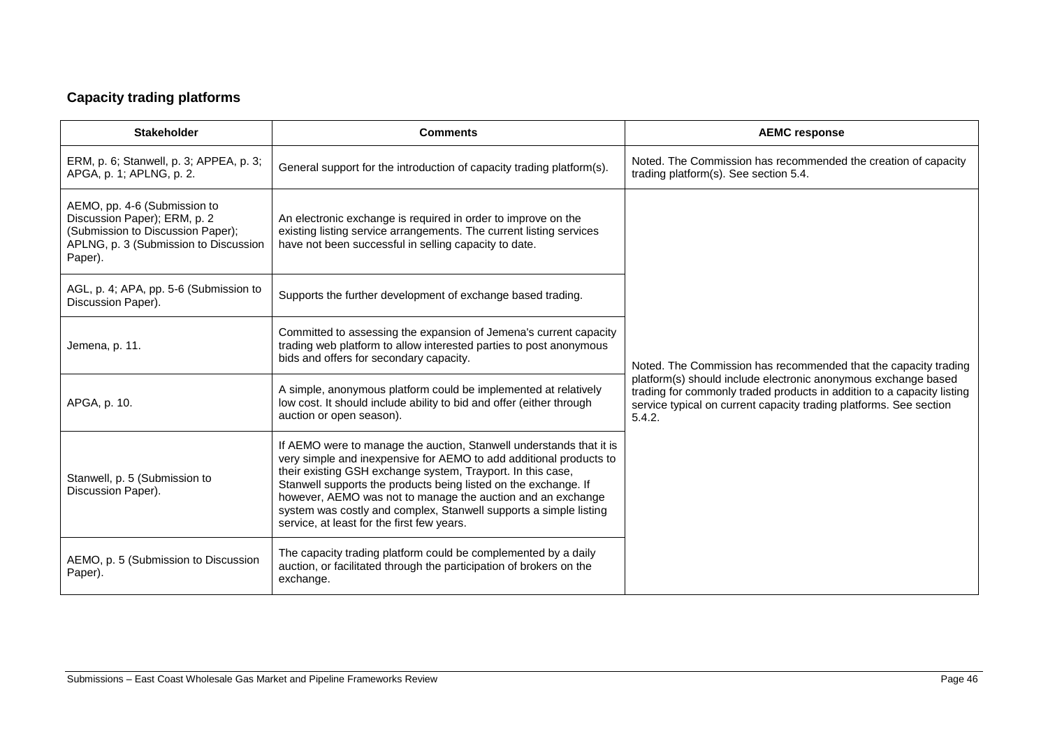## Capacity trading platforms

| Stakeholder | Comments | AEMC response |
|---|---|---|
| ERM, p. 6; Stanwell, p. 3; APPEA, p. 3; APGA, p. 1; APLNG, p. 2. | General support for the introduction of capacity trading platform(s). | Noted. The Commission has recommended the creation of capacity trading platform(s). See section 5.4. |
| AEMO, pp. 4-6 (Submission to Discussion Paper); ERM, p. 2 (Submission to Discussion Paper); APLNG, p. 3 (Submission to Discussion Paper). | An electronic exchange is required in order to improve on the existing listing service arrangements. The current listing services have not been successful in selling capacity to date. | Noted. The Commission has recommended that the capacity trading platform(s) should include electronic anonymous exchange based trading for commonly traded products in addition to a capacity listing service typical on current capacity trading platforms. See section 5.4.2. |
| AGL, p. 4; APA, pp. 5-6 (Submission to Discussion Paper). | Supports the further development of exchange based trading. | |
| Jemena, p. 11. | Committed to assessing the expansion of Jemena's current capacity trading web platform to allow interested parties to post anonymous bids and offers for secondary capacity. | |
| APGA, p. 10. | A simple, anonymous platform could be implemented at relatively low cost. It should include ability to bid and offer (either through auction or open season). | |
| Stanwell, p. 5 (Submission to Discussion Paper). | If AEMO were to manage the auction, Stanwell understands that it is very simple and inexpensive for AEMO to add additional products to their existing GSH exchange system, Trayport. In this case, Stanwell supports the products being listed on the exchange. If however, AEMO was not to manage the auction and an exchange system was costly and complex, Stanwell supports a simple listing service, at least for the first few years. | |
| AEMO, p. 5 (Submission to Discussion Paper). | The capacity trading platform could be complemented by a daily auction, or facilitated through the participation of brokers on the exchange. | |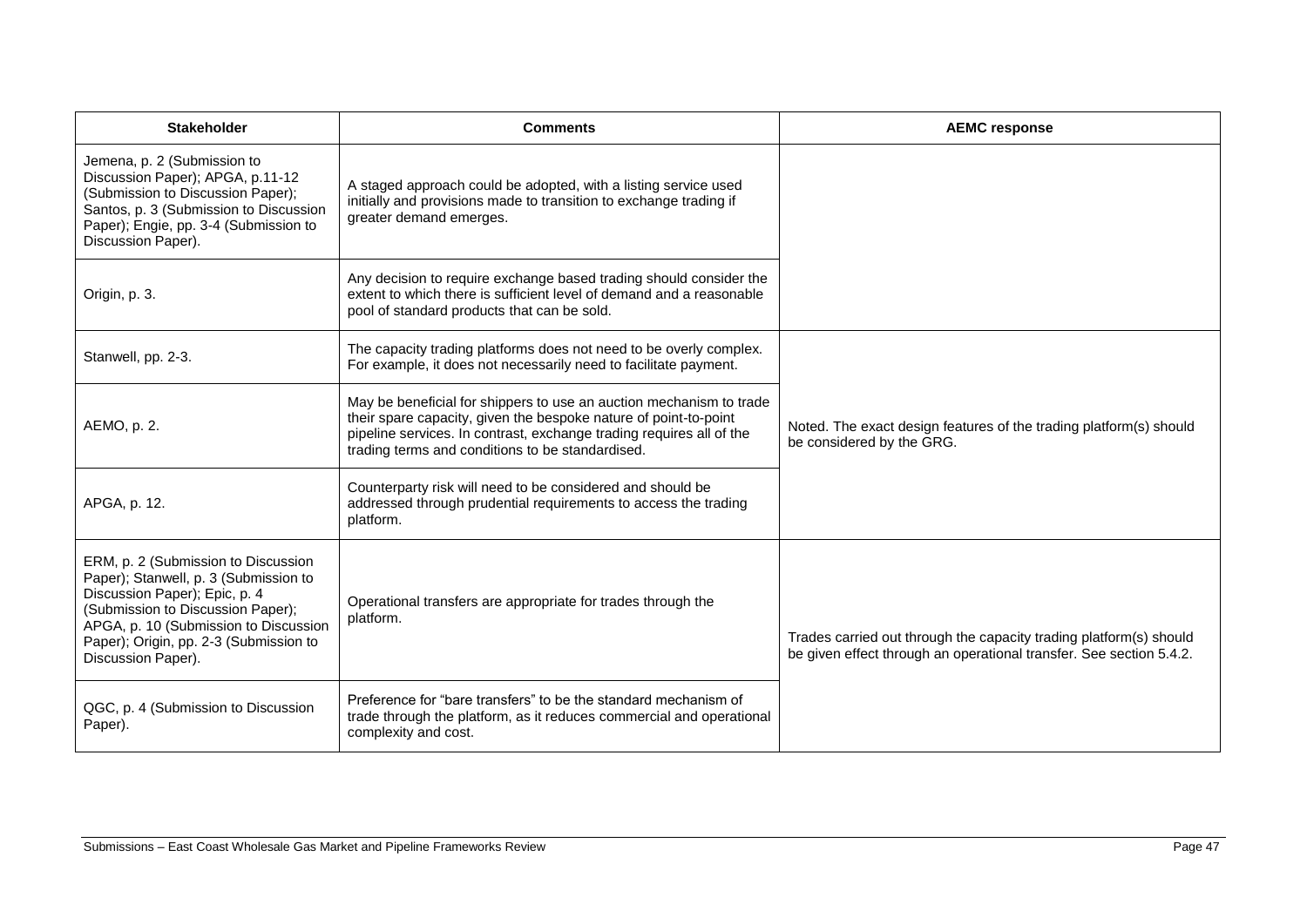| Stakeholder | Comments | AEMC response |
| --- | --- | --- |
| Jemena, p. 2 (Submission to Discussion Paper); APGA, p.11-12 (Submission to Discussion Paper); Santos, p. 3 (Submission to Discussion Paper); Engie, pp. 3-4 (Submission to Discussion Paper). | A staged approach could be adopted, with a listing service used initially and provisions made to transition to exchange trading if greater demand emerges. | |
| Origin, p. 3. | Any decision to require exchange based trading should consider the extent to which there is sufficient level of demand and a reasonable pool of standard products that can be sold. | |
| Stanwell, pp. 2-3. | The capacity trading platforms does not need to be overly complex. For example, it does not necessarily need to facilitate payment. | Noted. The exact design features of the trading platform(s) should be considered by the GRG. |
| AEMO, p. 2. | May be beneficial for shippers to use an auction mechanism to trade their spare capacity, given the bespoke nature of point-to-point pipeline services. In contrast, exchange trading requires all of the trading terms and conditions to be standardised. | |
| APGA, p. 12. | Counterparty risk will need to be considered and should be addressed through prudential requirements to access the trading platform. | |
| ERM, p. 2 (Submission to Discussion Paper); Stanwell, p. 3 (Submission to Discussion Paper); Epic, p. 4 (Submission to Discussion Paper); APGA, p. 10 (Submission to Discussion Paper); Origin, pp. 2-3 (Submission to Discussion Paper). | Operational transfers are appropriate for trades through the platform. | Trades carried out through the capacity trading platform(s) should be given effect through an operational transfer. See section 5.4.2. |
| QGC, p. 4 (Submission to Discussion Paper). | Preference for "bare transfers" to be the standard mechanism of trade through the platform, as it reduces commercial and operational complexity and cost. | |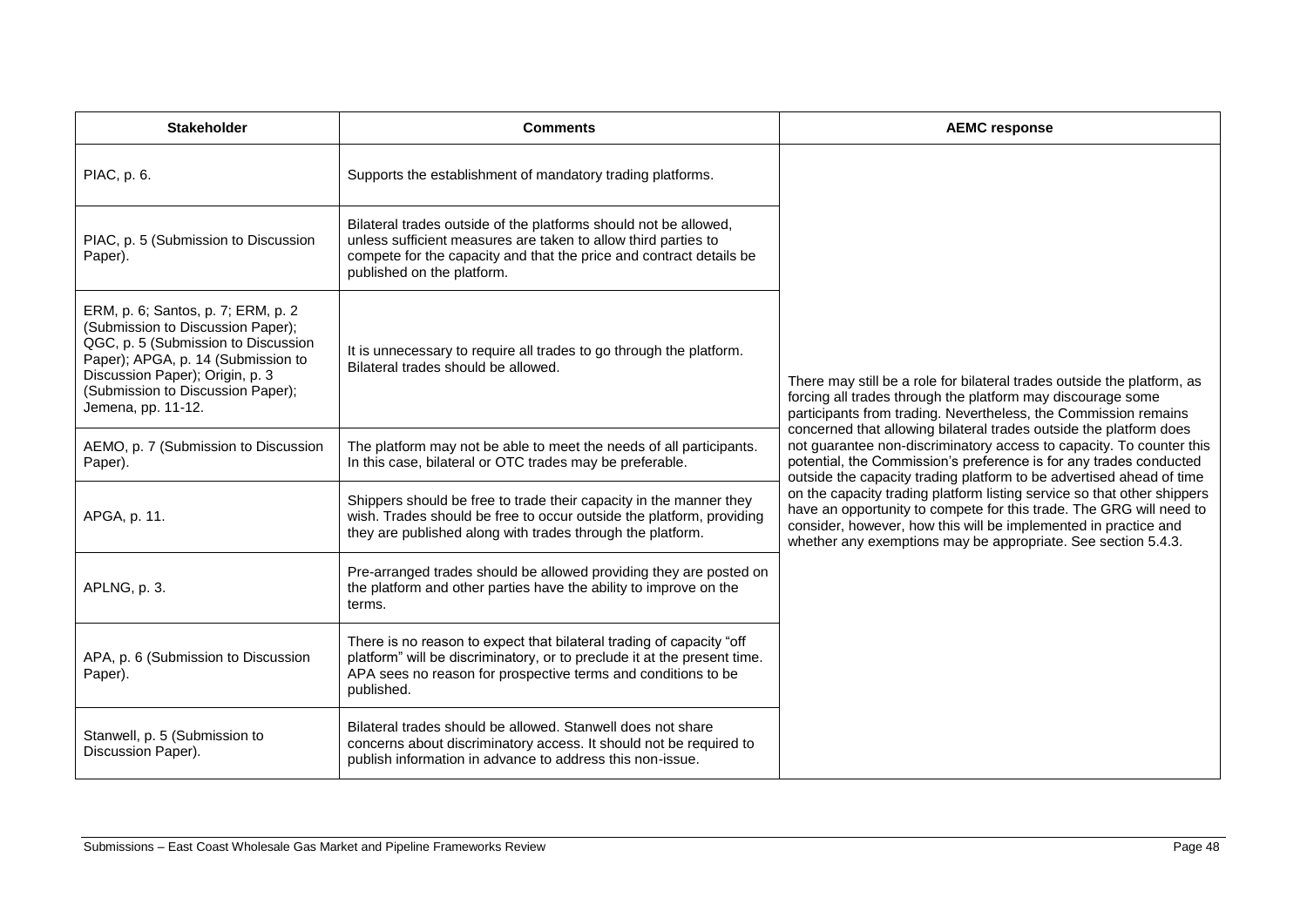| Stakeholder | Comments | AEMC response |
|---|---|---|
| PIAC, p. 6. | Supports the establishment of mandatory trading platforms. | There may still be a role for bilateral trades outside the platform, as forcing all trades through the platform may discourage some participants from trading. Nevertheless, the Commission remains concerned that allowing bilateral trades outside the platform does not guarantee non-discriminatory access to capacity. To counter this potential, the Commission's preference is for any trades conducted outside the capacity trading platform to be advertised ahead of time on the capacity trading platform listing service so that other shippers have an opportunity to compete for this trade. The GRG will need to consider, however, how this will be implemented in practice and whether any exemptions may be appropriate. See section 5.4.3. |
| PIAC, p. 5 (Submission to Discussion Paper). | Bilateral trades outside of the platforms should not be allowed, unless sufficient measures are taken to allow third parties to compete for the capacity and that the price and contract details be published on the platform. | |
| ERM, p. 6; Santos, p. 7; ERM, p. 2 (Submission to Discussion Paper); QGC, p. 5 (Submission to Discussion Paper); APGA, p. 14 (Submission to Discussion Paper); Origin, p. 3 (Submission to Discussion Paper); Jemena, pp. 11-12. | It is unnecessary to require all trades to go through the platform. Bilateral trades should be allowed. | |
| AEMO, p. 7 (Submission to Discussion Paper). | The platform may not be able to meet the needs of all participants. In this case, bilateral or OTC trades may be preferable. | |
| APGA, p. 11. | Shippers should be free to trade their capacity in the manner they wish. Trades should be free to occur outside the platform, providing they are published along with trades through the platform. | |
| APLNG, p. 3. | Pre-arranged trades should be allowed providing they are posted on the platform and other parties have the ability to improve on the terms. | |
| APA, p. 6 (Submission to Discussion Paper). | There is no reason to expect that bilateral trading of capacity "off platform" will be discriminatory, or to preclude it at the present time. APA sees no reason for prospective terms and conditions to be published. | |
| Stanwell, p. 5 (Submission to Discussion Paper). | Bilateral trades should be allowed. Stanwell does not share concerns about discriminatory access. It should not be required to publish information in advance to address this non-issue. | |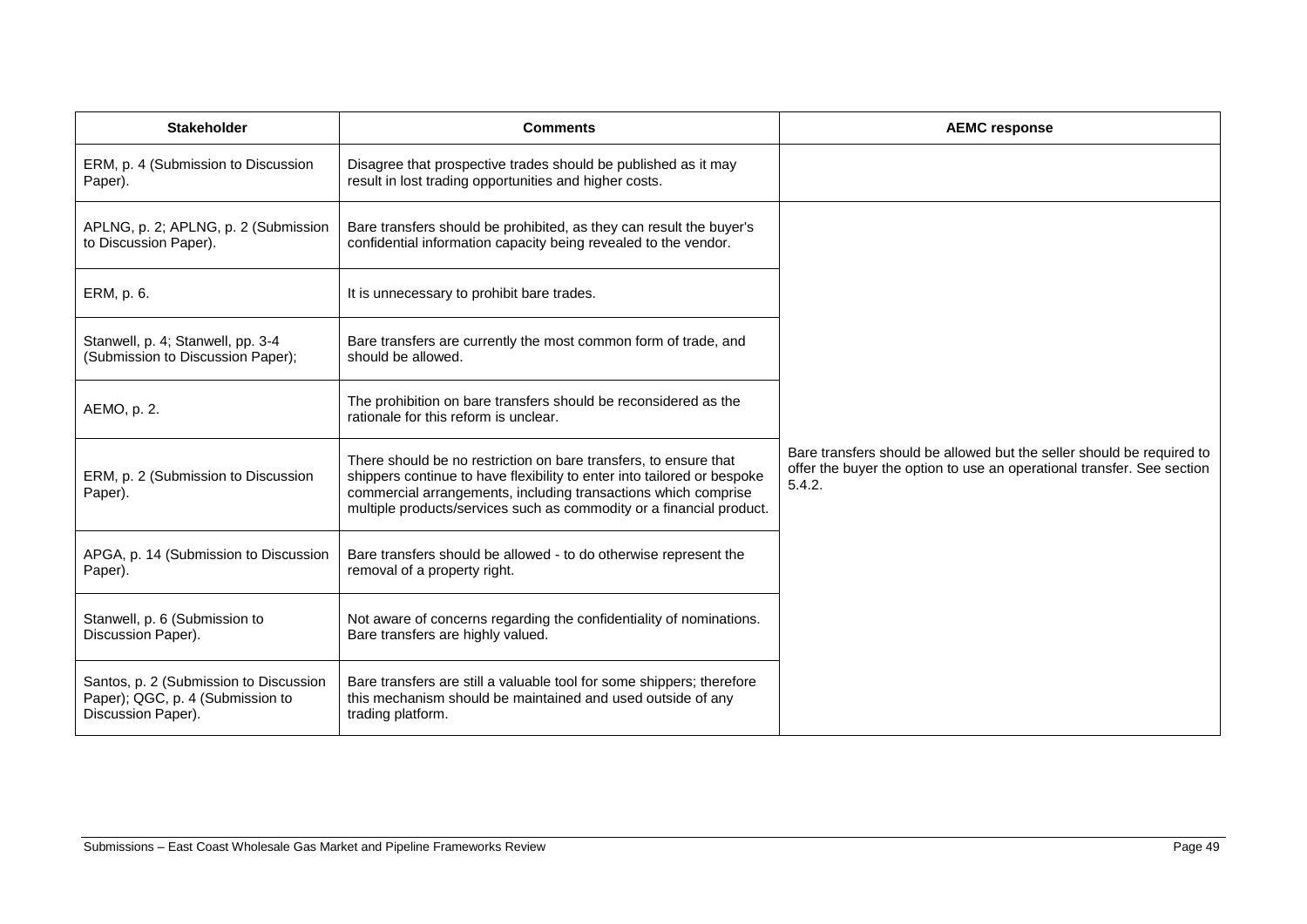| Stakeholder | Comments | AEMC response |
|---|---|---|
| ERM, p. 4 (Submission to Discussion Paper). | Disagree that prospective trades should be published as it may result in lost trading opportunities and higher costs. | |
| APLNG, p. 2; APLNG, p. 2 (Submission to Discussion Paper). | Bare transfers should be prohibited, as they can result the buyer's confidential information capacity being revealed to the vendor. | Bare transfers should be allowed but the seller should be required to offer the buyer the option to use an operational transfer. See section 5.4.2. |
| ERM, p. 6. | It is unnecessary to prohibit bare trades. | |
| Stanwell, p. 4; Stanwell, pp. 3-4 (Submission to Discussion Paper); | Bare transfers are currently the most common form of trade, and should be allowed. | |
| AEMO, p. 2. | The prohibition on bare transfers should be reconsidered as the rationale for this reform is unclear. | |
| ERM, p. 2 (Submission to Discussion Paper). | There should be no restriction on bare transfers, to ensure that shippers continue to have flexibility to enter into tailored or bespoke commercial arrangements, including transactions which comprise multiple products/services such as commodity or a financial product. | |
| APGA, p. 14 (Submission to Discussion Paper). | Bare transfers should be allowed - to do otherwise represent the removal of a property right. | |
| Stanwell, p. 6 (Submission to Discussion Paper). | Not aware of concerns regarding the confidentiality of nominations. Bare transfers are highly valued. | |
| Santos, p. 2 (Submission to Discussion Paper); QGC, p. 4 (Submission to Discussion Paper). | Bare transfers are still a valuable tool for some shippers; therefore this mechanism should be maintained and used outside of any trading platform. | |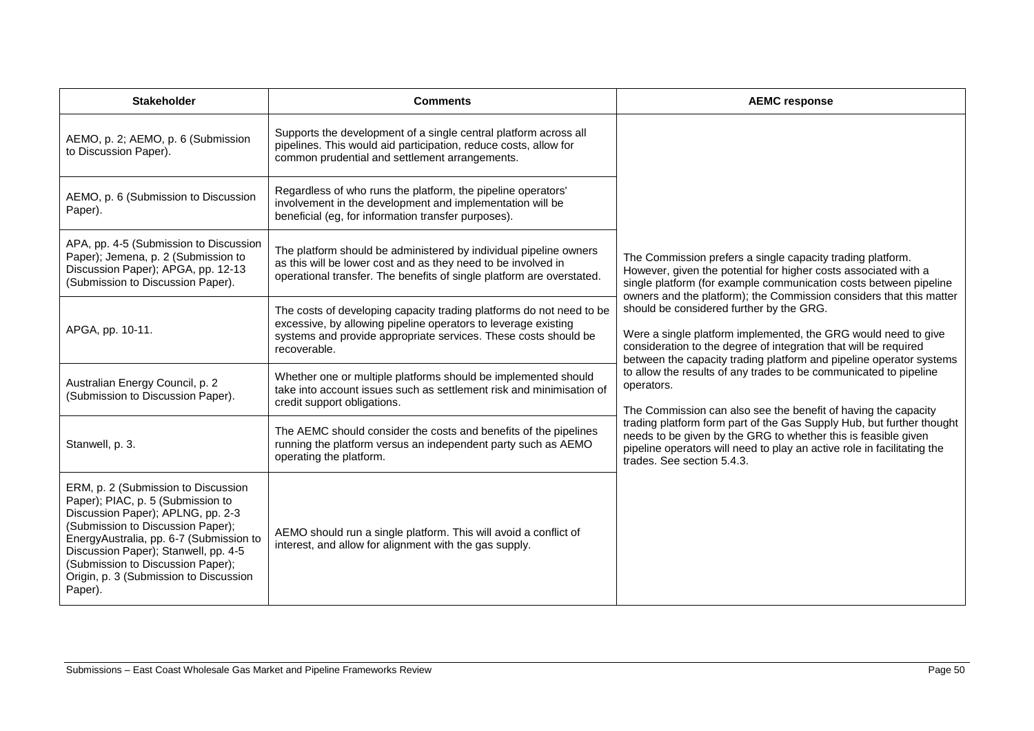| Stakeholder | Comments | AEMC response |
|---|---|---|
| AEMO, p. 2; AEMO, p. 6 (Submission to Discussion Paper). | Supports the development of a single central platform across all pipelines. This would aid participation, reduce costs, allow for common prudential and settlement arrangements. | The Commission prefers a single capacity trading platform. However, given the potential for higher costs associated with a single platform (for example communication costs between pipeline owners and the platform); the Commission considers that this matter should be considered further by the GRG.<br><br>Were a single platform implemented, the GRG would need to give consideration to the degree of integration that will be required between the capacity trading platform and pipeline operator systems to allow the results of any trades to be communicated to pipeline operators.<br><br>The Commission can also see the benefit of having the capacity trading platform form part of the Gas Supply Hub, but further thought needs to be given by the GRG to whether this is feasible given pipeline operators will need to play an active role in facilitating the trades. See section 5.4.3. |
| AEMO, p. 6 (Submission to Discussion Paper). | Regardless of who runs the platform, the pipeline operators' involvement in the development and implementation will be beneficial (eg, for information transfer purposes). | |
| APA, pp. 4-5 (Submission to Discussion Paper); Jemena, p. 2 (Submission to Discussion Paper); APGA, pp. 12-13 (Submission to Discussion Paper). | The platform should be administered by individual pipeline owners as this will be lower cost and as they need to be involved in operational transfer. The benefits of single platform are overstated. | |
| APGA, pp. 10-11. | The costs of developing capacity trading platforms do not need to be excessive, by allowing pipeline operators to leverage existing systems and provide appropriate services. These costs should be recoverable. | |
| Australian Energy Council, p. 2 (Submission to Discussion Paper). | Whether one or multiple platforms should be implemented should take into account issues such as settlement risk and minimisation of credit support obligations. | |
| Stanwell, p. 3. | The AEMC should consider the costs and benefits of the pipelines running the platform versus an independent party such as AEMO operating the platform. | |
| ERM, p. 2 (Submission to Discussion Paper); PIAC, p. 5 (Submission to Discussion Paper); APLNG, pp. 2-3 (Submission to Discussion Paper); EnergyAustralia, pp. 6-7 (Submission to Discussion Paper); Stanwell, pp. 4-5 (Submission to Discussion Paper); Origin, p. 3 (Submission to Discussion Paper). | AEMO should run a single platform. This will avoid a conflict of interest, and allow for alignment with the gas supply. | |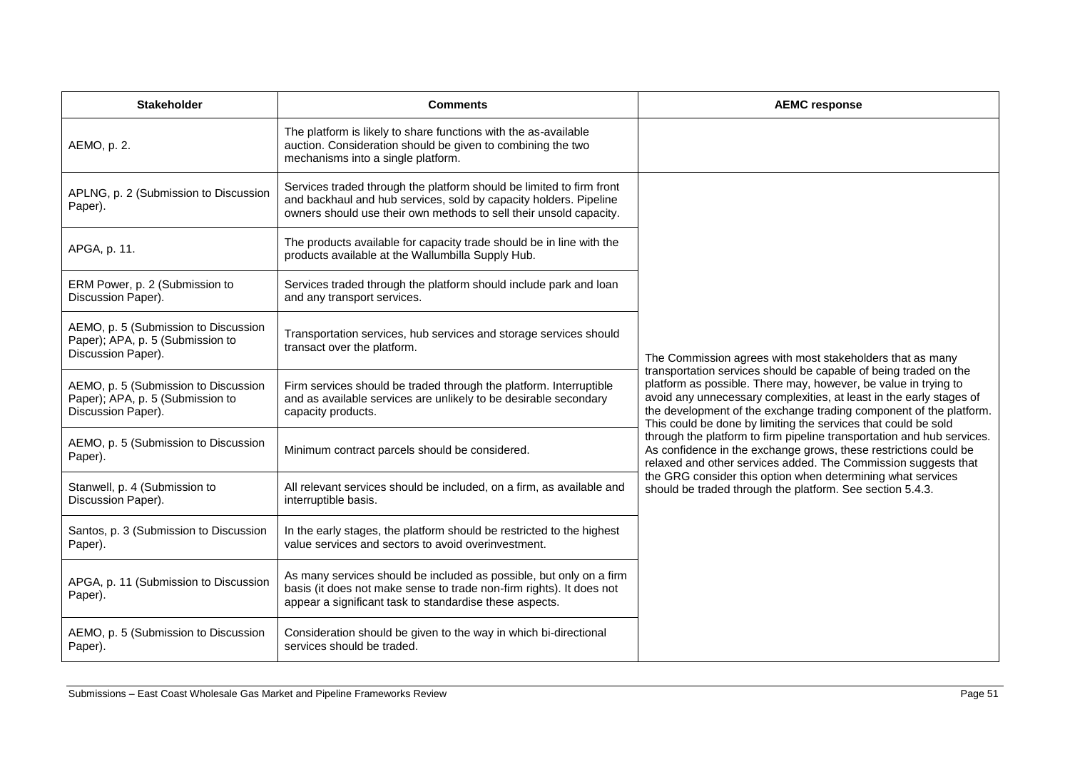| Stakeholder | Comments | AEMC response |
|---|---|---|
| AEMO, p. 2. | The platform is likely to share functions with the as-available auction. Consideration should be given to combining the two mechanisms into a single platform. | |
| APLNG, p. 2 (Submission to Discussion Paper). | Services traded through the platform should be limited to firm front and backhaul and hub services, sold by capacity holders. Pipeline owners should use their own methods to sell their unsold capacity. | The Commission agrees with most stakeholders that as many transportation services should be capable of being traded on the platform as possible. There may, however, be value in trying to avoid any unnecessary complexities, at least in the early stages of the development of the exchange trading component of the platform. This could be done by limiting the services that could be sold through the platform to firm pipeline transportation and hub services. As confidence in the exchange grows, these restrictions could be relaxed and other services added. The Commission suggests that the GRG consider this option when determining what services should be traded through the platform. See section 5.4.3. |
| APGA, p. 11. | The products available for capacity trade should be in line with the products available at the Wallumbilla Supply Hub. | |
| ERM Power, p. 2 (Submission to Discussion Paper). | Services traded through the platform should include park and loan and any transport services. | |
| AEMO, p. 5 (Submission to Discussion Paper); APA, p. 5 (Submission to Discussion Paper). | Transportation services, hub services and storage services should transact over the platform. | |
| AEMO, p. 5 (Submission to Discussion Paper); APA, p. 5 (Submission to Discussion Paper). | Firm services should be traded through the platform. Interruptible and as available services are unlikely to be desirable secondary capacity products. | |
| AEMO, p. 5 (Submission to Discussion Paper). | Minimum contract parcels should be considered. | |
| Stanwell, p. 4 (Submission to Discussion Paper). | All relevant services should be included, on a firm, as available and interruptible basis. | |
| Santos, p. 3 (Submission to Discussion Paper). | In the early stages, the platform should be restricted to the highest value services and sectors to avoid overinvestment. | |
| APGA, p. 11 (Submission to Discussion Paper). | As many services should be included as possible, but only on a firm basis (it does not make sense to trade non-firm rights). It does not appear a significant task to standardise these aspects. | |
| AEMO, p. 5 (Submission to Discussion Paper). | Consideration should be given to the way in which bi-directional services should be traded. | |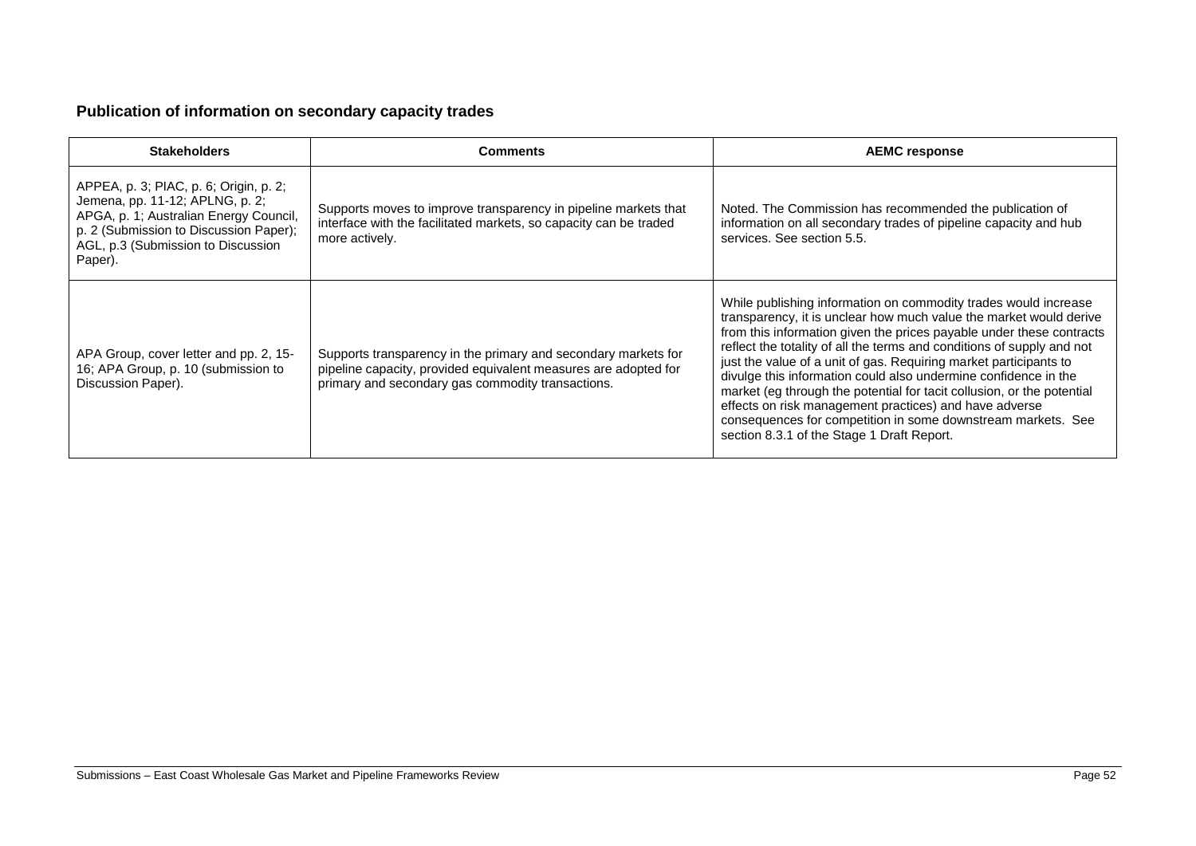### Publication of information on secondary capacity trades

| Stakeholders | Comments | AEMC response |
|---|---|---|
| APPEA, p. 3; PIAC, p. 6; Origin, p. 2; Jemena, pp. 11-12; APLNG, p. 2; APGA, p. 1; Australian Energy Council, p. 2 (Submission to Discussion Paper); AGL, p.3 (Submission to Discussion Paper). | Supports moves to improve transparency in pipeline markets that interface with the facilitated markets, so capacity can be traded more actively. | Noted. The Commission has recommended the publication of information on all secondary trades of pipeline capacity and hub services. See section 5.5. |
| APA Group, cover letter and pp. 2, 15-16; APA Group, p. 10 (submission to Discussion Paper). | Supports transparency in the primary and secondary markets for pipeline capacity, provided equivalent measures are adopted for primary and secondary gas commodity transactions. | While publishing information on commodity trades would increase transparency, it is unclear how much value the market would derive from this information given the prices payable under these contracts reflect the totality of all the terms and conditions of supply and not just the value of a unit of gas. Requiring market participants to divulge this information could also undermine confidence in the market (eg through the potential for tacit collusion, or the potential effects on risk management practices) and have adverse consequences for competition in some downstream markets. See section 8.3.1 of the Stage 1 Draft Report. |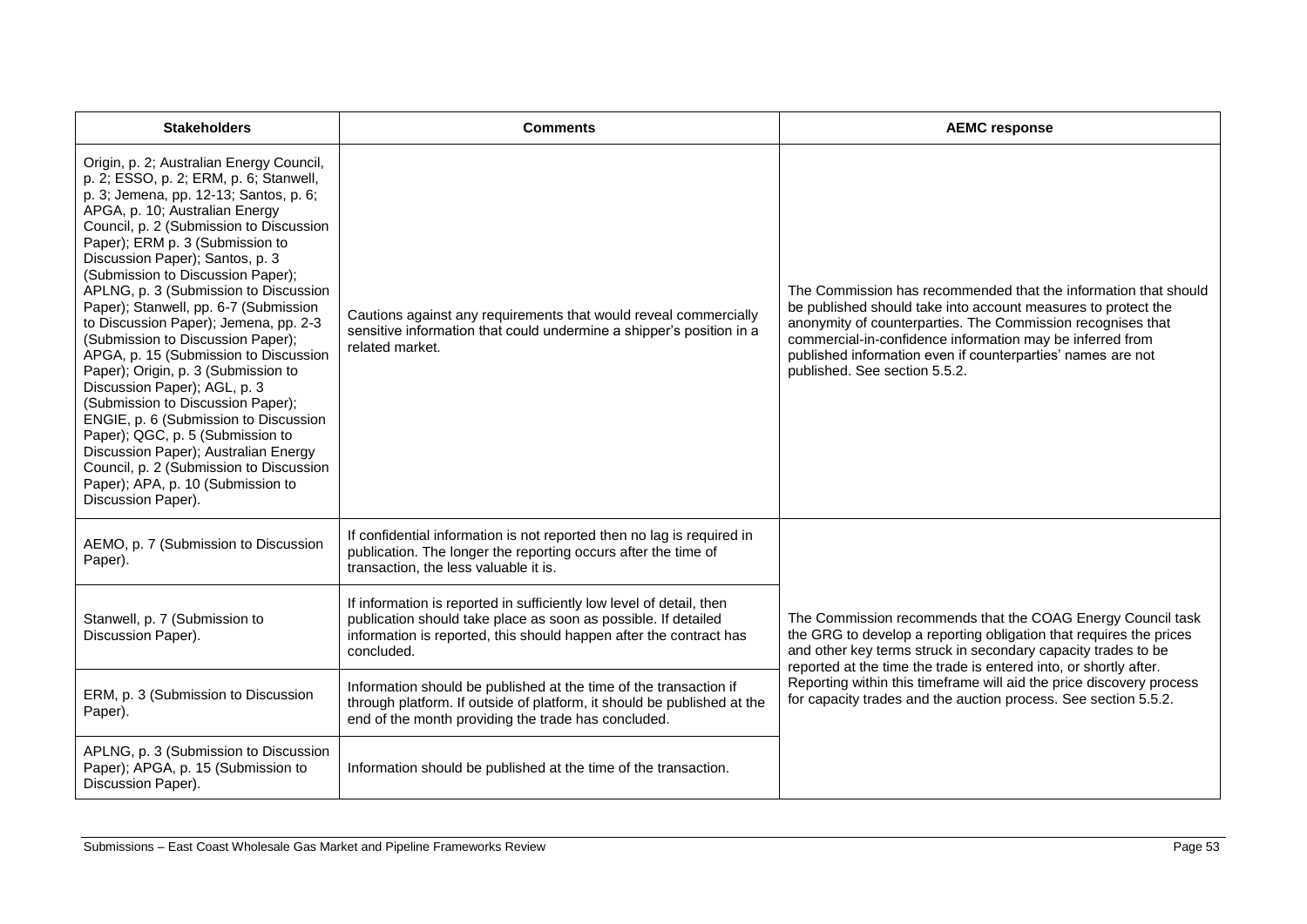| Stakeholders | Comments | AEMC response |
|---|---|---|
| Origin, p. 2; Australian Energy Council, p. 2; ESSO, p. 2; ERM, p. 6; Stanwell, p. 3; Jemena, pp. 12-13; Santos, p. 6; APGA, p. 10; Australian Energy Council, p. 2 (Submission to Discussion Paper); ERM p. 3 (Submission to Discussion Paper); Santos, p. 3 (Submission to Discussion Paper); APLNG, p. 3 (Submission to Discussion Paper); Stanwell, pp. 6-7 (Submission to Discussion Paper); Jemena, pp. 2-3 (Submission to Discussion Paper); APGA, p. 15 (Submission to Discussion Paper); Origin, p. 3 (Submission to Discussion Paper); AGL, p. 3 (Submission to Discussion Paper); ENGIE, p. 6 (Submission to Discussion Paper); QGC, p. 5 (Submission to Discussion Paper); Australian Energy Council, p. 2 (Submission to Discussion Paper); APA, p. 10 (Submission to Discussion Paper). | Cautions against any requirements that would reveal commercially sensitive information that could undermine a shipper's position in a related market. | The Commission has recommended that the information that should be published should take into account measures to protect the anonymity of counterparties. The Commission recognises that commercial-in-confidence information may be inferred from published information even if counterparties' names are not published. See section 5.5.2. |
| AEMO, p. 7 (Submission to Discussion Paper). | If confidential information is not reported then no lag is required in publication. The longer the reporting occurs after the time of transaction, the less valuable it is. | The Commission recommends that the COAG Energy Council task the GRG to develop a reporting obligation that requires the prices and other key terms struck in secondary capacity trades to be reported at the time the trade is entered into, or shortly after. Reporting within this timeframe will aid the price discovery process for capacity trades and the auction process. See section 5.5.2. |
| Stanwell, p. 7 (Submission to Discussion Paper). | If information is reported in sufficiently low level of detail, then publication should take place as soon as possible. If detailed information is reported, this should happen after the contract has concluded. | |
| ERM, p. 3 (Submission to Discussion Paper). | Information should be published at the time of the transaction if through platform. If outside of platform, it should be published at the end of the month providing the trade has concluded. | |
| APLNG, p. 3 (Submission to Discussion Paper); APGA, p. 15 (Submission to Discussion Paper). | Information should be published at the time of the transaction. | |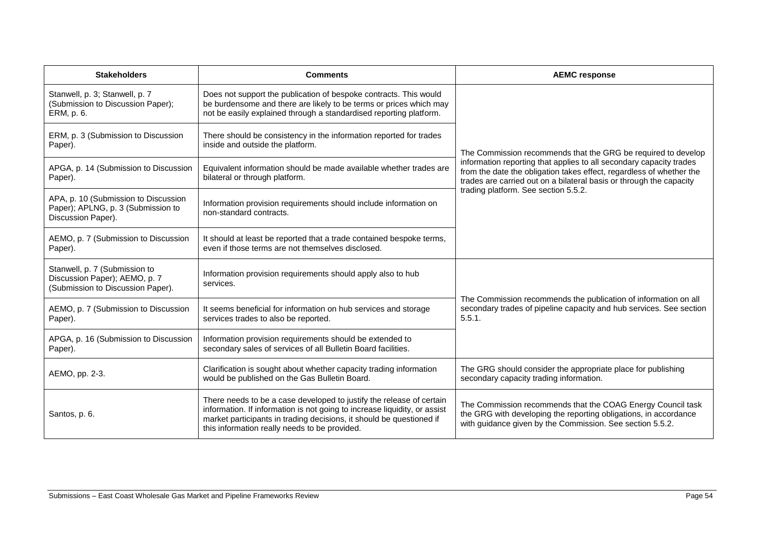| Stakeholders | Comments | AEMC response |
|---|---|---|
| Stanwell, p. 3; Stanwell, p. 7 (Submission to Discussion Paper); ERM, p. 6. | Does not support the publication of bespoke contracts. This would be burdensome and there are likely to be terms or prices which may not be easily explained through a standardised reporting platform. | The Commission recommends that the GRG be required to develop information reporting that applies to all secondary capacity trades from the date the obligation takes effect, regardless of whether the trades are carried out on a bilateral basis or through the capacity trading platform. See section 5.5.2. |
| ERM, p. 3 (Submission to Discussion Paper). | There should be consistency in the information reported for trades inside and outside the platform. | |
| APGA, p. 14 (Submission to Discussion Paper). | Equivalent information should be made available whether trades are bilateral or through platform. | |
| APA, p. 10 (Submission to Discussion Paper); APLNG, p. 3 (Submission to Discussion Paper). | Information provision requirements should include information on non-standard contracts. | |
| AEMO, p. 7 (Submission to Discussion Paper). | It should at least be reported that a trade contained bespoke terms, even if those terms are not themselves disclosed. | |
| Stanwell, p. 7 (Submission to Discussion Paper); AEMO, p. 7 (Submission to Discussion Paper). | Information provision requirements should apply also to hub services. | The Commission recommends the publication of information on all secondary trades of pipeline capacity and hub services. See section 5.5.1. |
| AEMO, p. 7 (Submission to Discussion Paper). | It seems beneficial for information on hub services and storage services trades to also be reported. | |
| APGA, p. 16 (Submission to Discussion Paper). | Information provision requirements should be extended to secondary sales of services of all Bulletin Board facilities. | |
| AEMO, pp. 2-3. | Clarification is sought about whether capacity trading information would be published on the Gas Bulletin Board. | The GRG should consider the appropriate place for publishing secondary capacity trading information. |
| Santos, p. 6. | There needs to be a case developed to justify the release of certain information. If information is not going to increase liquidity, or assist market participants in trading decisions, it should be questioned if this information really needs to be provided. | The Commission recommends that the COAG Energy Council task the GRG with developing the reporting obligations, in accordance with guidance given by the Commission. See section 5.5.2. |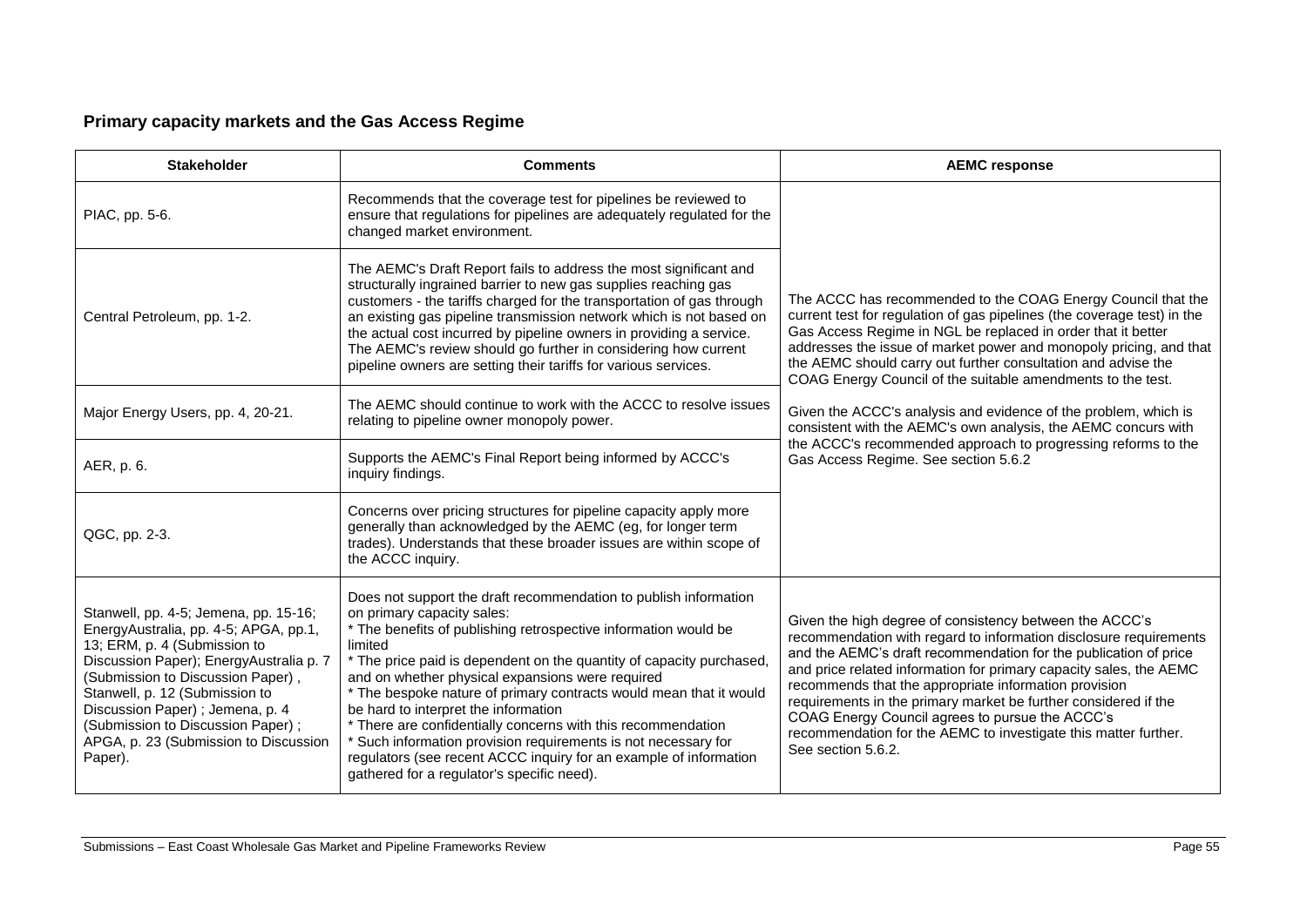## Primary capacity markets and the Gas Access Regime

| Stakeholder | Comments | AEMC response |
|---|---|---|
| PIAC, pp. 5-6. | Recommends that the coverage test for pipelines be reviewed to ensure that regulations for pipelines are adequately regulated for the changed market environment. | The ACCC has recommended to the COAG Energy Council that the current test for regulation of gas pipelines (the coverage test) in the Gas Access Regime in NGL be replaced in order that it better addresses the issue of market power and monopoly pricing, and that the AEMC should carry out further consultation and advise the COAG Energy Council of the suitable amendments to the test.<br><br>Given the ACCC's analysis and evidence of the problem, which is consistent with the AEMC's own analysis, the AEMC concurs with the ACCC's recommended approach to progressing reforms to the Gas Access Regime. See section 5.6.2 |
| Central Petroleum, pp. 1-2. | The AEMC's Draft Report fails to address the most significant and structurally ingrained barrier to new gas supplies reaching gas customers - the tariffs charged for the transportation of gas through an existing gas pipeline transmission network which is not based on the actual cost incurred by pipeline owners in providing a service. The AEMC's review should go further in considering how current pipeline owners are setting their tariffs for various services. | |
| Major Energy Users, pp. 4, 20-21. | The AEMC should continue to work with the ACCC to resolve issues relating to pipeline owner monopoly power. | |
| AER, p. 6. | Supports the AEMC's Final Report being informed by ACCC's inquiry findings. | |
| QGC, pp. 2-3. | Concerns over pricing structures for pipeline capacity apply more generally than acknowledged by the AEMC (eg, for longer term trades). Understands that these broader issues are within scope of the ACCC inquiry. | |
| Stanwell, pp. 4-5; Jemena, pp. 15-16; EnergyAustralia, pp. 4-5; APGA, pp.1, 13; ERM, p. 4 (Submission to Discussion Paper); EnergyAustralia p. 7 (Submission to Discussion Paper) , Stanwell, p. 12 (Submission to Discussion Paper) ; Jemena, p. 4 (Submission to Discussion Paper) ; APGA, p. 23 (Submission to Discussion Paper). | Does not support the draft recommendation to publish information on primary capacity sales:<br>* The benefits of publishing retrospective information would be limited<br>* The price paid is dependent on the quantity of capacity purchased, and on whether physical expansions were required<br>* The bespoke nature of primary contracts would mean that it would be hard to interpret the information<br>* There are confidentially concerns with this recommendation<br>* Such information provision requirements is not necessary for regulators (see recent ACCC inquiry for an example of information gathered for a regulator's specific need). | Given the high degree of consistency between the ACCC's recommendation with regard to information disclosure requirements and the AEMC's draft recommendation for the publication of price and price related information for primary capacity sales, the AEMC recommends that the appropriate information provision requirements in the primary market be further considered if the COAG Energy Council agrees to pursue the ACCC's recommendation for the AEMC to investigate this matter further. See section 5.6.2. |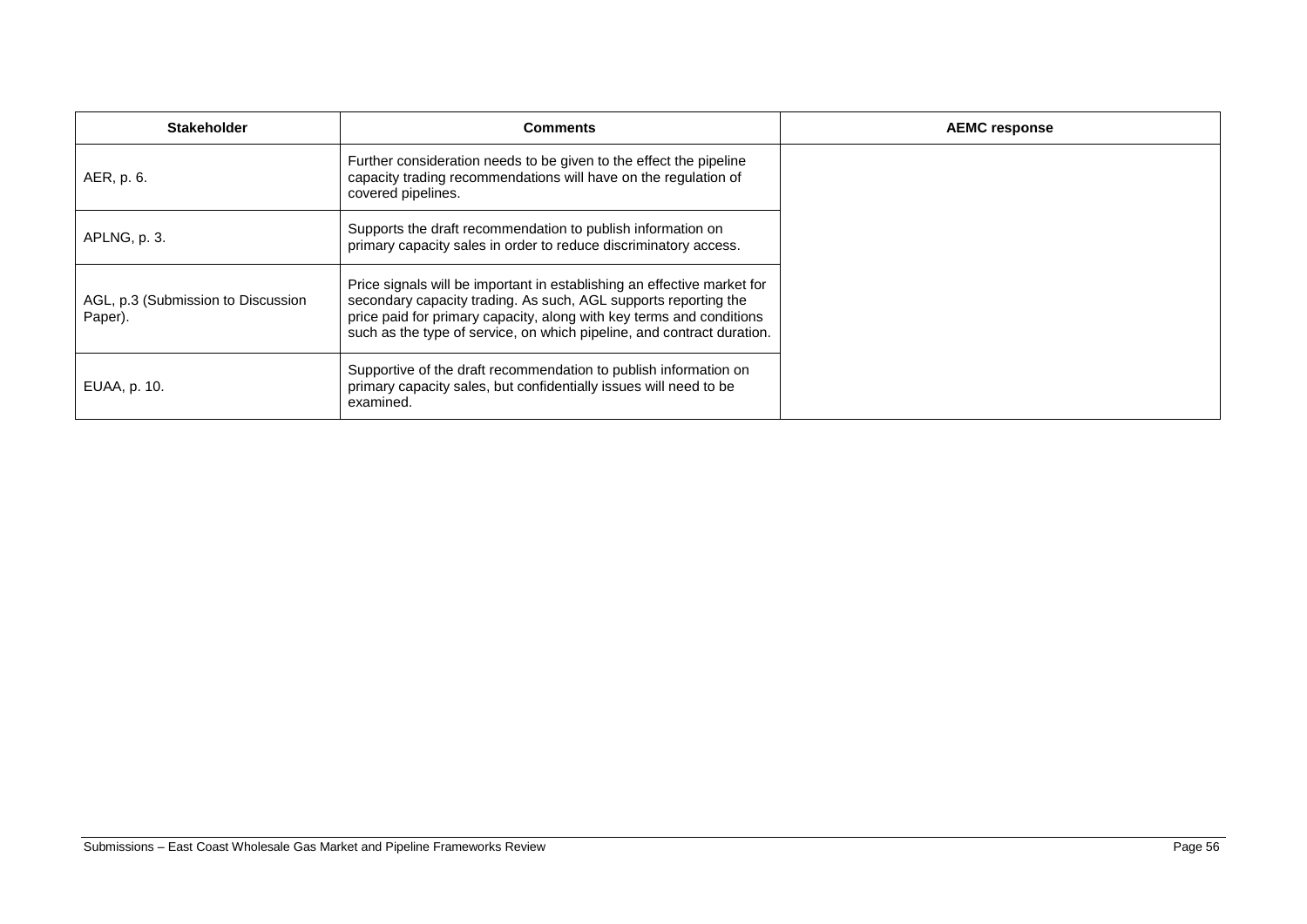| Stakeholder | Comments | AEMC response |
|---|---|---|
| AER, p. 6. | Further consideration needs to be given to the effect the pipeline capacity trading recommendations will have on the regulation of covered pipelines. | |
| APLNG, p. 3. | Supports the draft recommendation to publish information on primary capacity sales in order to reduce discriminatory access. | |
| AGL, p.3 (Submission to Discussion Paper). | Price signals will be important in establishing an effective market for secondary capacity trading. As such, AGL supports reporting the price paid for primary capacity, along with key terms and conditions such as the type of service, on which pipeline, and contract duration. | |
| EUAA, p. 10. | Supportive of the draft recommendation to publish information on primary capacity sales, but confidentially issues will need to be examined. | |